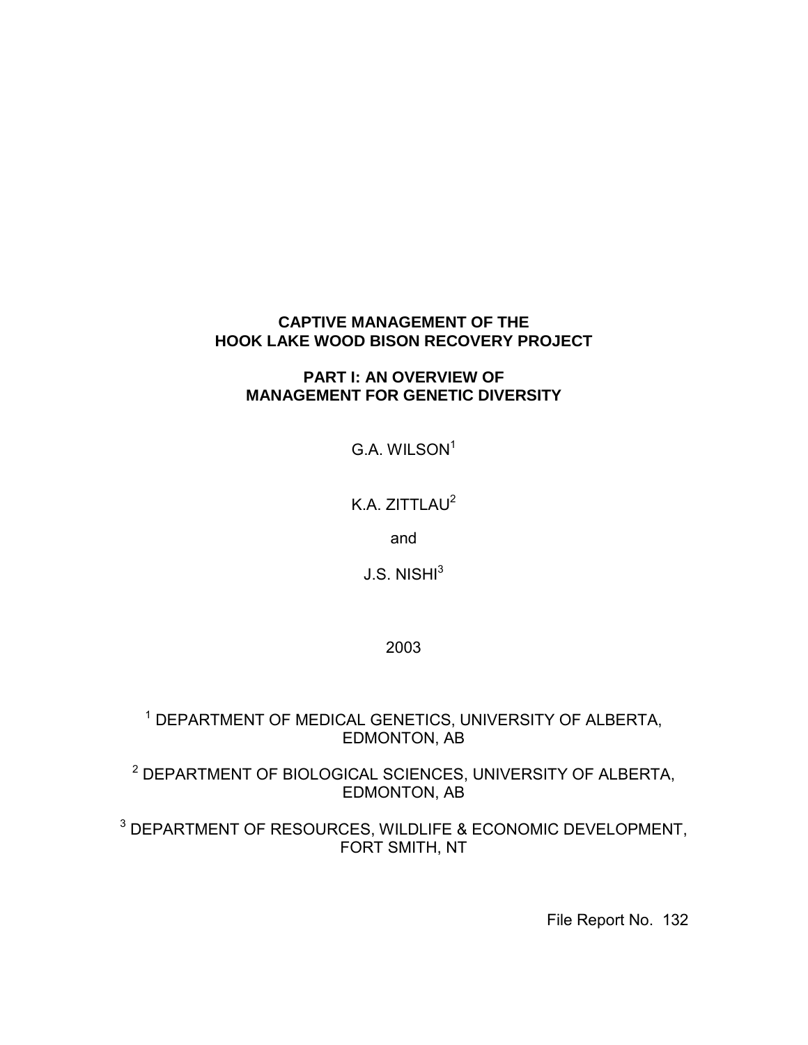# CAPTIVE MANAGEMENT OF THE HOOK LAKE WOOD BISON RECOVERY PROJECT

## PART I: AN OVERVIEW OF MANAGEMENT FOR GENETIC DIVERSITY

G.A. WILSON[1]

K.A. ZITTLAU[2]

and

J.S. NISHI[3]

2003

[1] DEPARTMENT OF MEDICAL GENETICS, UNIVERSITY OF ALBERTA, EDMONTON, AB

[2] DEPARTMENT OF BIOLOGICAL SCIENCES, UNIVERSITY OF ALBERTA, EDMONTON, AB

[3] DEPARTMENT OF RESOURCES, WILDLIFE & ECONOMIC DEVELOPMENT, FORT SMITH, NT

File Report No. 132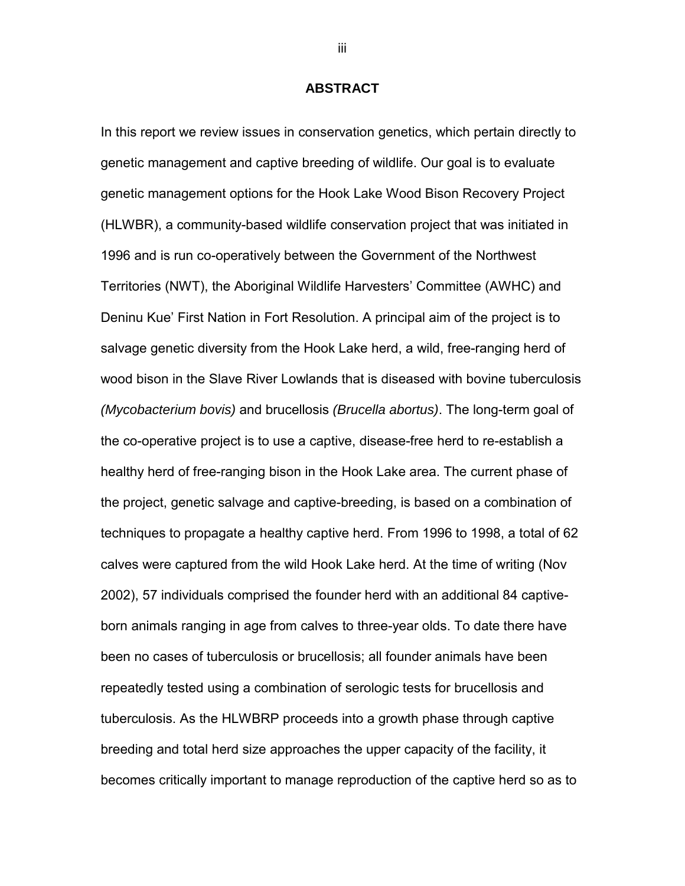## ABSTRACT

In this report we review issues in conservation genetics, which pertain directly to genetic management and captive breeding of wildlife. Our goal is to evaluate genetic management options for the Hook Lake Wood Bison Recovery Project (HLWBR), a community-based wildlife conservation project that was initiated in 1996 and is run co-operatively between the Government of the Northwest Territories (NWT), the Aboriginal Wildlife Harvesters' Committee (AWHC) and Deninu Kue' First Nation in Fort Resolution. A principal aim of the project is to salvage genetic diversity from the Hook Lake herd, a wild, free-ranging herd of wood bison in the Slave River Lowlands that is diseased with bovine tuberculosis *(Mycobacterium bovis)* and brucellosis *(Brucella abortus)*. The long-term goal of the co-operative project is to use a captive, disease-free herd to re-establish a healthy herd of free-ranging bison in the Hook Lake area. The current phase of the project, genetic salvage and captive-breeding, is based on a combination of techniques to propagate a healthy captive herd. From 1996 to 1998, a total of 62 calves were captured from the wild Hook Lake herd. At the time of writing (Nov 2002), 57 individuals comprised the founder herd with an additional 84 captive-born animals ranging in age from calves to three-year olds. To date there have been no cases of tuberculosis or brucellosis; all founder animals have been repeatedly tested using a combination of serologic tests for brucellosis and tuberculosis. As the HLWBRP proceeds into a growth phase through captive breeding and total herd size approaches the upper capacity of the facility, it becomes critically important to manage reproduction of the captive herd so as to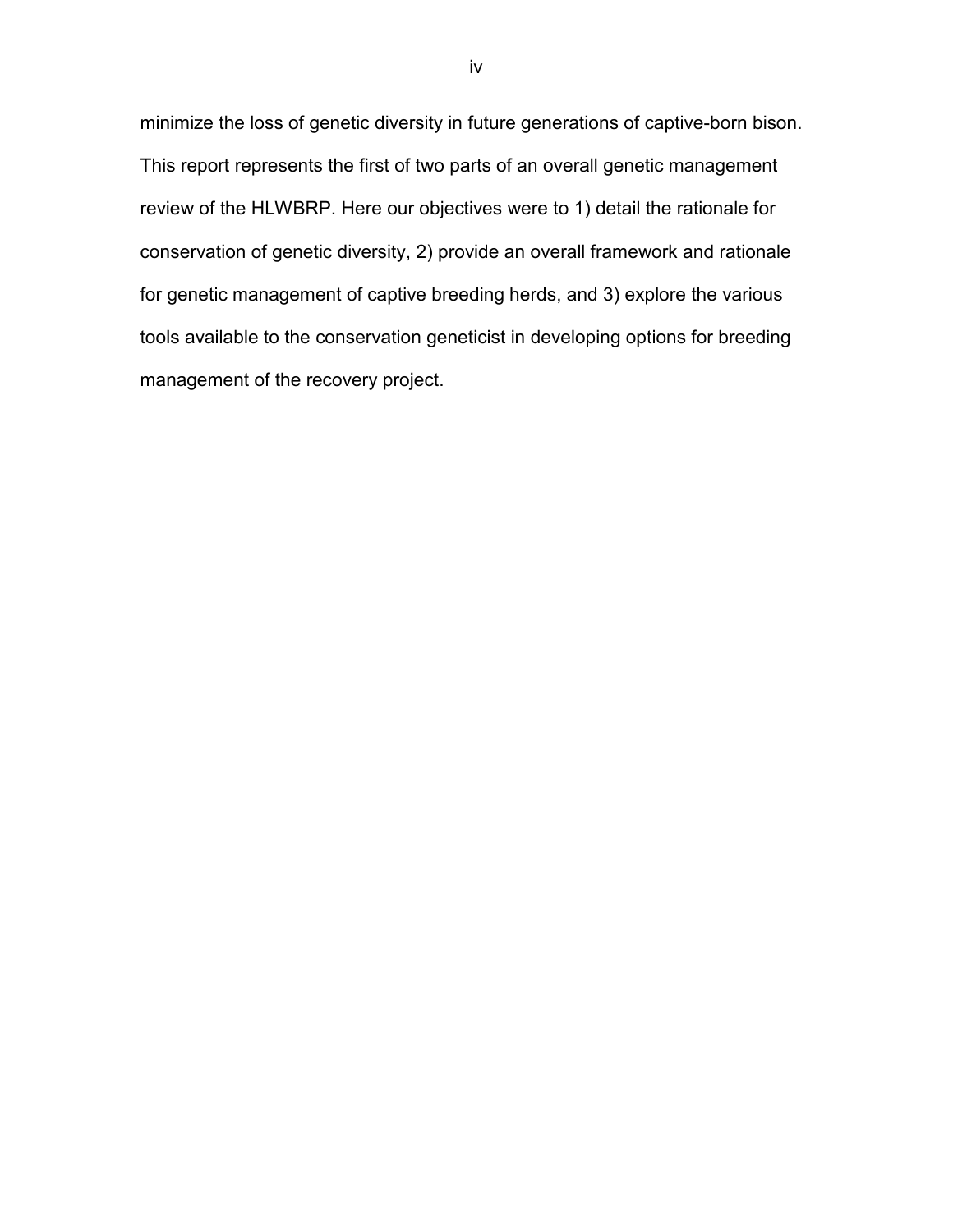minimize the loss of genetic diversity in future generations of captive-born bison. This report represents the first of two parts of an overall genetic management review of the HLWBRP. Here our objectives were to 1) detail the rationale for conservation of genetic diversity, 2) provide an overall framework and rationale for genetic management of captive breeding herds, and 3) explore the various tools available to the conservation geneticist in developing options for breeding management of the recovery project.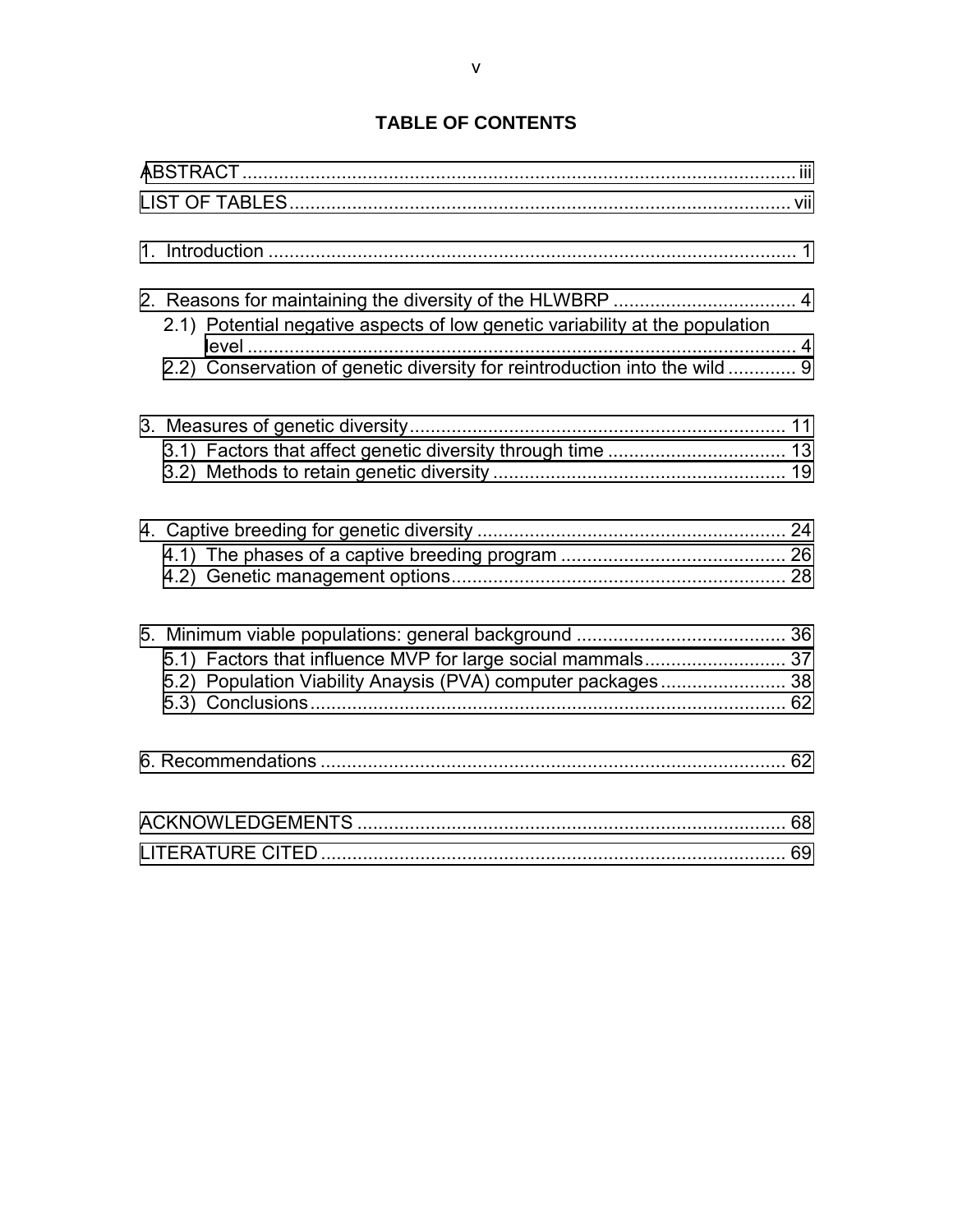# TABLE OF CONTENTS

ABSTRACT ........................................................................................................ iii

LIST OF TABLES.............................................................................................. vii

1. Introduction ..................................................................................................... 1

2. Reasons for maintaining the diversity of the HLWBRP ................................... 4
   - 2.1) Potential negative aspects of low genetic variability at the population level ........................................................................................................... 4
   - 2.2) Conservation of genetic diversity for reintroduction into the wild ............. 9

3. Measures of genetic diversity........................................................................ 11
   - 3.1) Factors that affect genetic diversity through time .................................. 13
   - 3.2) Methods to retain genetic diversity ........................................................ 19

4. Captive breeding for genetic diversity ........................................................... 24
   - 4.1) The phases of a captive breeding program ........................................... 26
   - 4.2) Genetic management options................................................................ 28

5. Minimum viable populations: general background ........................................ 36
   - 5.1) Factors that influence MVP for large social mammals........................... 37
   - 5.2) Population Viability Anaysis (PVA) computer packages ........................ 38
   - 5.3) Conclusions........................................................................................... 62

6. Recommendations ........................................................................................ 62

ACKNOWLEDGEMENTS .................................................................................. 68

LITERATURE CITED ........................................................................................ 69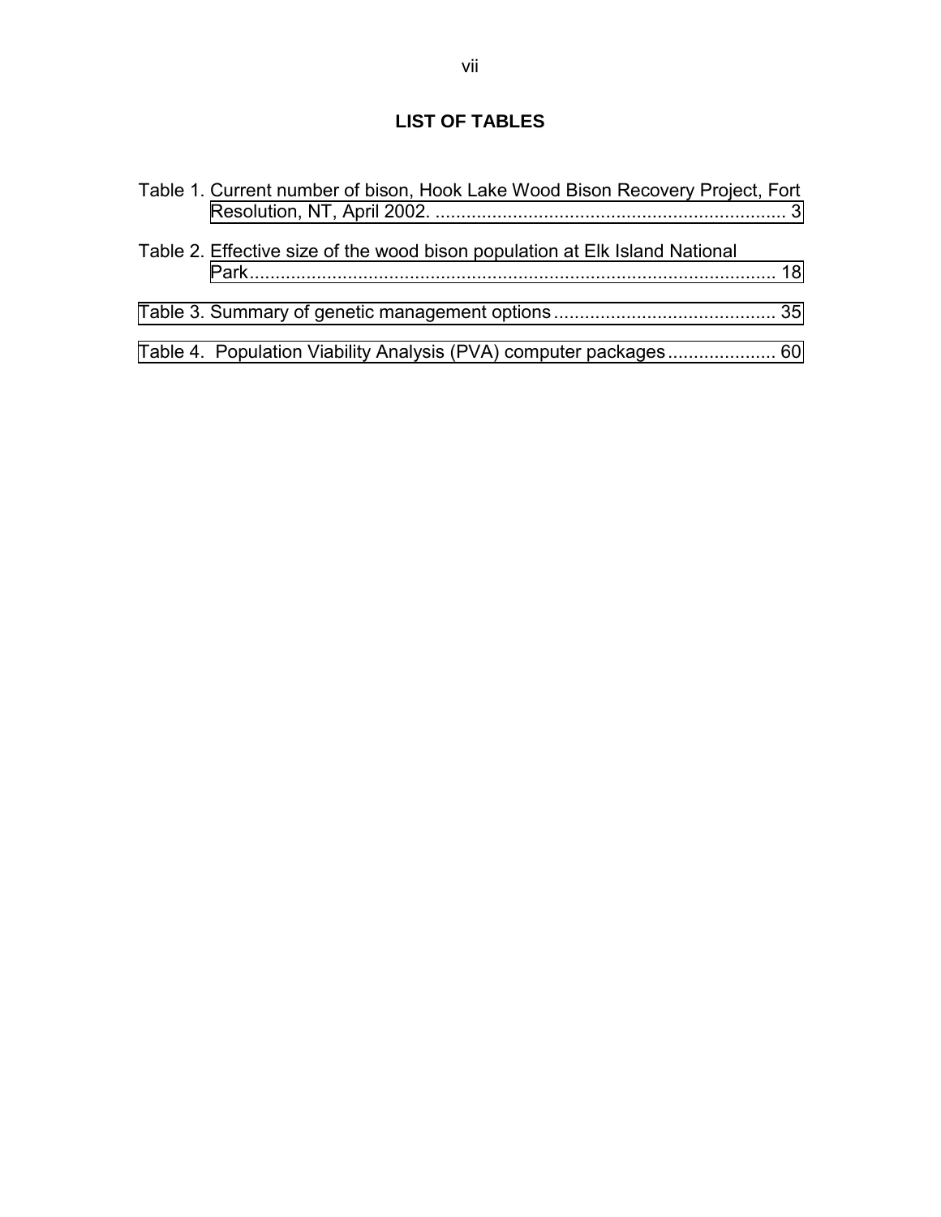# LIST OF TABLES

Table 1. Current number of bison, Hook Lake Wood Bison Recovery Project, Fort Resolution, NT, April 2002. .................................................................... 3

Table 2. Effective size of the wood bison population at Elk Island National Park....................................................................................................... 18

Table 3. Summary of genetic management options ........................................... 35

Table 4. Population Viability Analysis (PVA) computer packages ..................... 60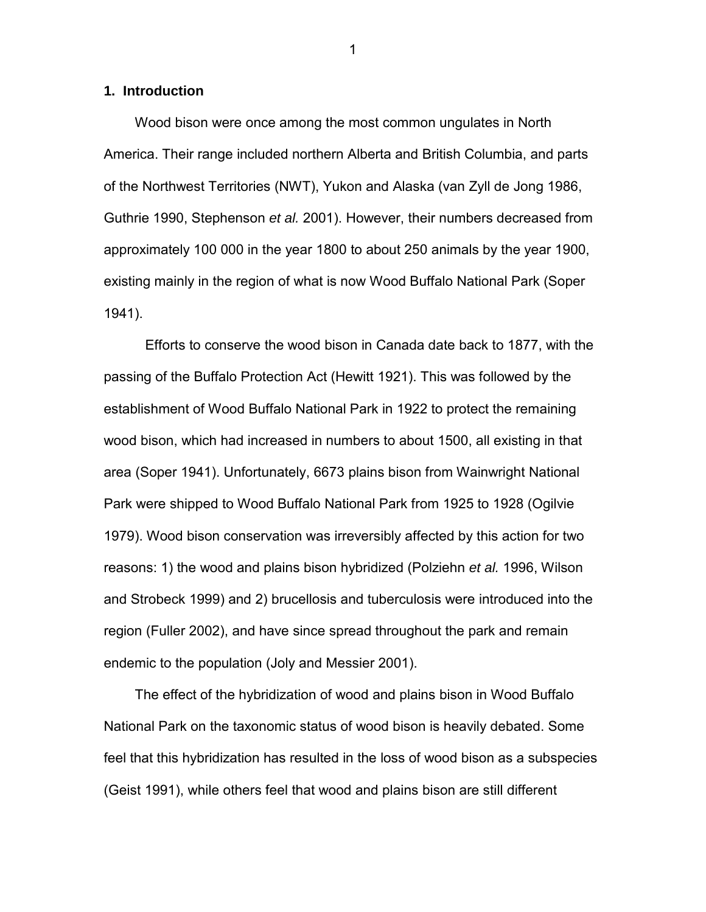## 1. Introduction

Wood bison were once among the most common ungulates in North America. Their range included northern Alberta and British Columbia, and parts of the Northwest Territories (NWT), Yukon and Alaska (van Zyll de Jong 1986, Guthrie 1990, Stephenson *et al.* 2001). However, their numbers decreased from approximately 100 000 in the year 1800 to about 250 animals by the year 1900, existing mainly in the region of what is now Wood Buffalo National Park (Soper 1941).

Efforts to conserve the wood bison in Canada date back to 1877, with the passing of the Buffalo Protection Act (Hewitt 1921). This was followed by the establishment of Wood Buffalo National Park in 1922 to protect the remaining wood bison, which had increased in numbers to about 1500, all existing in that area (Soper 1941). Unfortunately, 6673 plains bison from Wainwright National Park were shipped to Wood Buffalo National Park from 1925 to 1928 (Ogilvie 1979). Wood bison conservation was irreversibly affected by this action for two reasons: 1) the wood and plains bison hybridized (Polziehn *et al.* 1996, Wilson and Strobeck 1999) and 2) brucellosis and tuberculosis were introduced into the region (Fuller 2002), and have since spread throughout the park and remain endemic to the population (Joly and Messier 2001).

The effect of the hybridization of wood and plains bison in Wood Buffalo National Park on the taxonomic status of wood bison is heavily debated. Some feel that this hybridization has resulted in the loss of wood bison as a subspecies (Geist 1991), while others feel that wood and plains bison are still different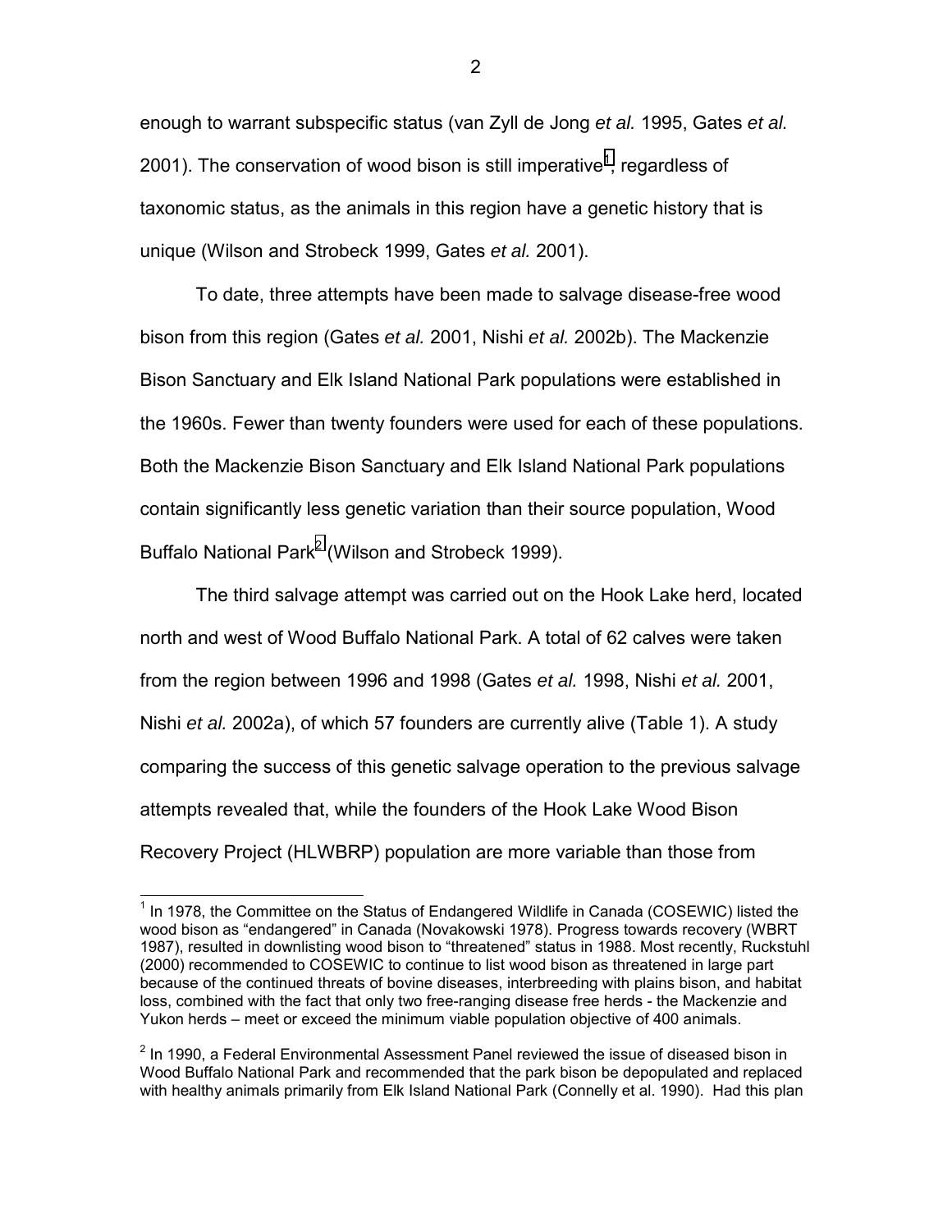enough to warrant subspecific status (van Zyll de Jong *et al.* 1995, Gates *et al.* 2001). The conservation of wood bison is still imperative[1], regardless of taxonomic status, as the animals in this region have a genetic history that is unique (Wilson and Strobeck 1999, Gates *et al.* 2001).

To date, three attempts have been made to salvage disease-free wood bison from this region (Gates *et al.* 2001, Nishi *et al.* 2002b). The Mackenzie Bison Sanctuary and Elk Island National Park populations were established in the 1960s. Fewer than twenty founders were used for each of these populations. Both the Mackenzie Bison Sanctuary and Elk Island National Park populations contain significantly less genetic variation than their source population, Wood Buffalo National Park[2] (Wilson and Strobeck 1999).

The third salvage attempt was carried out on the Hook Lake herd, located north and west of Wood Buffalo National Park. A total of 62 calves were taken from the region between 1996 and 1998 (Gates *et al.* 1998, Nishi *et al.* 2001, Nishi *et al.* 2002a), of which 57 founders are currently alive (Table 1). A study comparing the success of this genetic salvage operation to the previous salvage attempts revealed that, while the founders of the Hook Lake Wood Bison Recovery Project (HLWBRP) population are more variable than those from

[1] In 1978, the Committee on the Status of Endangered Wildlife in Canada (COSEWIC) listed the wood bison as "endangered" in Canada (Novakowski 1978). Progress towards recovery (WBRT 1987), resulted in downlisting wood bison to "threatened" status in 1988. Most recently, Ruckstuhl (2000) recommended to COSEWIC to continue to list wood bison as threatened in large part because of the continued threats of bovine diseases, interbreeding with plains bison, and habitat loss, combined with the fact that only two free-ranging disease free herds - the Mackenzie and Yukon herds – meet or exceed the minimum viable population objective of 400 animals.

[2] In 1990, a Federal Environmental Assessment Panel reviewed the issue of diseased bison in Wood Buffalo National Park and recommended that the park bison be depopulated and replaced with healthy animals primarily from Elk Island National Park (Connelly et al. 1990). Had this plan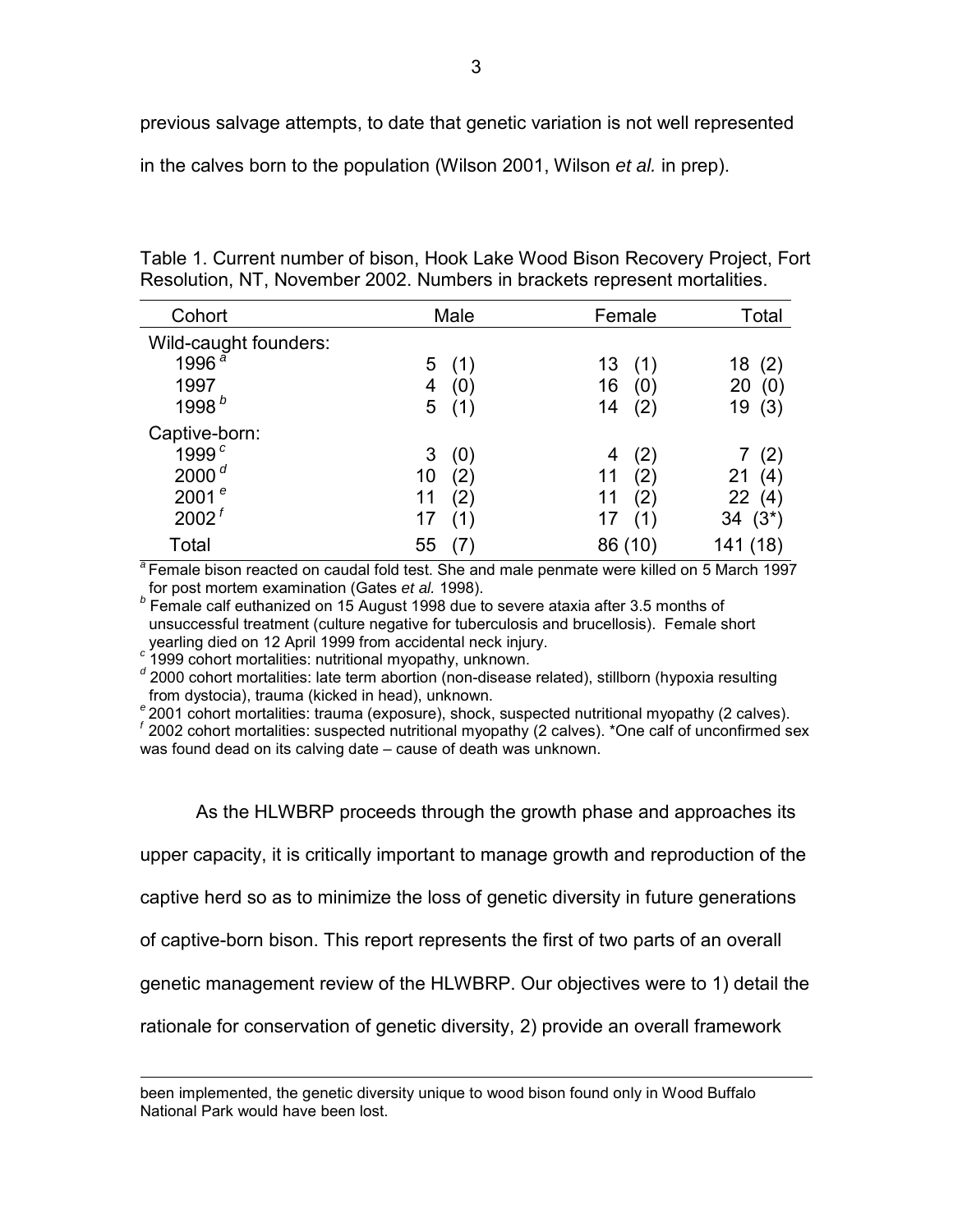previous salvage attempts, to date that genetic variation is not well represented in the calves born to the population (Wilson 2001, Wilson *et al.* in prep).

Table 1. Current number of bison, Hook Lake Wood Bison Recovery Project, Fort Resolution, NT, November 2002. Numbers in brackets represent mortalities.

| Cohort | Male | Female | Total |
|---|---|---|---|
| Wild-caught founders: | | | |
| 1996 [a] | 5 (1) | 13 (1) | 18 (2) |
| 1997 | 4 (0) | 16 (0) | 20 (0) |
| 1998 [b] | 5 (1) | 14 (2) | 19 (3) |
| Captive-born: | | | |
| 1999 [c] | 3 (0) | 4 (2) | 7 (2) |
| 2000 [d] | 10 (2) | 11 (2) | 21 (4) |
| 2001 [e] | 11 (2) | 11 (2) | 22 (4) |
| 2002 [f] | 17 (1) | 17 (1) | 34 (3*) |
| Total | 55 (7) | 86 (10) | 141 (18) |

[a] Female bison reacted on caudal fold test. She and male penmate were killed on 5 March 1997 for post mortem examination (Gates *et al.* 1998).
[b] Female calf euthanized on 15 August 1998 due to severe ataxia after 3.5 months of unsuccessful treatment (culture negative for tuberculosis and brucellosis). Female short yearling died on 12 April 1999 from accidental neck injury.
[c] 1999 cohort mortalities: nutritional myopathy, unknown.
[d] 2000 cohort mortalities: late term abortion (non-disease related), stillborn (hypoxia resulting from dystocia), trauma (kicked in head), unknown.
[e] 2001 cohort mortalities: trauma (exposure), shock, suspected nutritional myopathy (2 calves).
[f] 2002 cohort mortalities: suspected nutritional myopathy (2 calves). *One calf of unconfirmed sex was found dead on its calving date – cause of death was unknown.

As the HLWBRP proceeds through the growth phase and approaches its upper capacity, it is critically important to manage growth and reproduction of the captive herd so as to minimize the loss of genetic diversity in future generations of captive-born bison. This report represents the first of two parts of an overall genetic management review of the HLWBRP. Our objectives were to 1) detail the rationale for conservation of genetic diversity, 2) provide an overall framework

---

been implemented, the genetic diversity unique to wood bison found only in Wood Buffalo National Park would have been lost.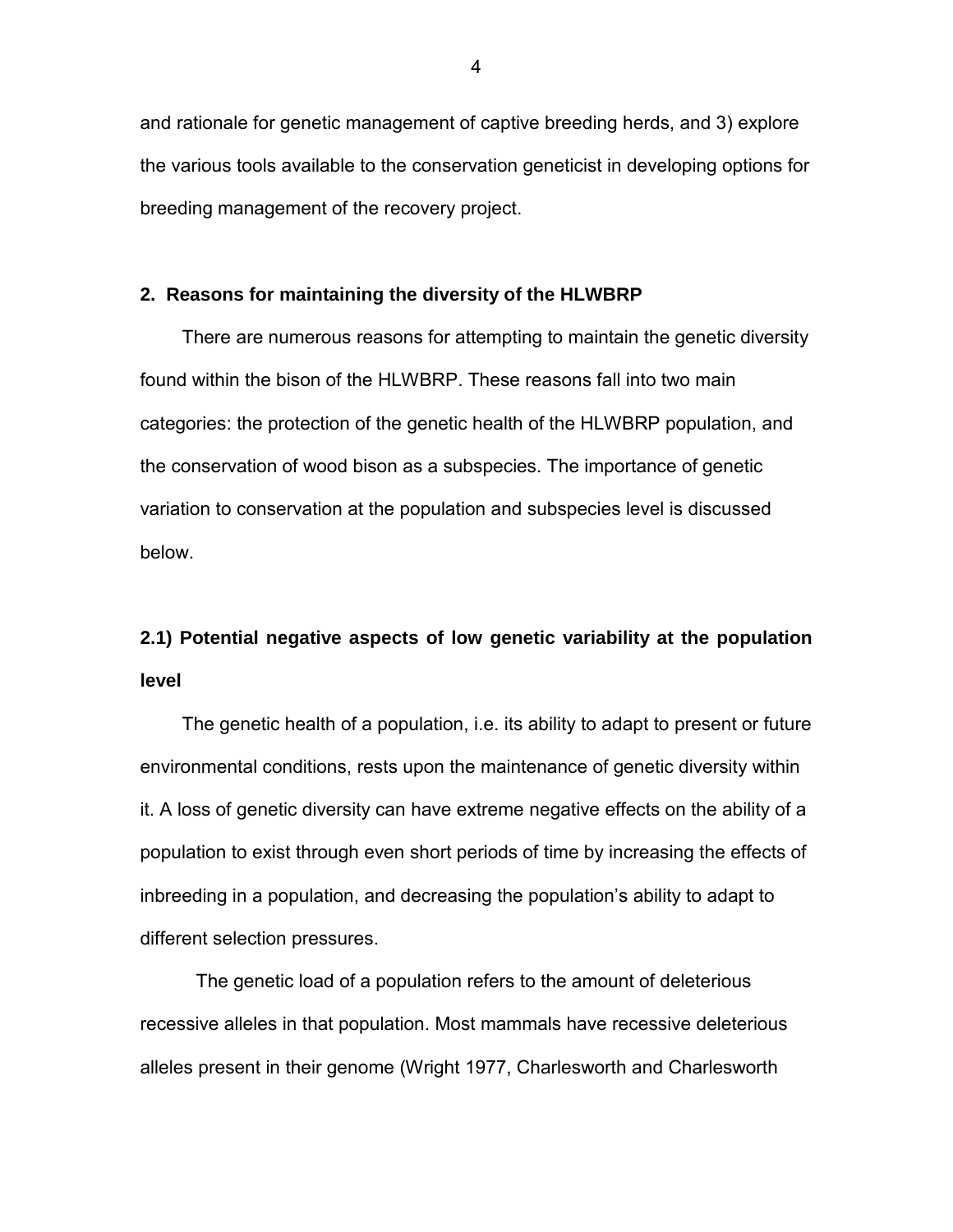and rationale for genetic management of captive breeding herds, and 3) explore the various tools available to the conservation geneticist in developing options for breeding management of the recovery project.

## 2. Reasons for maintaining the diversity of the HLWBRP

There are numerous reasons for attempting to maintain the genetic diversity found within the bison of the HLWBRP. These reasons fall into two main categories: the protection of the genetic health of the HLWBRP population, and the conservation of wood bison as a subspecies. The importance of genetic variation to conservation at the population and subspecies level is discussed below.

### 2.1) Potential negative aspects of low genetic variability at the population level

The genetic health of a population, i.e. its ability to adapt to present or future environmental conditions, rests upon the maintenance of genetic diversity within it. A loss of genetic diversity can have extreme negative effects on the ability of a population to exist through even short periods of time by increasing the effects of inbreeding in a population, and decreasing the population's ability to adapt to different selection pressures.

The genetic load of a population refers to the amount of deleterious recessive alleles in that population. Most mammals have recessive deleterious alleles present in their genome (Wright 1977, Charlesworth and Charlesworth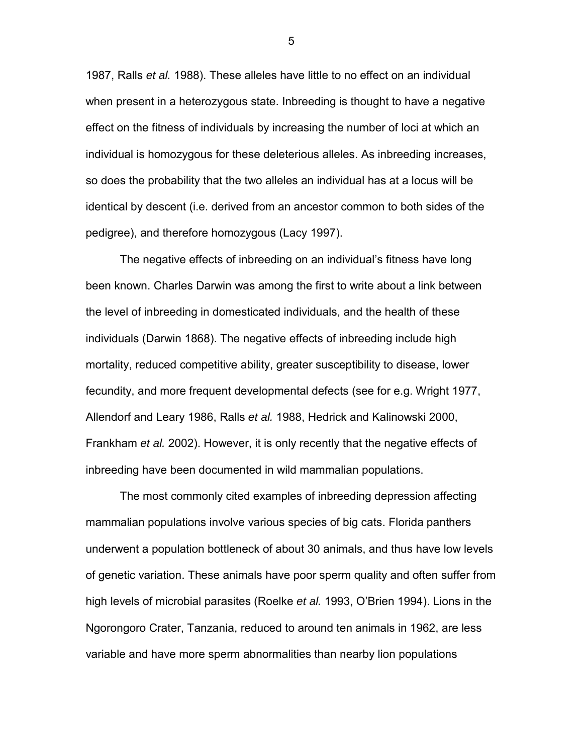1987, Ralls *et al.* 1988). These alleles have little to no effect on an individual when present in a heterozygous state. Inbreeding is thought to have a negative effect on the fitness of individuals by increasing the number of loci at which an individual is homozygous for these deleterious alleles. As inbreeding increases, so does the probability that the two alleles an individual has at a locus will be identical by descent (i.e. derived from an ancestor common to both sides of the pedigree), and therefore homozygous (Lacy 1997).

The negative effects of inbreeding on an individual's fitness have long been known. Charles Darwin was among the first to write about a link between the level of inbreeding in domesticated individuals, and the health of these individuals (Darwin 1868). The negative effects of inbreeding include high mortality, reduced competitive ability, greater susceptibility to disease, lower fecundity, and more frequent developmental defects (see for e.g. Wright 1977, Allendorf and Leary 1986, Ralls *et al.* 1988, Hedrick and Kalinowski 2000, Frankham *et al.* 2002). However, it is only recently that the negative effects of inbreeding have been documented in wild mammalian populations.

The most commonly cited examples of inbreeding depression affecting mammalian populations involve various species of big cats. Florida panthers underwent a population bottleneck of about 30 animals, and thus have low levels of genetic variation. These animals have poor sperm quality and often suffer from high levels of microbial parasites (Roelke *et al.* 1993, O'Brien 1994). Lions in the Ngorongoro Crater, Tanzania, reduced to around ten animals in 1962, are less variable and have more sperm abnormalities than nearby lion populations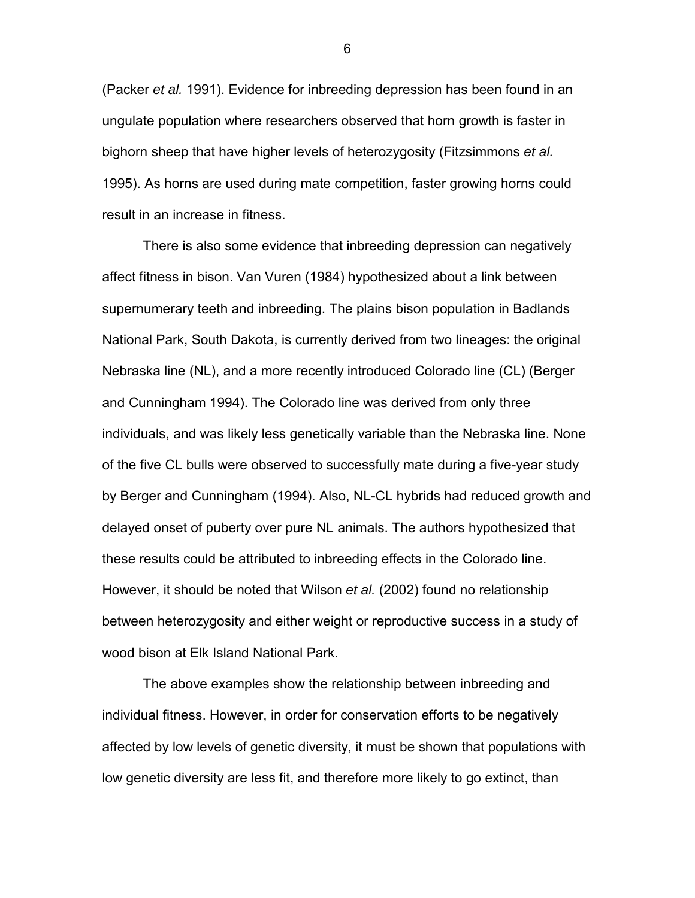(Packer *et al.* 1991). Evidence for inbreeding depression has been found in an ungulate population where researchers observed that horn growth is faster in bighorn sheep that have higher levels of heterozygosity (Fitzsimmons *et al.* 1995). As horns are used during mate competition, faster growing horns could result in an increase in fitness.

There is also some evidence that inbreeding depression can negatively affect fitness in bison. Van Vuren (1984) hypothesized about a link between supernumerary teeth and inbreeding. The plains bison population in Badlands National Park, South Dakota, is currently derived from two lineages: the original Nebraska line (NL), and a more recently introduced Colorado line (CL) (Berger and Cunningham 1994). The Colorado line was derived from only three individuals, and was likely less genetically variable than the Nebraska line. None of the five CL bulls were observed to successfully mate during a five-year study by Berger and Cunningham (1994). Also, NL-CL hybrids had reduced growth and delayed onset of puberty over pure NL animals. The authors hypothesized that these results could be attributed to inbreeding effects in the Colorado line. However, it should be noted that Wilson *et al.* (2002) found no relationship between heterozygosity and either weight or reproductive success in a study of wood bison at Elk Island National Park.

The above examples show the relationship between inbreeding and individual fitness. However, in order for conservation efforts to be negatively affected by low levels of genetic diversity, it must be shown that populations with low genetic diversity are less fit, and therefore more likely to go extinct, than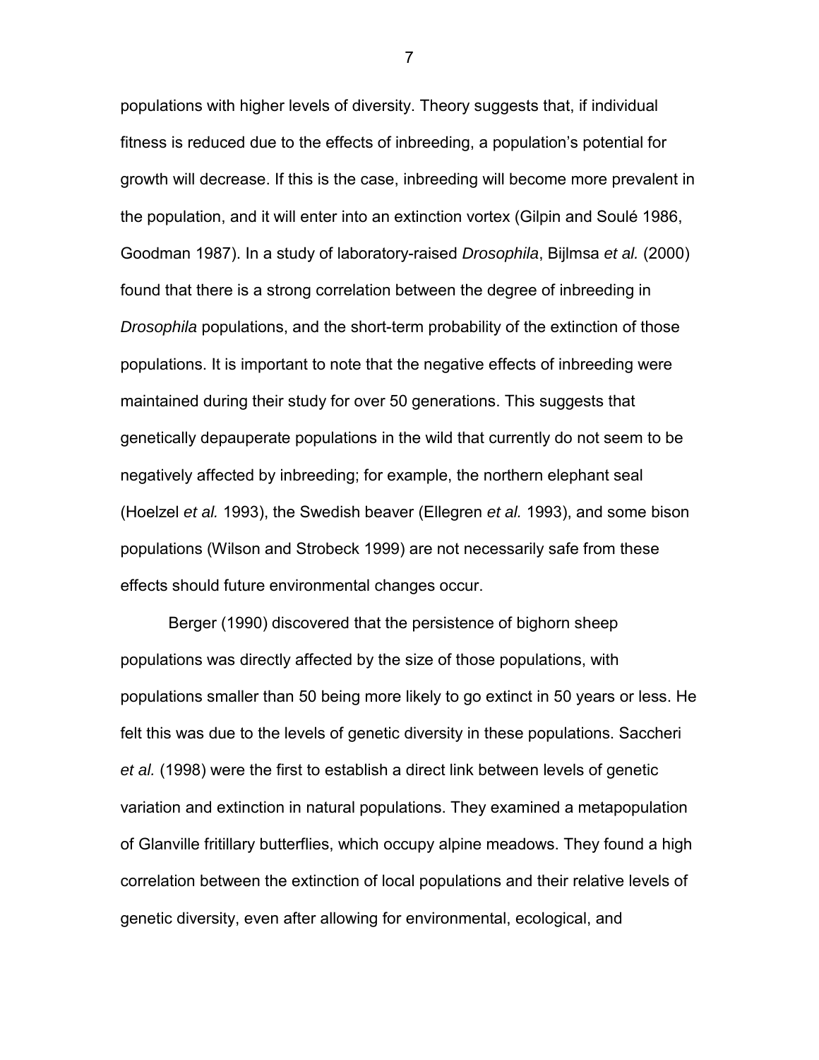populations with higher levels of diversity. Theory suggests that, if individual fitness is reduced due to the effects of inbreeding, a population's potential for growth will decrease. If this is the case, inbreeding will become more prevalent in the population, and it will enter into an extinction vortex (Gilpin and Soulé 1986, Goodman 1987). In a study of laboratory-raised *Drosophila*, Bijlmsa *et al.* (2000) found that there is a strong correlation between the degree of inbreeding in *Drosophila* populations, and the short-term probability of the extinction of those populations. It is important to note that the negative effects of inbreeding were maintained during their study for over 50 generations. This suggests that genetically depauperate populations in the wild that currently do not seem to be negatively affected by inbreeding; for example, the northern elephant seal (Hoelzel *et al.* 1993), the Swedish beaver (Ellegren *et al.* 1993), and some bison populations (Wilson and Strobeck 1999) are not necessarily safe from these effects should future environmental changes occur.

Berger (1990) discovered that the persistence of bighorn sheep populations was directly affected by the size of those populations, with populations smaller than 50 being more likely to go extinct in 50 years or less. He felt this was due to the levels of genetic diversity in these populations. Saccheri *et al.* (1998) were the first to establish a direct link between levels of genetic variation and extinction in natural populations. They examined a metapopulation of Glanville fritillary butterflies, which occupy alpine meadows. They found a high correlation between the extinction of local populations and their relative levels of genetic diversity, even after allowing for environmental, ecological, and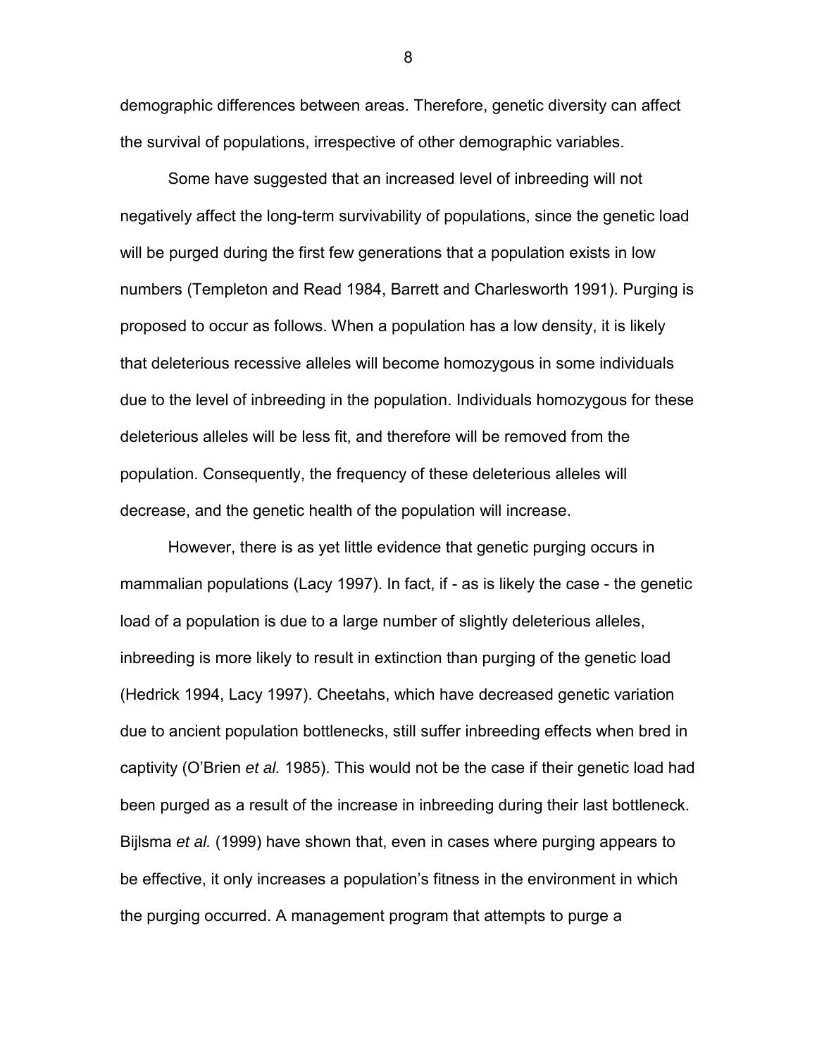demographic differences between areas. Therefore, genetic diversity can affect the survival of populations, irrespective of other demographic variables.

Some have suggested that an increased level of inbreeding will not negatively affect the long-term survivability of populations, since the genetic load will be purged during the first few generations that a population exists in low numbers (Templeton and Read 1984, Barrett and Charlesworth 1991). Purging is proposed to occur as follows. When a population has a low density, it is likely that deleterious recessive alleles will become homozygous in some individuals due to the level of inbreeding in the population. Individuals homozygous for these deleterious alleles will be less fit, and therefore will be removed from the population. Consequently, the frequency of these deleterious alleles will decrease, and the genetic health of the population will increase.

However, there is as yet little evidence that genetic purging occurs in mammalian populations (Lacy 1997). In fact, if - as is likely the case - the genetic load of a population is due to a large number of slightly deleterious alleles, inbreeding is more likely to result in extinction than purging of the genetic load (Hedrick 1994, Lacy 1997). Cheetahs, which have decreased genetic variation due to ancient population bottlenecks, still suffer inbreeding effects when bred in captivity (O'Brien *et al.* 1985). This would not be the case if their genetic load had been purged as a result of the increase in inbreeding during their last bottleneck. Bijlsma *et al.* (1999) have shown that, even in cases where purging appears to be effective, it only increases a population's fitness in the environment in which the purging occurred. A management program that attempts to purge a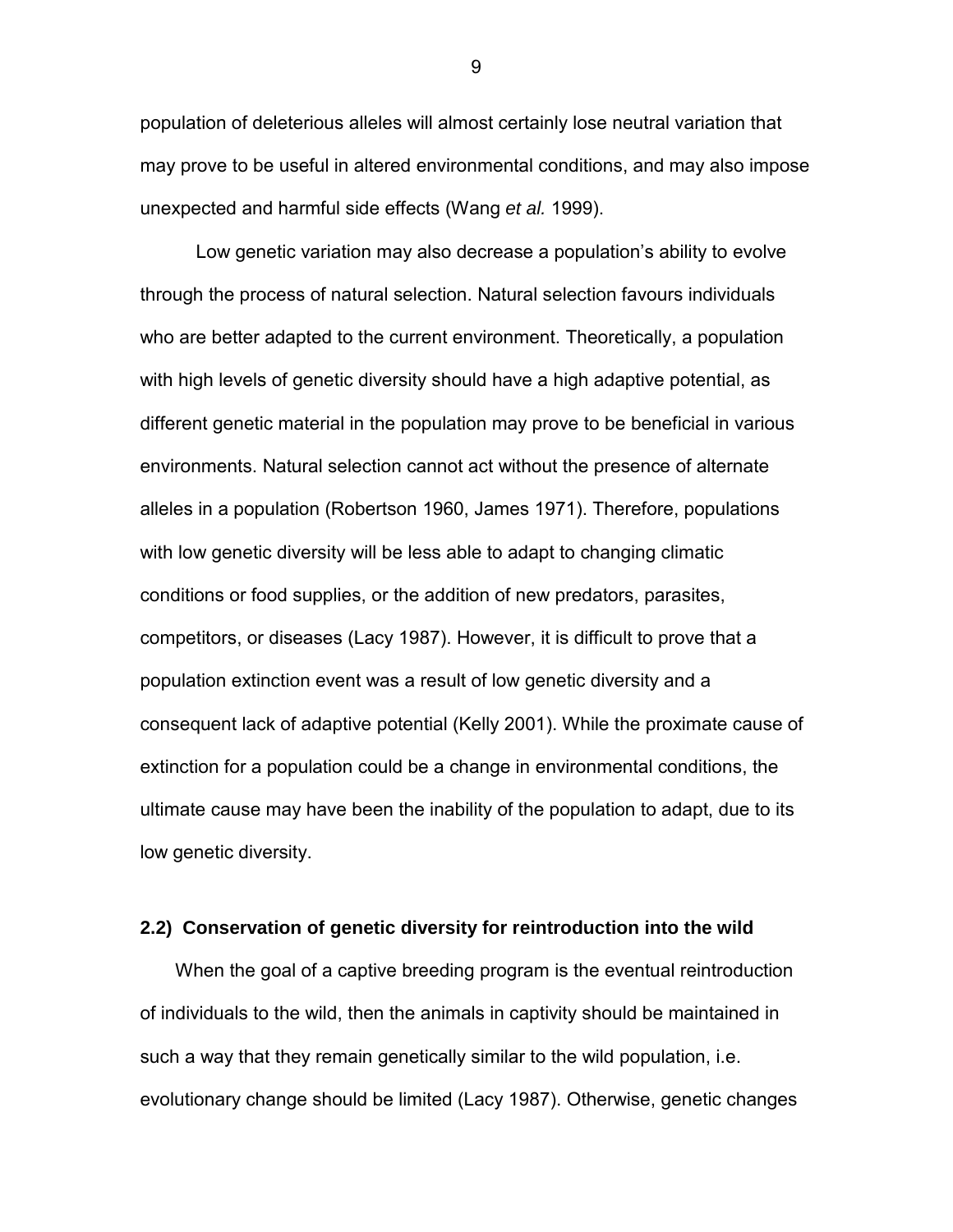population of deleterious alleles will almost certainly lose neutral variation that may prove to be useful in altered environmental conditions, and may also impose unexpected and harmful side effects (Wang *et al.* 1999).

Low genetic variation may also decrease a population's ability to evolve through the process of natural selection. Natural selection favours individuals who are better adapted to the current environment. Theoretically, a population with high levels of genetic diversity should have a high adaptive potential, as different genetic material in the population may prove to be beneficial in various environments. Natural selection cannot act without the presence of alternate alleles in a population (Robertson 1960, James 1971). Therefore, populations with low genetic diversity will be less able to adapt to changing climatic conditions or food supplies, or the addition of new predators, parasites, competitors, or diseases (Lacy 1987). However, it is difficult to prove that a population extinction event was a result of low genetic diversity and a consequent lack of adaptive potential (Kelly 2001). While the proximate cause of extinction for a population could be a change in environmental conditions, the ultimate cause may have been the inability of the population to adapt, due to its low genetic diversity.

### 2.2) Conservation of genetic diversity for reintroduction into the wild

When the goal of a captive breeding program is the eventual reintroduction of individuals to the wild, then the animals in captivity should be maintained in such a way that they remain genetically similar to the wild population, i.e. evolutionary change should be limited (Lacy 1987). Otherwise, genetic changes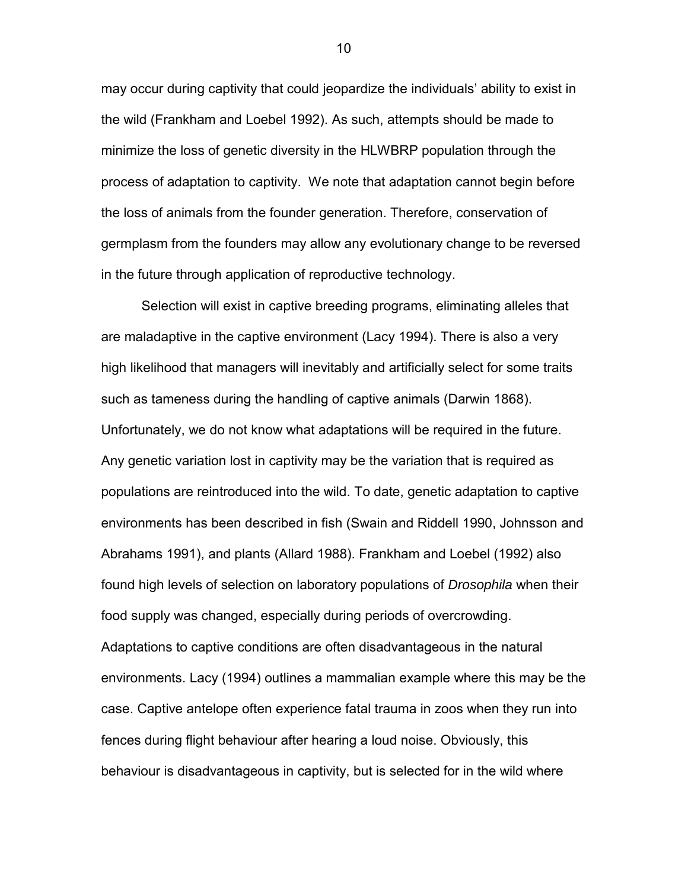may occur during captivity that could jeopardize the individuals' ability to exist in the wild (Frankham and Loebel 1992). As such, attempts should be made to minimize the loss of genetic diversity in the HLWBRP population through the process of adaptation to captivity. We note that adaptation cannot begin before the loss of animals from the founder generation. Therefore, conservation of germplasm from the founders may allow any evolutionary change to be reversed in the future through application of reproductive technology.

Selection will exist in captive breeding programs, eliminating alleles that are maladaptive in the captive environment (Lacy 1994). There is also a very high likelihood that managers will inevitably and artificially select for some traits such as tameness during the handling of captive animals (Darwin 1868). Unfortunately, we do not know what adaptations will be required in the future. Any genetic variation lost in captivity may be the variation that is required as populations are reintroduced into the wild. To date, genetic adaptation to captive environments has been described in fish (Swain and Riddell 1990, Johnsson and Abrahams 1991), and plants (Allard 1988). Frankham and Loebel (1992) also found high levels of selection on laboratory populations of *Drosophila* when their food supply was changed, especially during periods of overcrowding. Adaptations to captive conditions are often disadvantageous in the natural environments. Lacy (1994) outlines a mammalian example where this may be the case. Captive antelope often experience fatal trauma in zoos when they run into fences during flight behaviour after hearing a loud noise. Obviously, this behaviour is disadvantageous in captivity, but is selected for in the wild where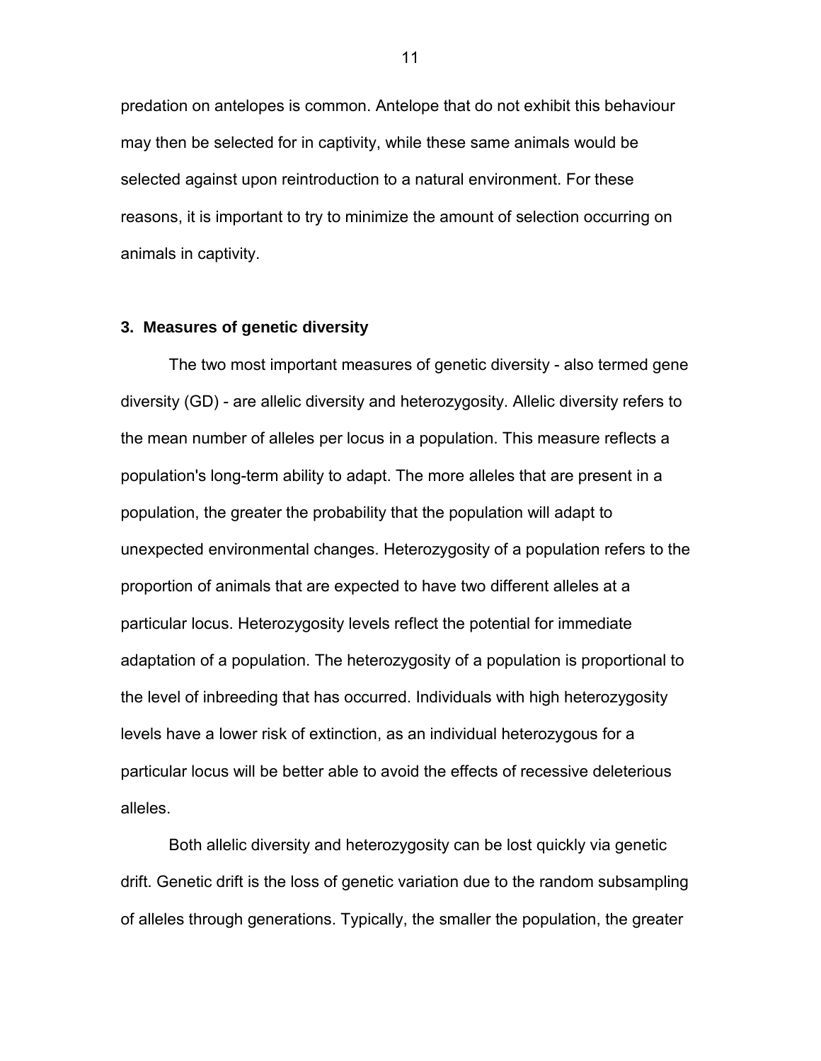predation on antelopes is common. Antelope that do not exhibit this behaviour may then be selected for in captivity, while these same animals would be selected against upon reintroduction to a natural environment. For these reasons, it is important to try to minimize the amount of selection occurring on animals in captivity.

### 3. Measures of genetic diversity

The two most important measures of genetic diversity - also termed gene diversity (GD) - are allelic diversity and heterozygosity. Allelic diversity refers to the mean number of alleles per locus in a population. This measure reflects a population's long-term ability to adapt. The more alleles that are present in a population, the greater the probability that the population will adapt to unexpected environmental changes. Heterozygosity of a population refers to the proportion of animals that are expected to have two different alleles at a particular locus. Heterozygosity levels reflect the potential for immediate adaptation of a population. The heterozygosity of a population is proportional to the level of inbreeding that has occurred. Individuals with high heterozygosity levels have a lower risk of extinction, as an individual heterozygous for a particular locus will be better able to avoid the effects of recessive deleterious alleles.

Both allelic diversity and heterozygosity can be lost quickly via genetic drift. Genetic drift is the loss of genetic variation due to the random subsampling of alleles through generations. Typically, the smaller the population, the greater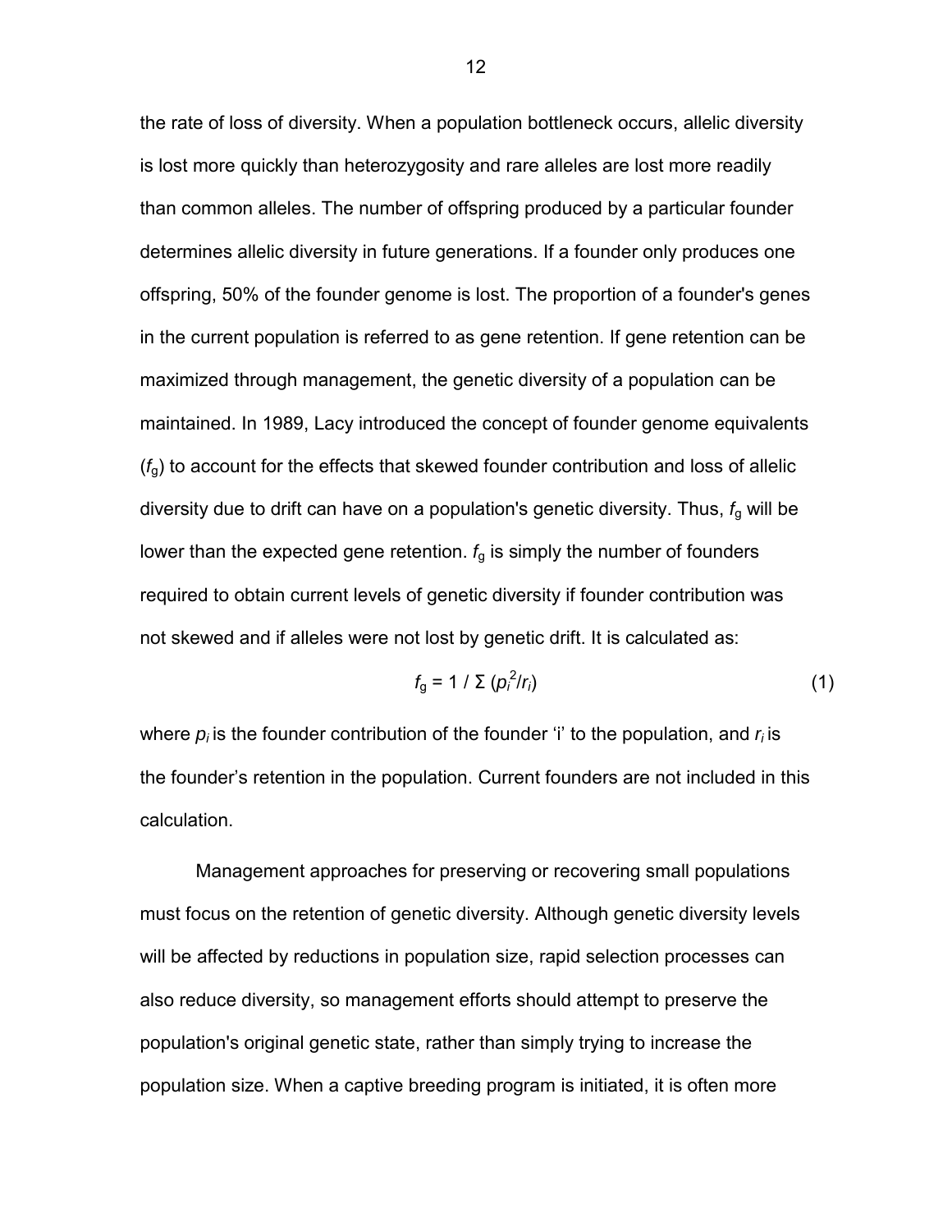the rate of loss of diversity. When a population bottleneck occurs, allelic diversity is lost more quickly than heterozygosity and rare alleles are lost more readily than common alleles. The number of offspring produced by a particular founder determines allelic diversity in future generations. If a founder only produces one offspring, 50% of the founder genome is lost. The proportion of a founder's genes in the current population is referred to as gene retention. If gene retention can be maximized through management, the genetic diversity of a population can be maintained. In 1989, Lacy introduced the concept of founder genome equivalents ($f_g$) to account for the effects that skewed founder contribution and loss of allelic diversity due to drift can have on a population's genetic diversity. Thus, $f_g$ will be lower than the expected gene retention. $f_g$ is simply the number of founders required to obtain current levels of genetic diversity if founder contribution was not skewed and if alleles were not lost by genetic drift. It is calculated as:

$$f_g = 1 / \Sigma \left(p_i^2 / r_i\right) \tag{1}$$

where $p_i$ is the founder contribution of the founder 'i' to the population, and $r_i$ is the founder's retention in the population. Current founders are not included in this calculation.

Management approaches for preserving or recovering small populations must focus on the retention of genetic diversity. Although genetic diversity levels will be affected by reductions in population size, rapid selection processes can also reduce diversity, so management efforts should attempt to preserve the population's original genetic state, rather than simply trying to increase the population size. When a captive breeding program is initiated, it is often more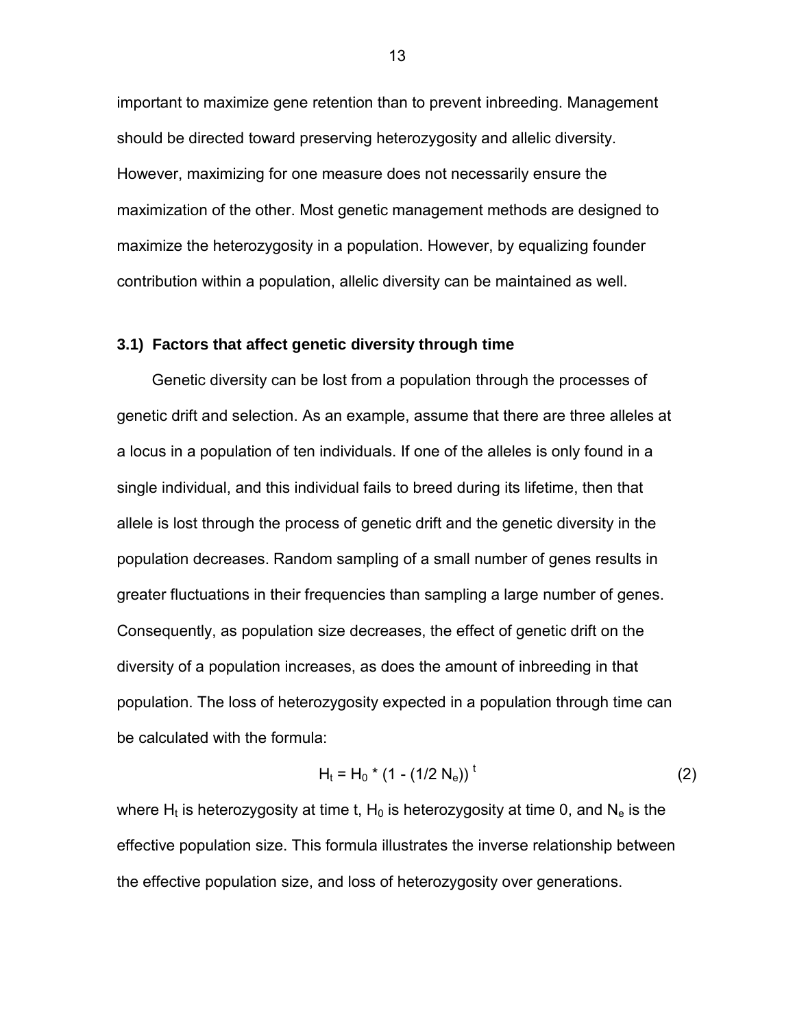important to maximize gene retention than to prevent inbreeding. Management should be directed toward preserving heterozygosity and allelic diversity. However, maximizing for one measure does not necessarily ensure the maximization of the other. Most genetic management methods are designed to maximize the heterozygosity in a population. However, by equalizing founder contribution within a population, allelic diversity can be maintained as well.

### 3.1) Factors that affect genetic diversity through time

Genetic diversity can be lost from a population through the processes of genetic drift and selection. As an example, assume that there are three alleles at a locus in a population of ten individuals. If one of the alleles is only found in a single individual, and this individual fails to breed during its lifetime, then that allele is lost through the process of genetic drift and the genetic diversity in the population decreases. Random sampling of a small number of genes results in greater fluctuations in their frequencies than sampling a large number of genes. Consequently, as population size decreases, the effect of genetic drift on the diversity of a population increases, as does the amount of inbreeding in that population. The loss of heterozygosity expected in a population through time can be calculated with the formula:

$$H_t = H_0 * (1 - (1/2\ N_e))^{t} \qquad (2)$$

where $H_t$ is heterozygosity at time t, $H_0$ is heterozygosity at time 0, and $N_e$ is the effective population size. This formula illustrates the inverse relationship between the effective population size, and loss of heterozygosity over generations.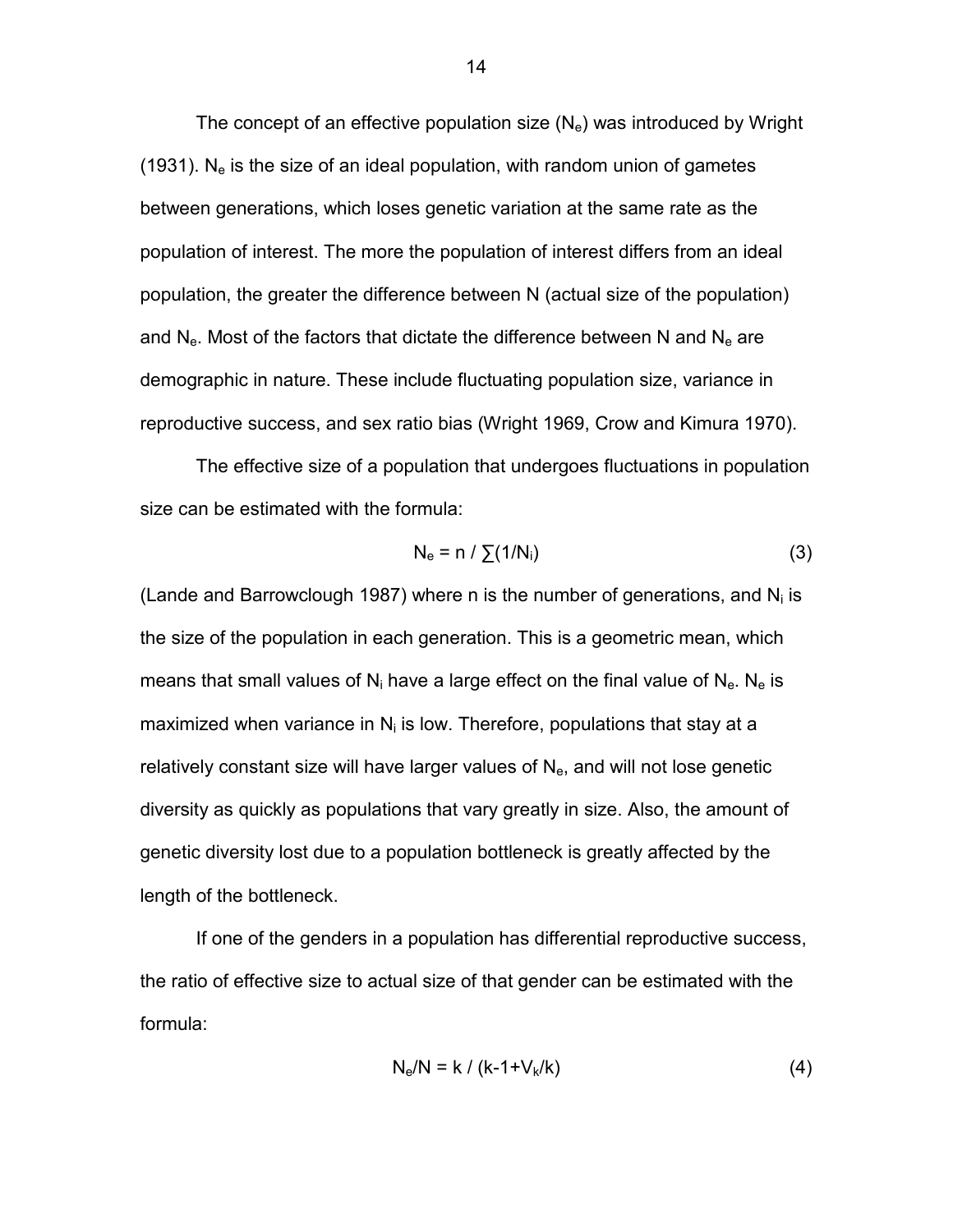The concept of an effective population size ($N_e$) was introduced by Wright (1931). $N_e$ is the size of an ideal population, with random union of gametes between generations, which loses genetic variation at the same rate as the population of interest. The more the population of interest differs from an ideal population, the greater the difference between N (actual size of the population) and $N_e$. Most of the factors that dictate the difference between N and $N_e$ are demographic in nature. These include fluctuating population size, variance in reproductive success, and sex ratio bias (Wright 1969, Crow and Kimura 1970).

The effective size of a population that undergoes fluctuations in population size can be estimated with the formula:

$$N_e = n / \sum(1/N_i) \tag{3}$$

(Lande and Barrowclough 1987) where n is the number of generations, and $N_i$ is the size of the population in each generation. This is a geometric mean, which means that small values of $N_i$ have a large effect on the final value of $N_e$. $N_e$ is maximized when variance in $N_i$ is low. Therefore, populations that stay at a relatively constant size will have larger values of $N_e$, and will not lose genetic diversity as quickly as populations that vary greatly in size. Also, the amount of genetic diversity lost due to a population bottleneck is greatly affected by the length of the bottleneck.

If one of the genders in a population has differential reproductive success, the ratio of effective size to actual size of that gender can be estimated with the formula:

$$N_e/N = k / (k-1+V_k/k) \tag{4}$$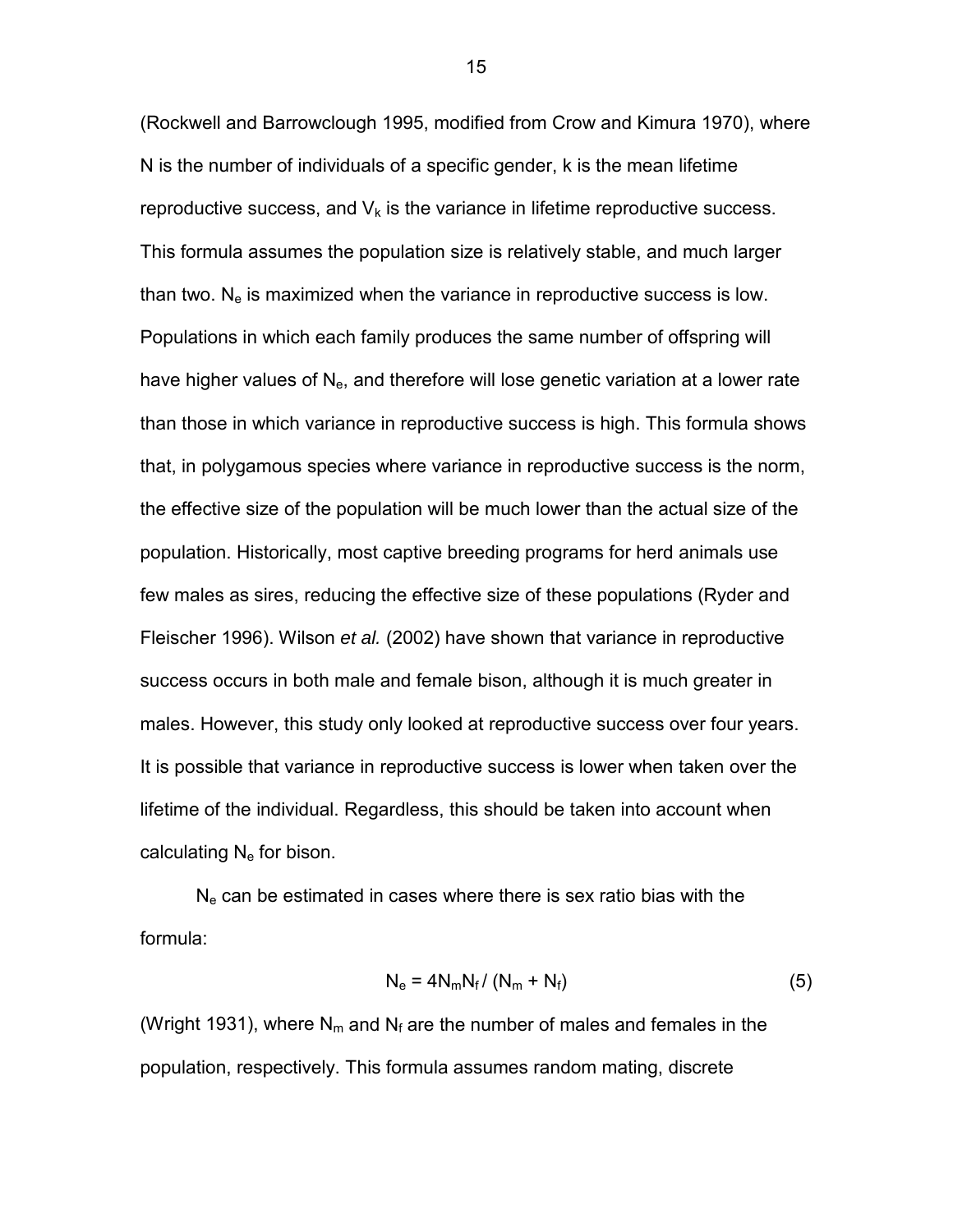(Rockwell and Barrowclough 1995, modified from Crow and Kimura 1970), where N is the number of individuals of a specific gender, k is the mean lifetime reproductive success, and $V_k$ is the variance in lifetime reproductive success. This formula assumes the population size is relatively stable, and much larger than two. $N_e$ is maximized when the variance in reproductive success is low. Populations in which each family produces the same number of offspring will have higher values of $N_e$, and therefore will lose genetic variation at a lower rate than those in which variance in reproductive success is high. This formula shows that, in polygamous species where variance in reproductive success is the norm, the effective size of the population will be much lower than the actual size of the population. Historically, most captive breeding programs for herd animals use few males as sires, reducing the effective size of these populations (Ryder and Fleischer 1996). Wilson *et al.* (2002) have shown that variance in reproductive success occurs in both male and female bison, although it is much greater in males. However, this study only looked at reproductive success over four years. It is possible that variance in reproductive success is lower when taken over the lifetime of the individual. Regardless, this should be taken into account when calculating $N_e$ for bison.

$N_e$ can be estimated in cases where there is sex ratio bias with the formula:

$$N_e = 4N_mN_f / (N_m + N_f) \tag{5}$$

(Wright 1931), where $N_m$ and $N_f$ are the number of males and females in the population, respectively. This formula assumes random mating, discrete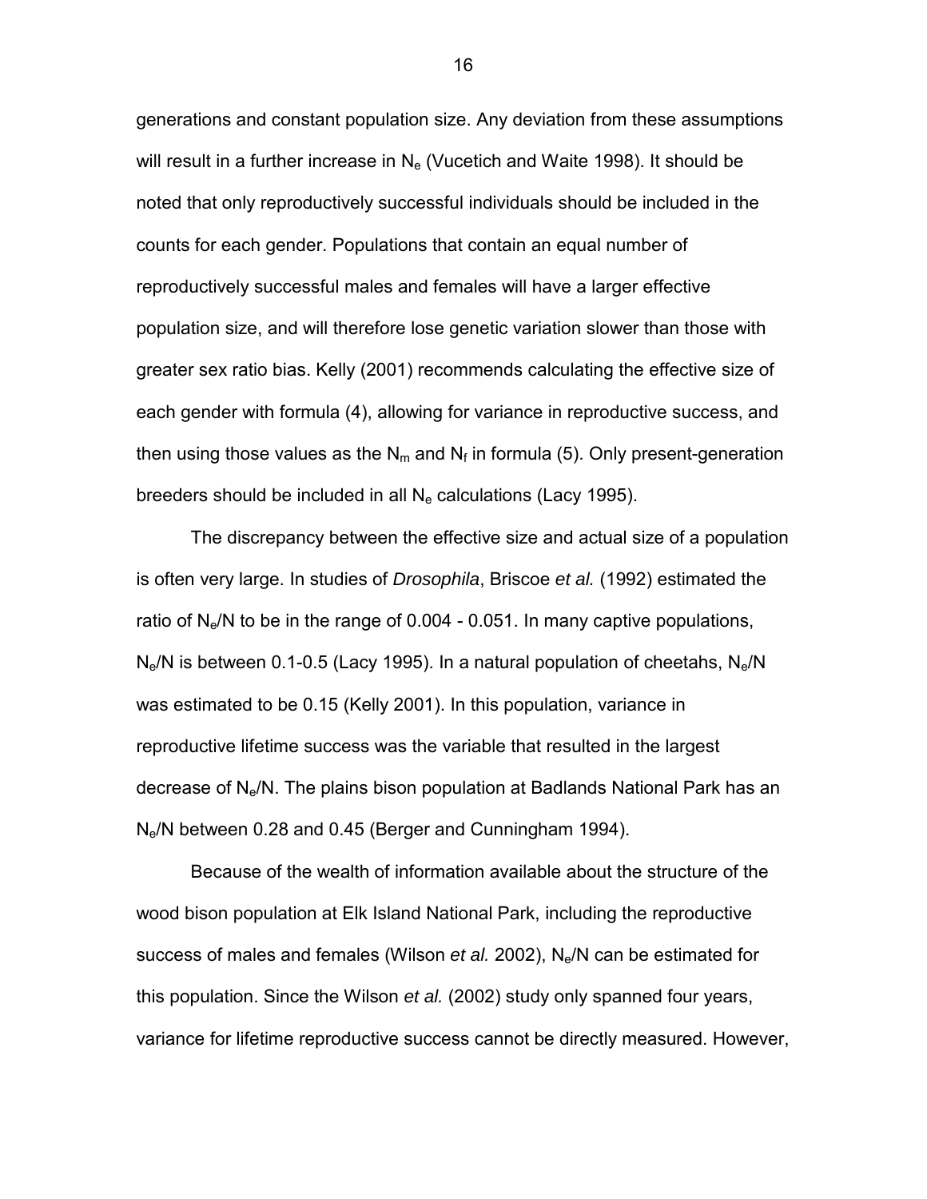generations and constant population size. Any deviation from these assumptions will result in a further increase in $N_e$ (Vucetich and Waite 1998). It should be noted that only reproductively successful individuals should be included in the counts for each gender. Populations that contain an equal number of reproductively successful males and females will have a larger effective population size, and will therefore lose genetic variation slower than those with greater sex ratio bias. Kelly (2001) recommends calculating the effective size of each gender with formula (4), allowing for variance in reproductive success, and then using those values as the $N_m$ and $N_f$ in formula (5). Only present-generation breeders should be included in all $N_e$ calculations (Lacy 1995).

The discrepancy between the effective size and actual size of a population is often very large. In studies of *Drosophila*, Briscoe *et al.* (1992) estimated the ratio of $N_e/N$ to be in the range of 0.004 - 0.051. In many captive populations, $N_e/N$ is between 0.1-0.5 (Lacy 1995). In a natural population of cheetahs, $N_e/N$ was estimated to be 0.15 (Kelly 2001). In this population, variance in reproductive lifetime success was the variable that resulted in the largest decrease of $N_e/N$. The plains bison population at Badlands National Park has an $N_e/N$ between 0.28 and 0.45 (Berger and Cunningham 1994).

Because of the wealth of information available about the structure of the wood bison population at Elk Island National Park, including the reproductive success of males and females (Wilson *et al.* 2002), $N_e/N$ can be estimated for this population. Since the Wilson *et al.* (2002) study only spanned four years, variance for lifetime reproductive success cannot be directly measured. However,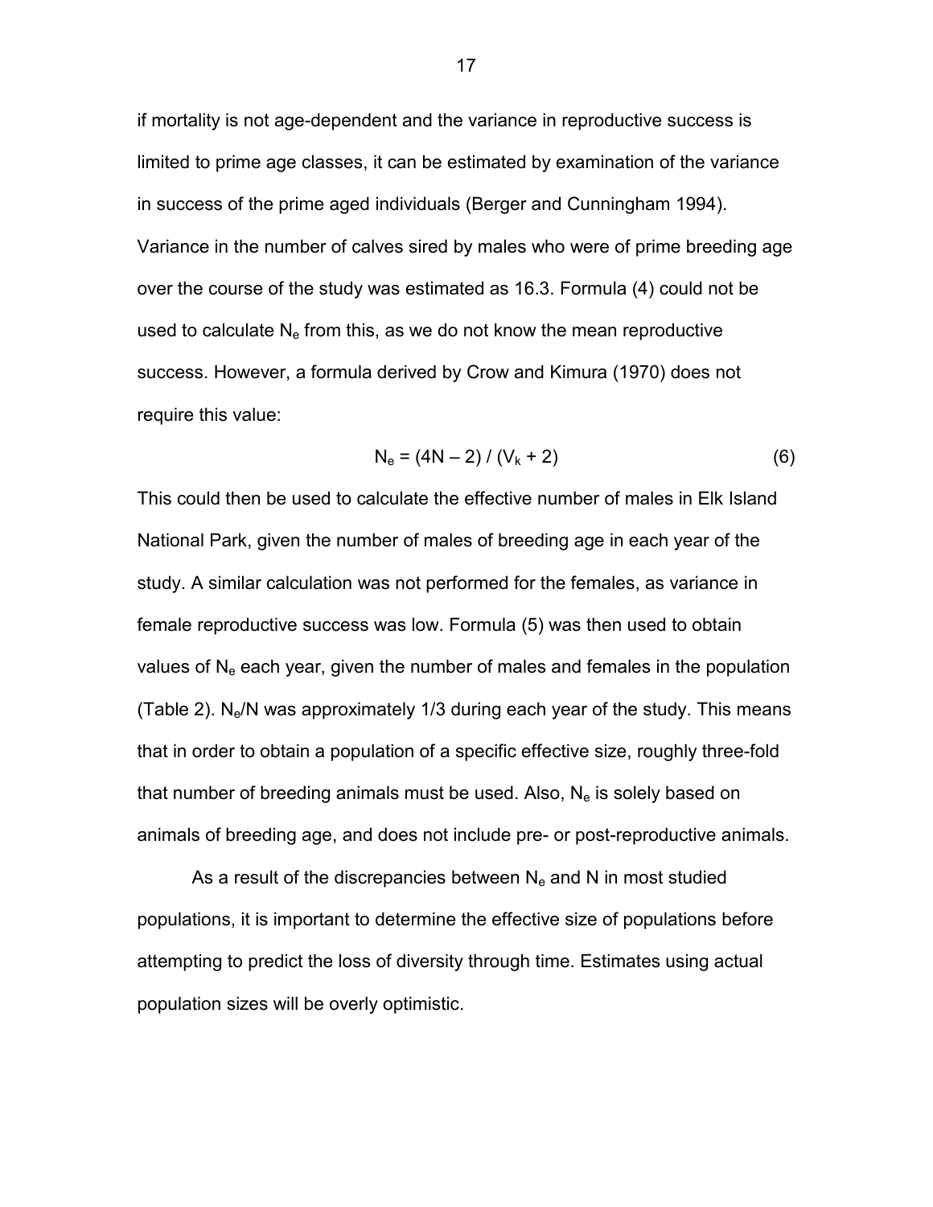if mortality is not age-dependent and the variance in reproductive success is limited to prime age classes, it can be estimated by examination of the variance in success of the prime aged individuals (Berger and Cunningham 1994). Variance in the number of calves sired by males who were of prime breeding age over the course of the study was estimated as 16.3. Formula (4) could not be used to calculate $N_e$ from this, as we do not know the mean reproductive success. However, a formula derived by Crow and Kimura (1970) does not require this value:

$$N_e = (4N - 2) / (V_k + 2) \quad (6)$$

This could then be used to calculate the effective number of males in Elk Island National Park, given the number of males of breeding age in each year of the study. A similar calculation was not performed for the females, as variance in female reproductive success was low. Formula (5) was then used to obtain values of $N_e$ each year, given the number of males and females in the population (Table 2). $N_e/N$ was approximately 1/3 during each year of the study. This means that in order to obtain a population of a specific effective size, roughly three-fold that number of breeding animals must be used. Also, $N_e$ is solely based on animals of breeding age, and does not include pre- or post-reproductive animals.

As a result of the discrepancies between $N_e$ and N in most studied populations, it is important to determine the effective size of populations before attempting to predict the loss of diversity through time. Estimates using actual population sizes will be overly optimistic.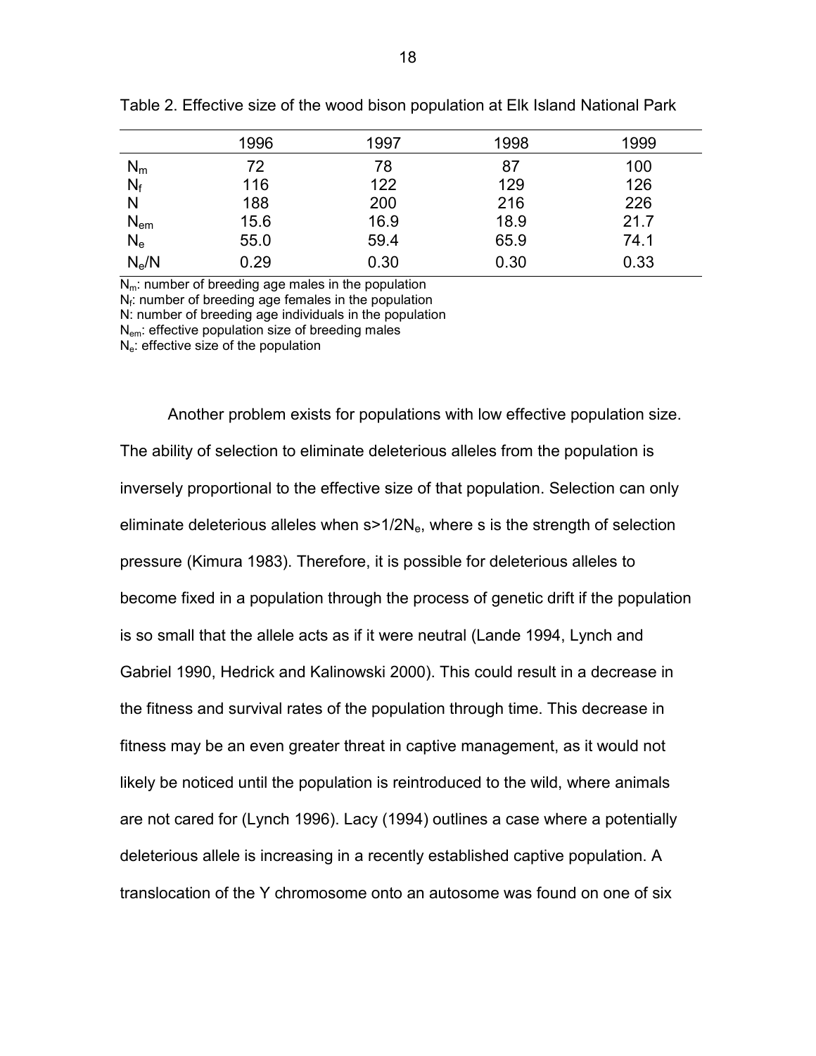Table 2. Effective size of the wood bison population at Elk Island National Park

| | 1996 | 1997 | 1998 | 1999 |
|---|---|---|---|---|
| $N_m$ | 72 | 78 | 87 | 100 |
| $N_f$ | 116 | 122 | 129 | 126 |
| $N$ | 188 | 200 | 216 | 226 |
| $N_{em}$ | 15.6 | 16.9 | 18.9 | 21.7 |
| $N_e$ | 55.0 | 59.4 | 65.9 | 74.1 |
| $N_e/N$ | 0.29 | 0.30 | 0.30 | 0.33 |

$N_m$: number of breeding age males in the population
$N_f$: number of breeding age females in the population
N: number of breeding age individuals in the population
$N_{em}$: effective population size of breeding males
$N_e$: effective size of the population

Another problem exists for populations with low effective population size. The ability of selection to eliminate deleterious alleles from the population is inversely proportional to the effective size of that population. Selection can only eliminate deleterious alleles when $s>1/2N_e$, where s is the strength of selection pressure (Kimura 1983). Therefore, it is possible for deleterious alleles to become fixed in a population through the process of genetic drift if the population is so small that the allele acts as if it were neutral (Lande 1994, Lynch and Gabriel 1990, Hedrick and Kalinowski 2000). This could result in a decrease in the fitness and survival rates of the population through time. This decrease in fitness may be an even greater threat in captive management, as it would not likely be noticed until the population is reintroduced to the wild, where animals are not cared for (Lynch 1996). Lacy (1994) outlines a case where a potentially deleterious allele is increasing in a recently established captive population. A translocation of the Y chromosome onto an autosome was found on one of six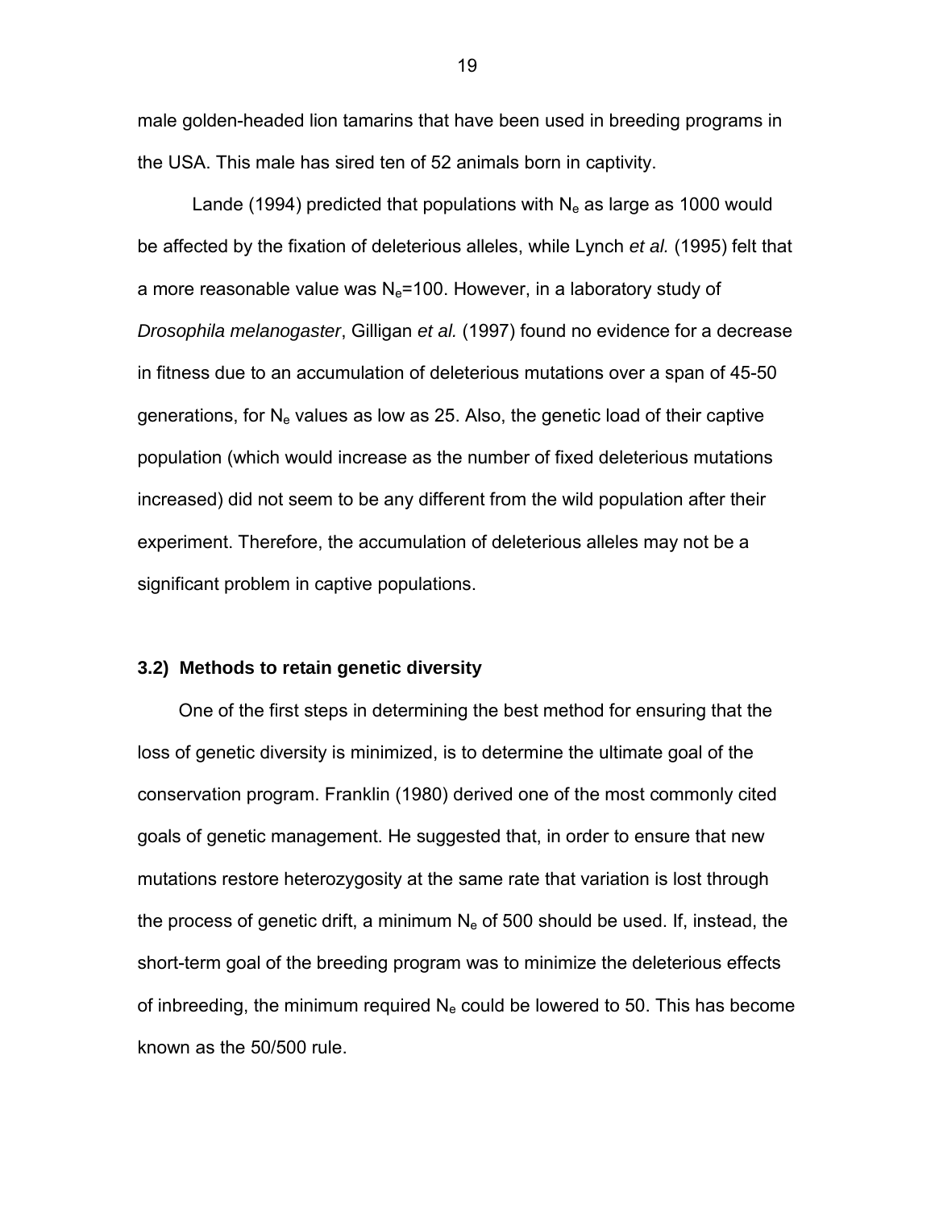male golden-headed lion tamarins that have been used in breeding programs in the USA. This male has sired ten of 52 animals born in captivity.

Lande (1994) predicted that populations with $N_e$ as large as 1000 would be affected by the fixation of deleterious alleles, while Lynch *et al.* (1995) felt that a more reasonable value was $N_e$=100. However, in a laboratory study of *Drosophila melanogaster*, Gilligan *et al.* (1997) found no evidence for a decrease in fitness due to an accumulation of deleterious mutations over a span of 45-50 generations, for $N_e$ values as low as 25. Also, the genetic load of their captive population (which would increase as the number of fixed deleterious mutations increased) did not seem to be any different from the wild population after their experiment. Therefore, the accumulation of deleterious alleles may not be a significant problem in captive populations.

### 3.2) Methods to retain genetic diversity

One of the first steps in determining the best method for ensuring that the loss of genetic diversity is minimized, is to determine the ultimate goal of the conservation program. Franklin (1980) derived one of the most commonly cited goals of genetic management. He suggested that, in order to ensure that new mutations restore heterozygosity at the same rate that variation is lost through the process of genetic drift, a minimum $N_e$ of 500 should be used. If, instead, the short-term goal of the breeding program was to minimize the deleterious effects of inbreeding, the minimum required $N_e$ could be lowered to 50. This has become known as the 50/500 rule.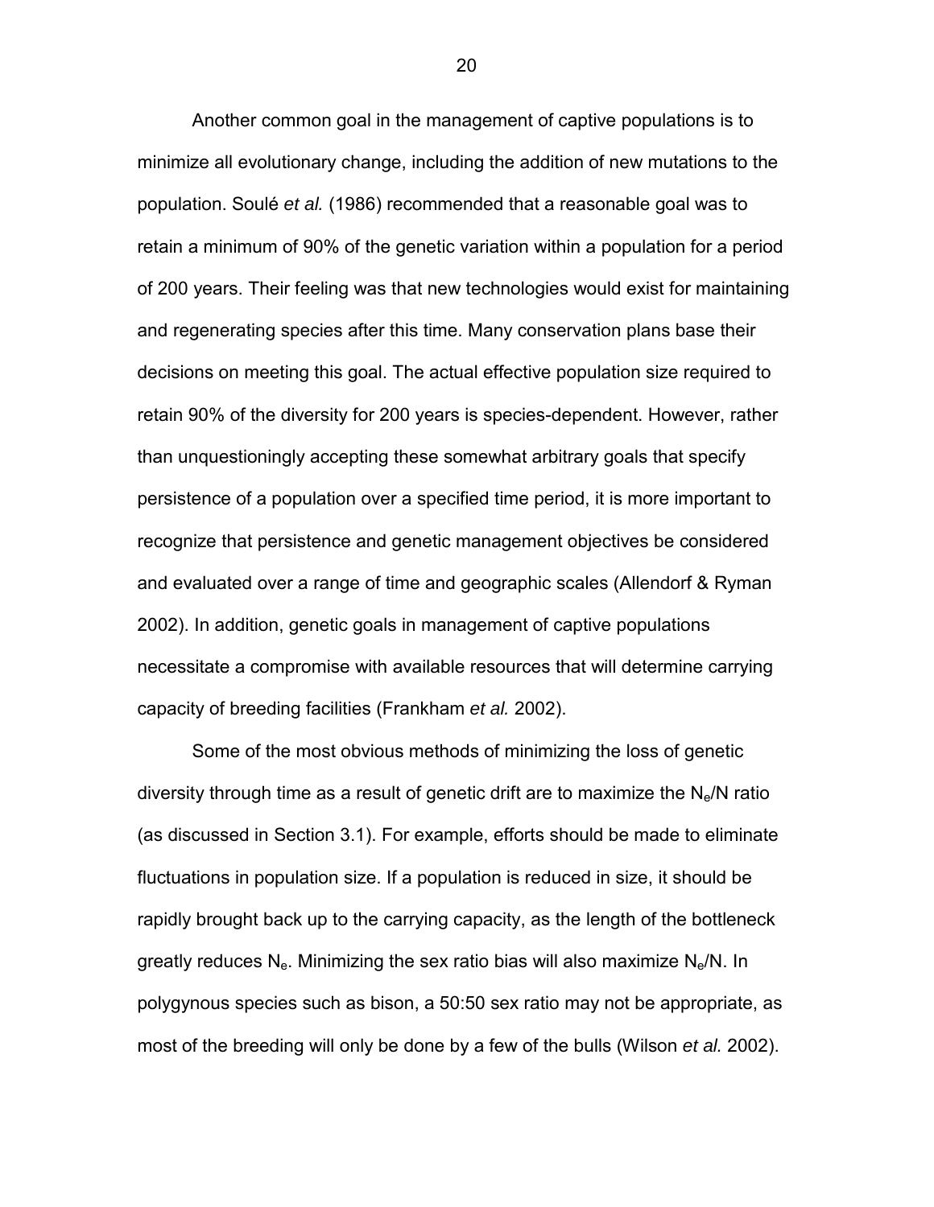Another common goal in the management of captive populations is to minimize all evolutionary change, including the addition of new mutations to the population. Soulé *et al.* (1986) recommended that a reasonable goal was to retain a minimum of 90% of the genetic variation within a population for a period of 200 years. Their feeling was that new technologies would exist for maintaining and regenerating species after this time. Many conservation plans base their decisions on meeting this goal. The actual effective population size required to retain 90% of the diversity for 200 years is species-dependent. However, rather than unquestioningly accepting these somewhat arbitrary goals that specify persistence of a population over a specified time period, it is more important to recognize that persistence and genetic management objectives be considered and evaluated over a range of time and geographic scales (Allendorf & Ryman 2002). In addition, genetic goals in management of captive populations necessitate a compromise with available resources that will determine carrying capacity of breeding facilities (Frankham *et al.* 2002).

Some of the most obvious methods of minimizing the loss of genetic diversity through time as a result of genetic drift are to maximize the $N_e/N$ ratio (as discussed in Section 3.1). For example, efforts should be made to eliminate fluctuations in population size. If a population is reduced in size, it should be rapidly brought back up to the carrying capacity, as the length of the bottleneck greatly reduces $N_e$. Minimizing the sex ratio bias will also maximize $N_e/N$. In polygynous species such as bison, a 50:50 sex ratio may not be appropriate, as most of the breeding will only be done by a few of the bulls (Wilson *et al.* 2002).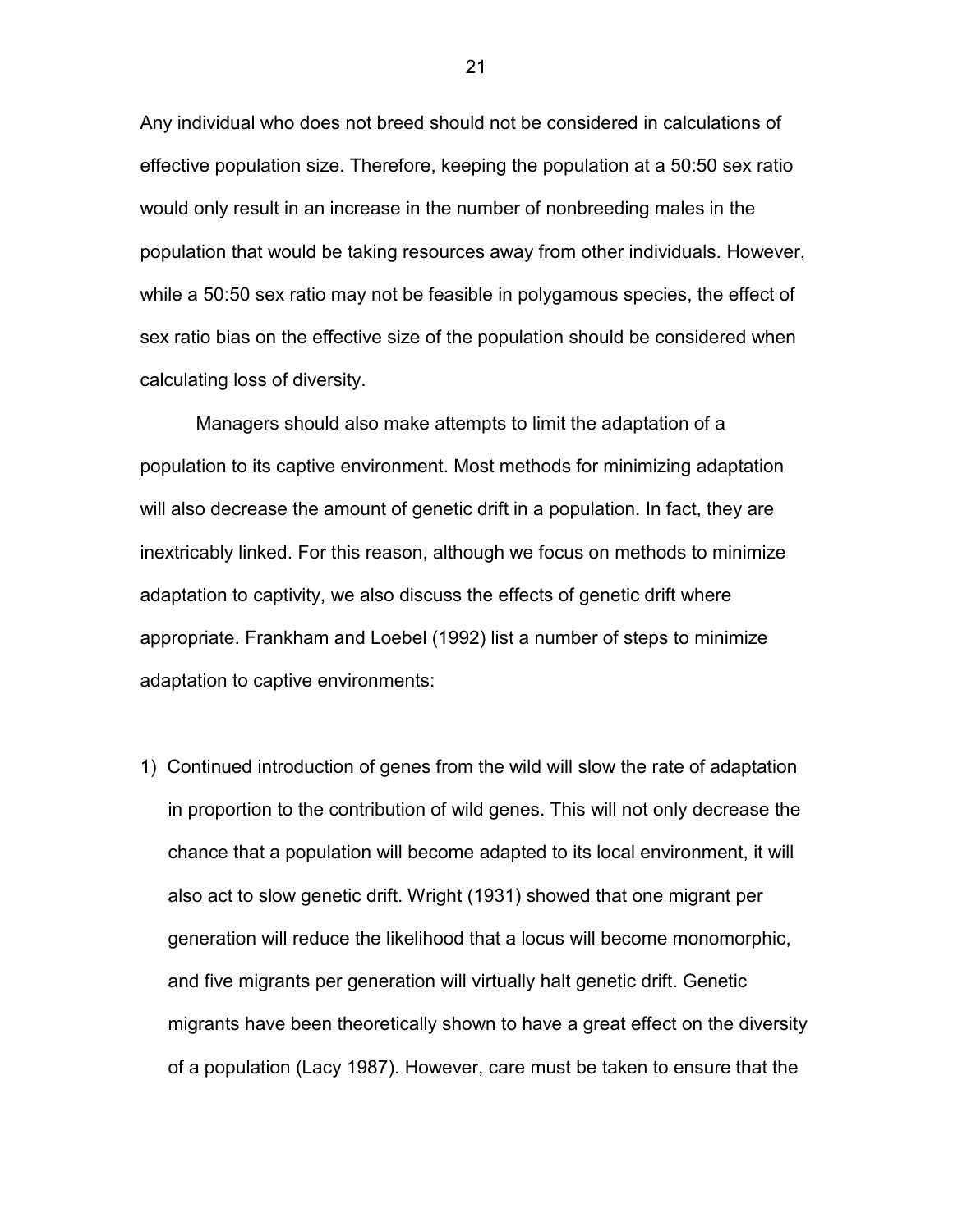Any individual who does not breed should not be considered in calculations of effective population size. Therefore, keeping the population at a 50:50 sex ratio would only result in an increase in the number of nonbreeding males in the population that would be taking resources away from other individuals. However, while a 50:50 sex ratio may not be feasible in polygamous species, the effect of sex ratio bias on the effective size of the population should be considered when calculating loss of diversity.

Managers should also make attempts to limit the adaptation of a population to its captive environment. Most methods for minimizing adaptation will also decrease the amount of genetic drift in a population. In fact, they are inextricably linked. For this reason, although we focus on methods to minimize adaptation to captivity, we also discuss the effects of genetic drift where appropriate. Frankham and Loebel (1992) list a number of steps to minimize adaptation to captive environments:

1) Continued introduction of genes from the wild will slow the rate of adaptation in proportion to the contribution of wild genes. This will not only decrease the chance that a population will become adapted to its local environment, it will also act to slow genetic drift. Wright (1931) showed that one migrant per generation will reduce the likelihood that a locus will become monomorphic, and five migrants per generation will virtually halt genetic drift. Genetic migrants have been theoretically shown to have a great effect on the diversity of a population (Lacy 1987). However, care must be taken to ensure that the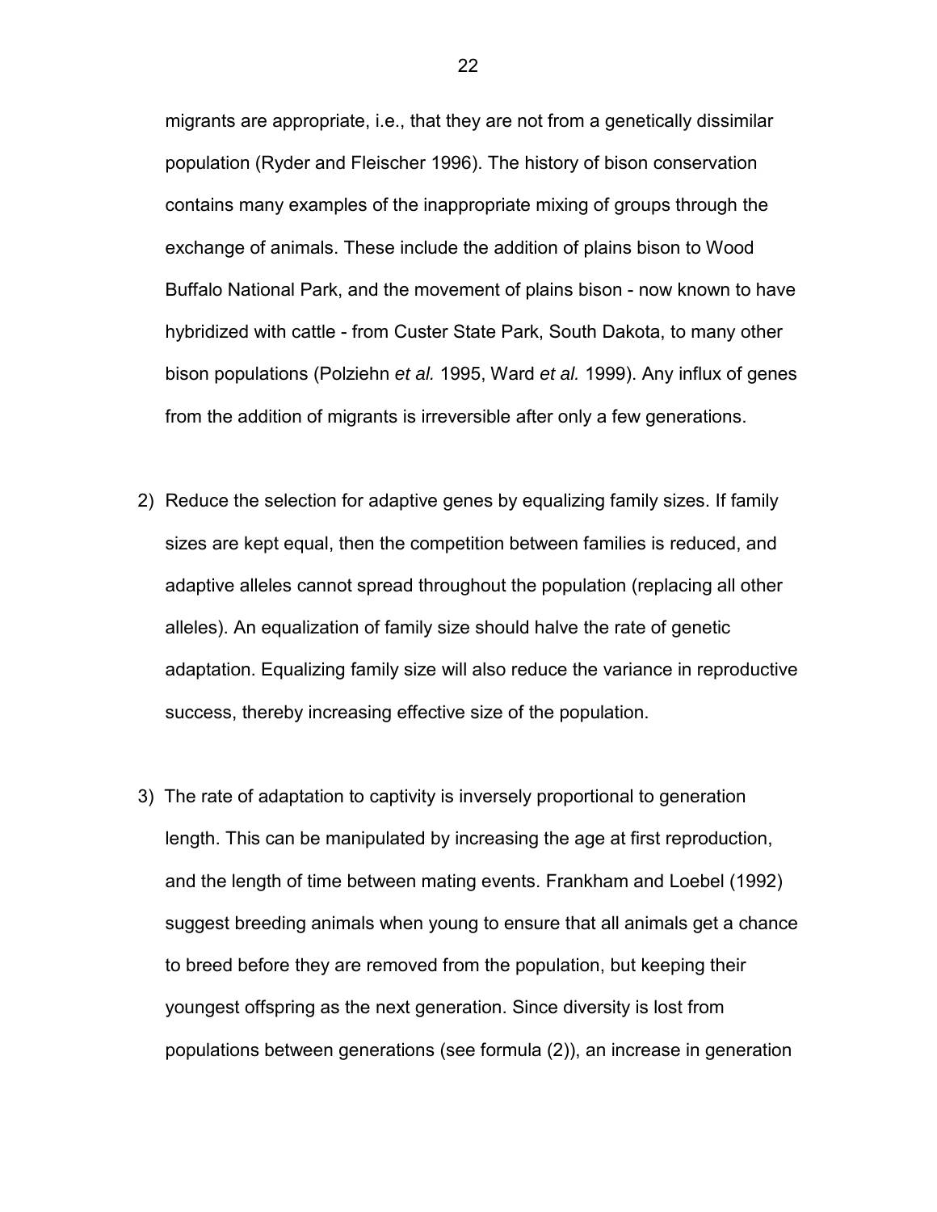migrants are appropriate, i.e., that they are not from a genetically dissimilar population (Ryder and Fleischer 1996). The history of bison conservation contains many examples of the inappropriate mixing of groups through the exchange of animals. These include the addition of plains bison to Wood Buffalo National Park, and the movement of plains bison - now known to have hybridized with cattle - from Custer State Park, South Dakota, to many other bison populations (Polziehn *et al.* 1995, Ward *et al.* 1999). Any influx of genes from the addition of migrants is irreversible after only a few generations.

2) Reduce the selection for adaptive genes by equalizing family sizes. If family sizes are kept equal, then the competition between families is reduced, and adaptive alleles cannot spread throughout the population (replacing all other alleles). An equalization of family size should halve the rate of genetic adaptation. Equalizing family size will also reduce the variance in reproductive success, thereby increasing effective size of the population.

3) The rate of adaptation to captivity is inversely proportional to generation length. This can be manipulated by increasing the age at first reproduction, and the length of time between mating events. Frankham and Loebel (1992) suggest breeding animals when young to ensure that all animals get a chance to breed before they are removed from the population, but keeping their youngest offspring as the next generation. Since diversity is lost from populations between generations (see formula (2)), an increase in generation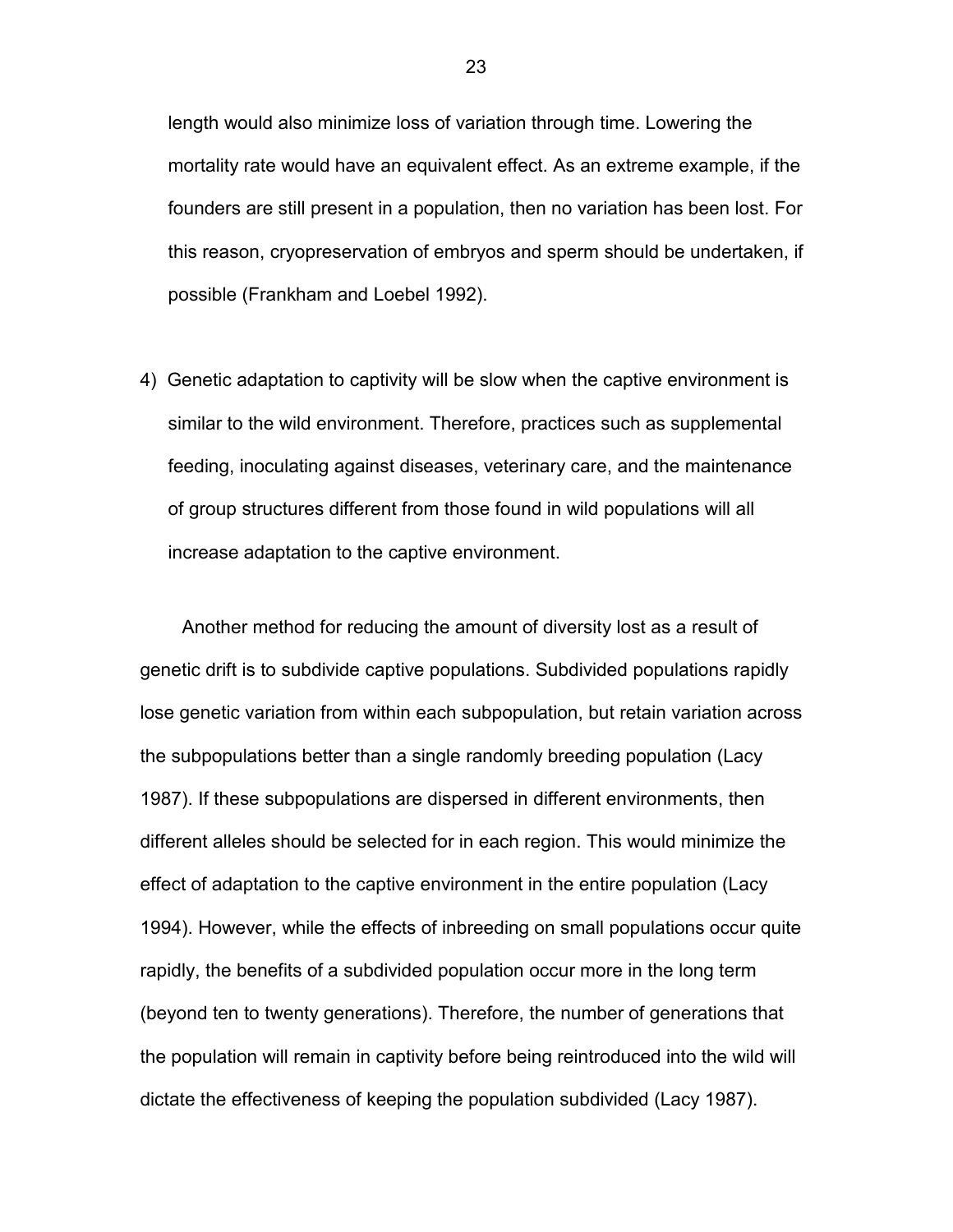length would also minimize loss of variation through time. Lowering the mortality rate would have an equivalent effect. As an extreme example, if the founders are still present in a population, then no variation has been lost. For this reason, cryopreservation of embryos and sperm should be undertaken, if possible (Frankham and Loebel 1992).

4) Genetic adaptation to captivity will be slow when the captive environment is similar to the wild environment. Therefore, practices such as supplemental feeding, inoculating against diseases, veterinary care, and the maintenance of group structures different from those found in wild populations will all increase adaptation to the captive environment.

Another method for reducing the amount of diversity lost as a result of genetic drift is to subdivide captive populations. Subdivided populations rapidly lose genetic variation from within each subpopulation, but retain variation across the subpopulations better than a single randomly breeding population (Lacy 1987). If these subpopulations are dispersed in different environments, then different alleles should be selected for in each region. This would minimize the effect of adaptation to the captive environment in the entire population (Lacy 1994). However, while the effects of inbreeding on small populations occur quite rapidly, the benefits of a subdivided population occur more in the long term (beyond ten to twenty generations). Therefore, the number of generations that the population will remain in captivity before being reintroduced into the wild will dictate the effectiveness of keeping the population subdivided (Lacy 1987).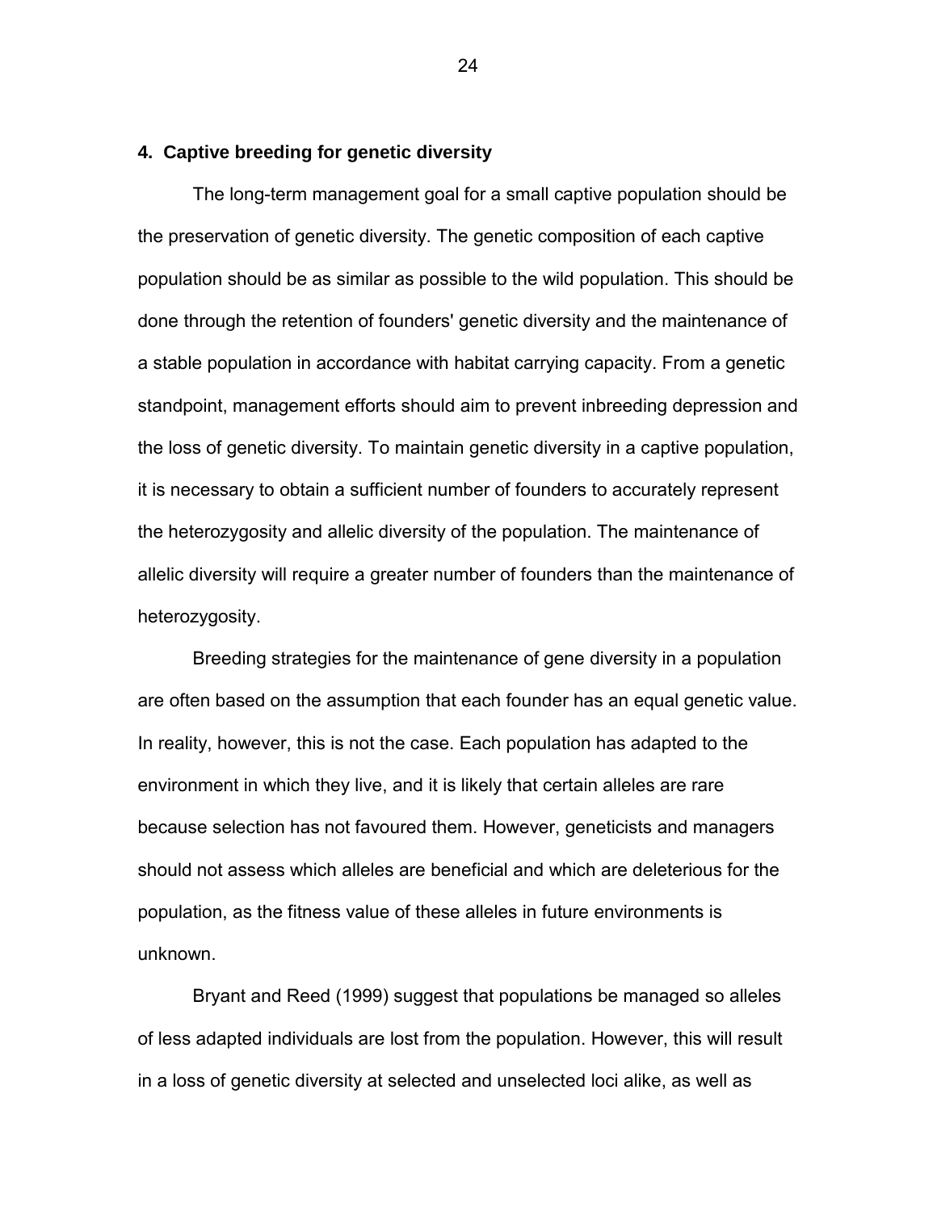## 4. Captive breeding for genetic diversity

The long-term management goal for a small captive population should be the preservation of genetic diversity. The genetic composition of each captive population should be as similar as possible to the wild population. This should be done through the retention of founders' genetic diversity and the maintenance of a stable population in accordance with habitat carrying capacity. From a genetic standpoint, management efforts should aim to prevent inbreeding depression and the loss of genetic diversity. To maintain genetic diversity in a captive population, it is necessary to obtain a sufficient number of founders to accurately represent the heterozygosity and allelic diversity of the population. The maintenance of allelic diversity will require a greater number of founders than the maintenance of heterozygosity.

Breeding strategies for the maintenance of gene diversity in a population are often based on the assumption that each founder has an equal genetic value. In reality, however, this is not the case. Each population has adapted to the environment in which they live, and it is likely that certain alleles are rare because selection has not favoured them. However, geneticists and managers should not assess which alleles are beneficial and which are deleterious for the population, as the fitness value of these alleles in future environments is unknown.

Bryant and Reed (1999) suggest that populations be managed so alleles of less adapted individuals are lost from the population. However, this will result in a loss of genetic diversity at selected and unselected loci alike, as well as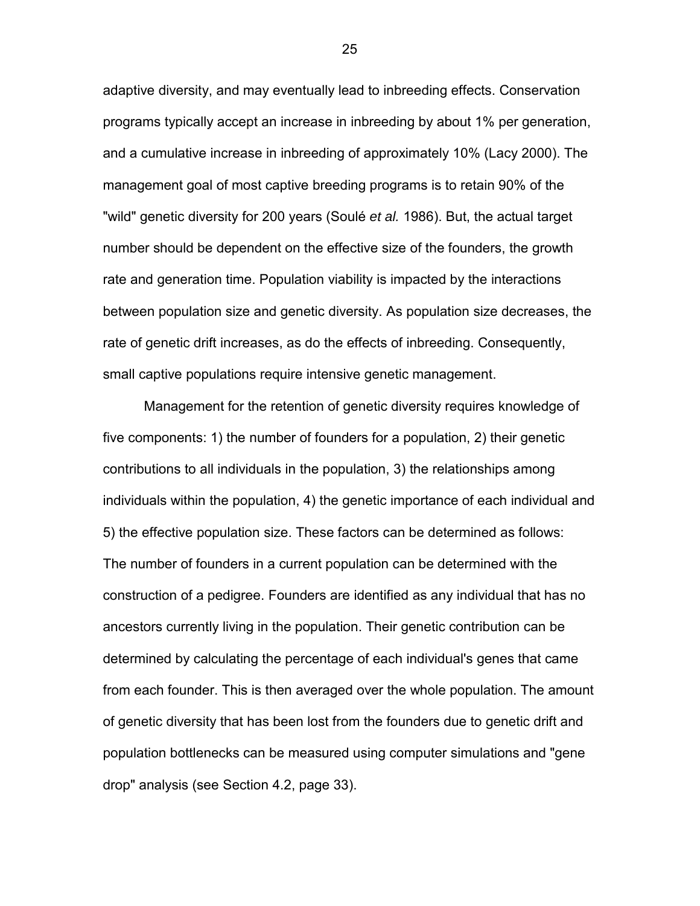adaptive diversity, and may eventually lead to inbreeding effects. Conservation programs typically accept an increase in inbreeding by about 1% per generation, and a cumulative increase in inbreeding of approximately 10% (Lacy 2000). The management goal of most captive breeding programs is to retain 90% of the "wild" genetic diversity for 200 years (Soulé *et al.* 1986). But, the actual target number should be dependent on the effective size of the founders, the growth rate and generation time. Population viability is impacted by the interactions between population size and genetic diversity. As population size decreases, the rate of genetic drift increases, as do the effects of inbreeding. Consequently, small captive populations require intensive genetic management.

Management for the retention of genetic diversity requires knowledge of five components: 1) the number of founders for a population, 2) their genetic contributions to all individuals in the population, 3) the relationships among individuals within the population, 4) the genetic importance of each individual and 5) the effective population size. These factors can be determined as follows: The number of founders in a current population can be determined with the construction of a pedigree. Founders are identified as any individual that has no ancestors currently living in the population. Their genetic contribution can be determined by calculating the percentage of each individual's genes that came from each founder. This is then averaged over the whole population. The amount of genetic diversity that has been lost from the founders due to genetic drift and population bottlenecks can be measured using computer simulations and "gene drop" analysis (see Section 4.2, page 33).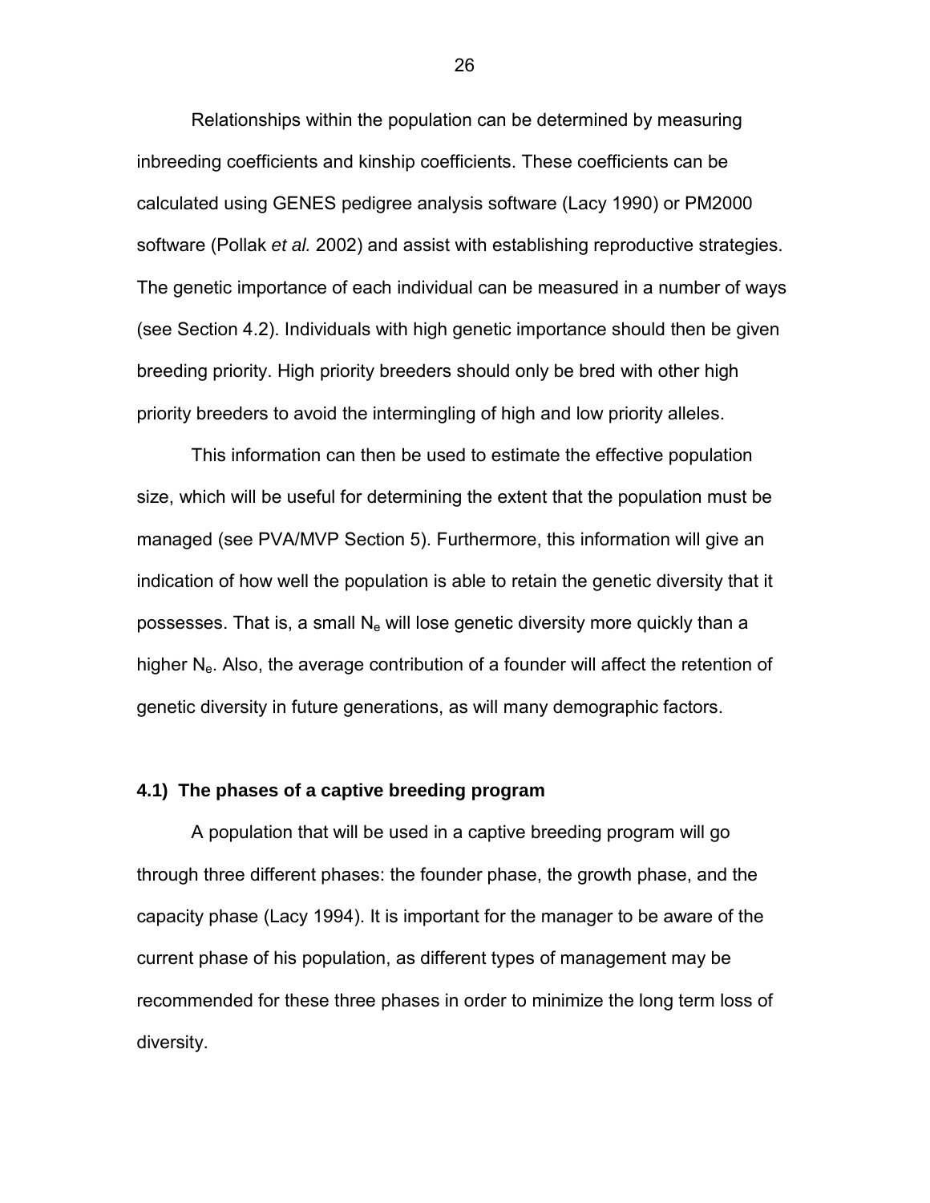Relationships within the population can be determined by measuring inbreeding coefficients and kinship coefficients. These coefficients can be calculated using GENES pedigree analysis software (Lacy 1990) or PM2000 software (Pollak *et al.* 2002) and assist with establishing reproductive strategies. The genetic importance of each individual can be measured in a number of ways (see Section 4.2). Individuals with high genetic importance should then be given breeding priority. High priority breeders should only be bred with other high priority breeders to avoid the intermingling of high and low priority alleles.

This information can then be used to estimate the effective population size, which will be useful for determining the extent that the population must be managed (see PVA/MVP Section 5). Furthermore, this information will give an indication of how well the population is able to retain the genetic diversity that it possesses. That is, a small $N_e$ will lose genetic diversity more quickly than a higher $N_e$. Also, the average contribution of a founder will affect the retention of genetic diversity in future generations, as will many demographic factors.

### 4.1) The phases of a captive breeding program

A population that will be used in a captive breeding program will go through three different phases: the founder phase, the growth phase, and the capacity phase (Lacy 1994). It is important for the manager to be aware of the current phase of his population, as different types of management may be recommended for these three phases in order to minimize the long term loss of diversity.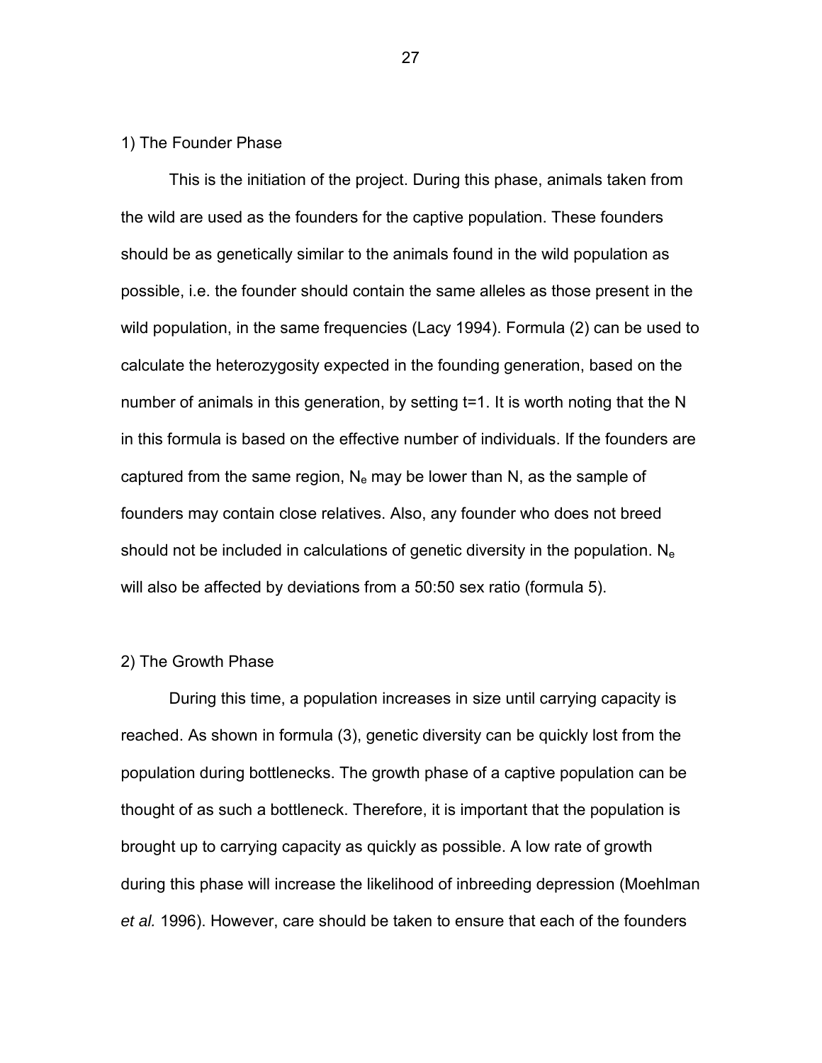1) The Founder Phase

This is the initiation of the project. During this phase, animals taken from the wild are used as the founders for the captive population. These founders should be as genetically similar to the animals found in the wild population as possible, i.e. the founder should contain the same alleles as those present in the wild population, in the same frequencies (Lacy 1994). Formula (2) can be used to calculate the heterozygosity expected in the founding generation, based on the number of animals in this generation, by setting t=1. It is worth noting that the N in this formula is based on the effective number of individuals. If the founders are captured from the same region, $N_e$ may be lower than N, as the sample of founders may contain close relatives. Also, any founder who does not breed should not be included in calculations of genetic diversity in the population. $N_e$ will also be affected by deviations from a 50:50 sex ratio (formula 5).

2) The Growth Phase

During this time, a population increases in size until carrying capacity is reached. As shown in formula (3), genetic diversity can be quickly lost from the population during bottlenecks. The growth phase of a captive population can be thought of as such a bottleneck. Therefore, it is important that the population is brought up to carrying capacity as quickly as possible. A low rate of growth during this phase will increase the likelihood of inbreeding depression (Moehlman *et al.* 1996). However, care should be taken to ensure that each of the founders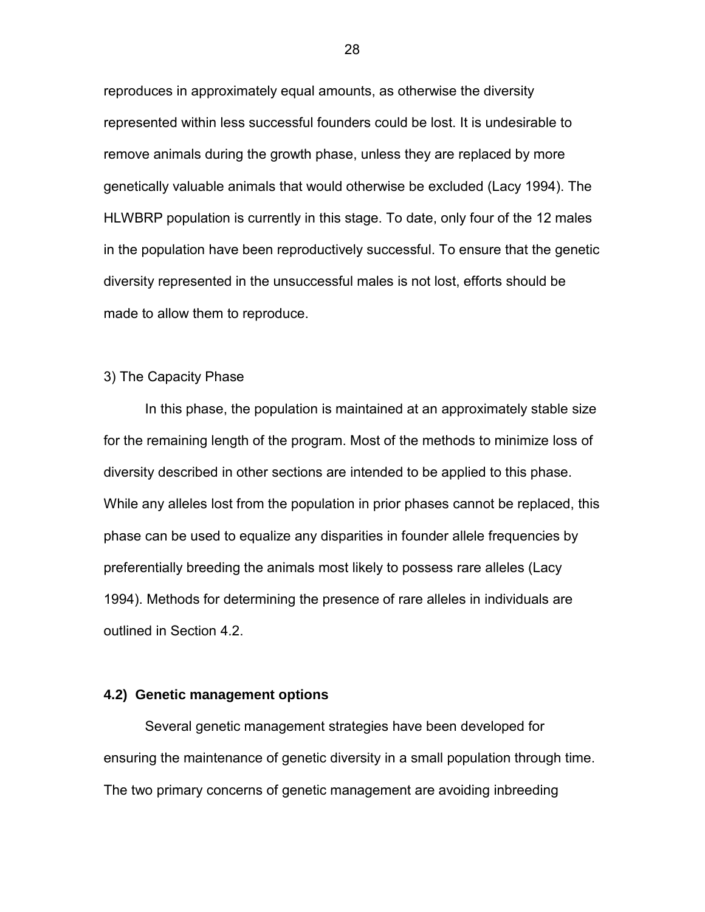reproduces in approximately equal amounts, as otherwise the diversity represented within less successful founders could be lost. It is undesirable to remove animals during the growth phase, unless they are replaced by more genetically valuable animals that would otherwise be excluded (Lacy 1994). The HLWBRP population is currently in this stage. To date, only four of the 12 males in the population have been reproductively successful. To ensure that the genetic diversity represented in the unsuccessful males is not lost, efforts should be made to allow them to reproduce.

3) The Capacity Phase

In this phase, the population is maintained at an approximately stable size for the remaining length of the program. Most of the methods to minimize loss of diversity described in other sections are intended to be applied to this phase. While any alleles lost from the population in prior phases cannot be replaced, this phase can be used to equalize any disparities in founder allele frequencies by preferentially breeding the animals most likely to possess rare alleles (Lacy 1994). Methods for determining the presence of rare alleles in individuals are outlined in Section 4.2.

### 4.2) Genetic management options

Several genetic management strategies have been developed for ensuring the maintenance of genetic diversity in a small population through time. The two primary concerns of genetic management are avoiding inbreeding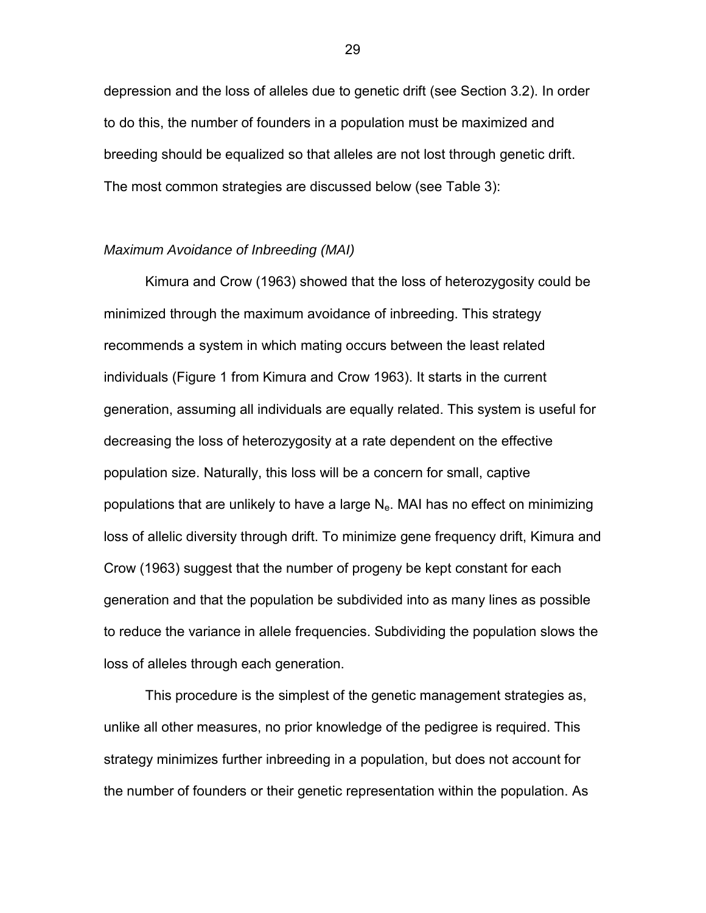depression and the loss of alleles due to genetic drift (see Section 3.2). In order to do this, the number of founders in a population must be maximized and breeding should be equalized so that alleles are not lost through genetic drift. The most common strategies are discussed below (see Table 3):

*Maximum Avoidance of Inbreeding (MAI)*

Kimura and Crow (1963) showed that the loss of heterozygosity could be minimized through the maximum avoidance of inbreeding. This strategy recommends a system in which mating occurs between the least related individuals (Figure 1 from Kimura and Crow 1963). It starts in the current generation, assuming all individuals are equally related. This system is useful for decreasing the loss of heterozygosity at a rate dependent on the effective population size. Naturally, this loss will be a concern for small, captive populations that are unlikely to have a large $N_e$. MAI has no effect on minimizing loss of allelic diversity through drift. To minimize gene frequency drift, Kimura and Crow (1963) suggest that the number of progeny be kept constant for each generation and that the population be subdivided into as many lines as possible to reduce the variance in allele frequencies. Subdividing the population slows the loss of alleles through each generation.

This procedure is the simplest of the genetic management strategies as, unlike all other measures, no prior knowledge of the pedigree is required. This strategy minimizes further inbreeding in a population, but does not account for the number of founders or their genetic representation within the population. As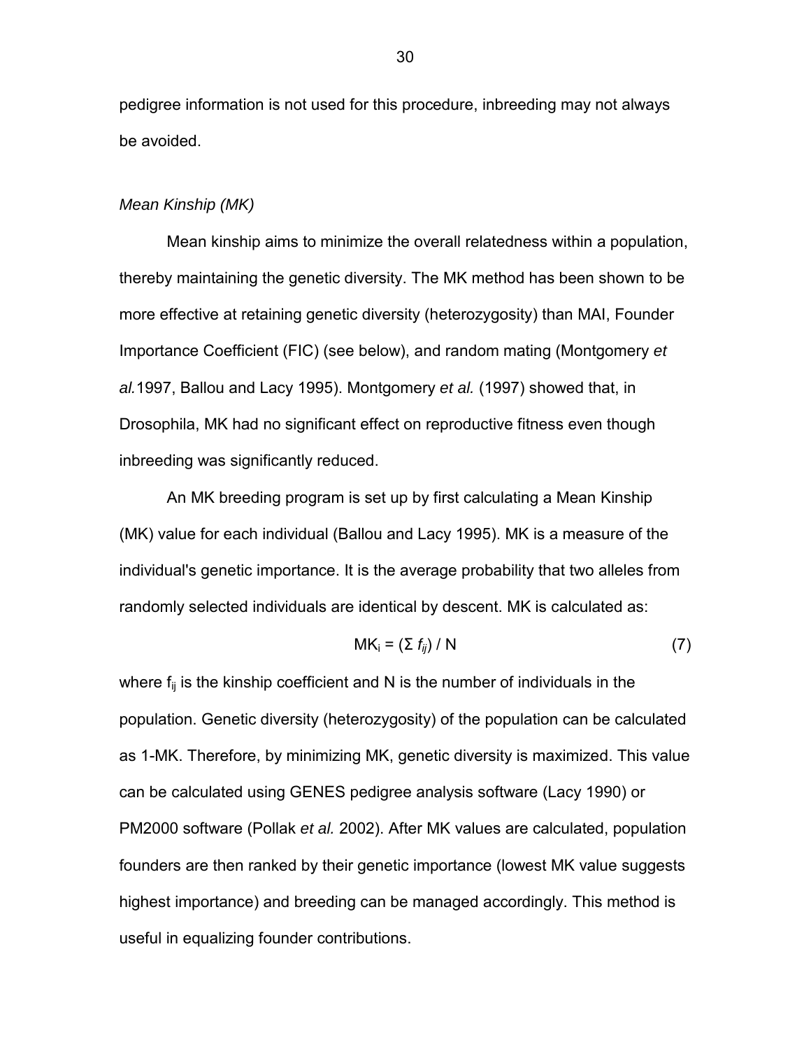pedigree information is not used for this procedure, inbreeding may not always be avoided.

*Mean Kinship (MK)*

Mean kinship aims to minimize the overall relatedness within a population, thereby maintaining the genetic diversity. The MK method has been shown to be more effective at retaining genetic diversity (heterozygosity) than MAI, Founder Importance Coefficient (FIC) (see below), and random mating (Montgomery *et al.*1997, Ballou and Lacy 1995). Montgomery *et al.* (1997) showed that, in Drosophila, MK had no significant effect on reproductive fitness even though inbreeding was significantly reduced.

An MK breeding program is set up by first calculating a Mean Kinship (MK) value for each individual (Ballou and Lacy 1995). MK is a measure of the individual's genetic importance. It is the average probability that two alleles from randomly selected individuals are identical by descent. MK is calculated as:

$$MK_i = (\Sigma f_{ij}) / N \qquad (7)$$

where $f_{ij}$ is the kinship coefficient and N is the number of individuals in the population. Genetic diversity (heterozygosity) of the population can be calculated as 1-MK. Therefore, by minimizing MK, genetic diversity is maximized. This value can be calculated using GENES pedigree analysis software (Lacy 1990) or PM2000 software (Pollak *et al.* 2002). After MK values are calculated, population founders are then ranked by their genetic importance (lowest MK value suggests highest importance) and breeding can be managed accordingly. This method is useful in equalizing founder contributions.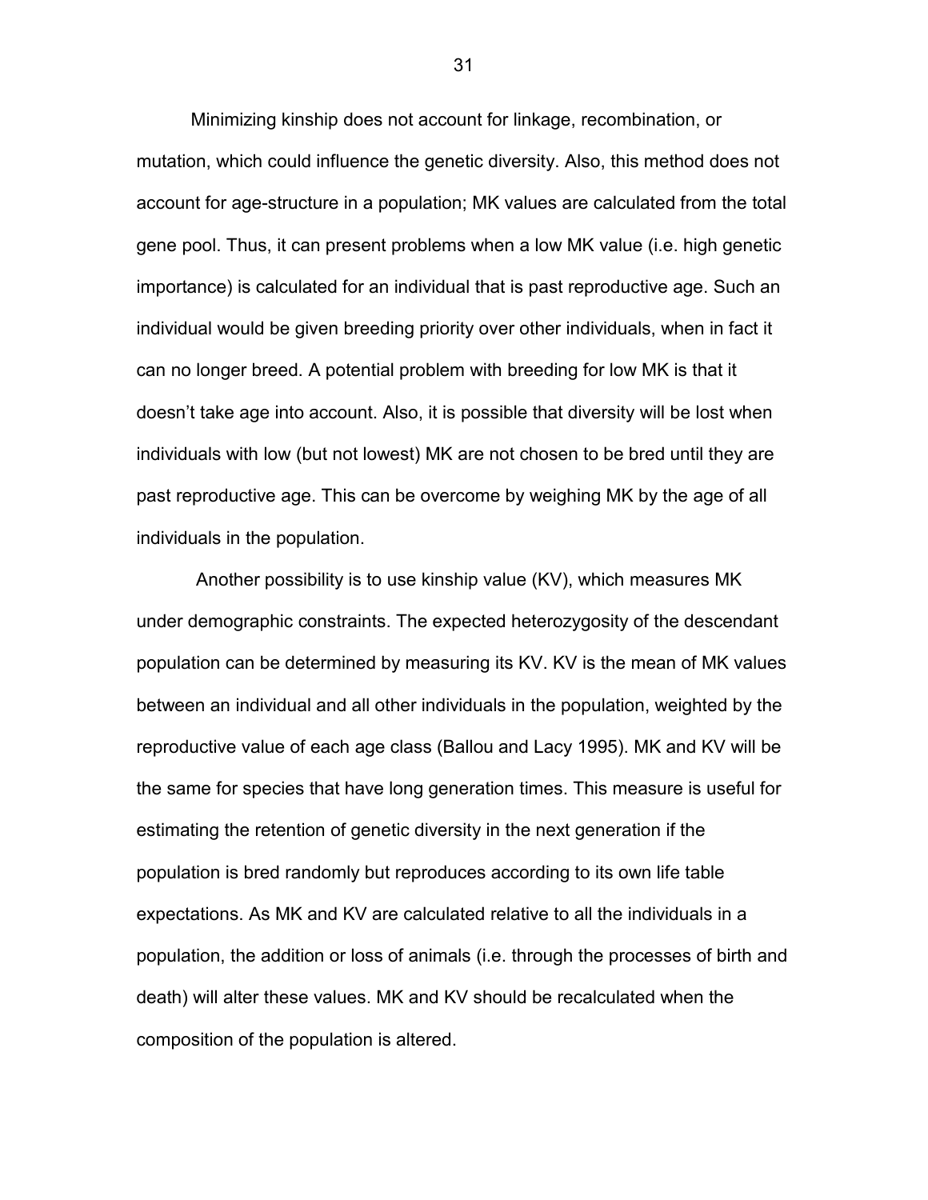Minimizing kinship does not account for linkage, recombination, or mutation, which could influence the genetic diversity. Also, this method does not account for age-structure in a population; MK values are calculated from the total gene pool. Thus, it can present problems when a low MK value (i.e. high genetic importance) is calculated for an individual that is past reproductive age. Such an individual would be given breeding priority over other individuals, when in fact it can no longer breed. A potential problem with breeding for low MK is that it doesn’t take age into account. Also, it is possible that diversity will be lost when individuals with low (but not lowest) MK are not chosen to be bred until they are past reproductive age. This can be overcome by weighing MK by the age of all individuals in the population.

Another possibility is to use kinship value (KV), which measures MK under demographic constraints. The expected heterozygosity of the descendant population can be determined by measuring its KV. KV is the mean of MK values between an individual and all other individuals in the population, weighted by the reproductive value of each age class (Ballou and Lacy 1995). MK and KV will be the same for species that have long generation times. This measure is useful for estimating the retention of genetic diversity in the next generation if the population is bred randomly but reproduces according to its own life table expectations. As MK and KV are calculated relative to all the individuals in a population, the addition or loss of animals (i.e. through the processes of birth and death) will alter these values. MK and KV should be recalculated when the composition of the population is altered.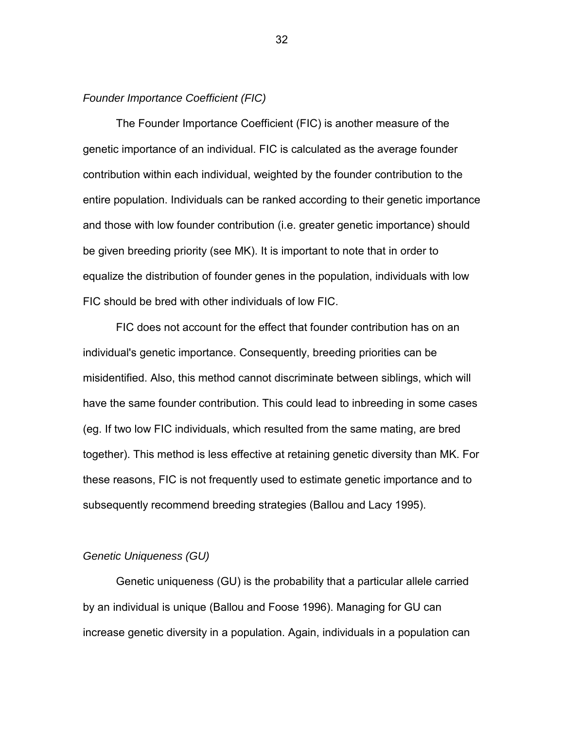*Founder Importance Coefficient (FIC)*

The Founder Importance Coefficient (FIC) is another measure of the genetic importance of an individual. FIC is calculated as the average founder contribution within each individual, weighted by the founder contribution to the entire population. Individuals can be ranked according to their genetic importance and those with low founder contribution (i.e. greater genetic importance) should be given breeding priority (see MK). It is important to note that in order to equalize the distribution of founder genes in the population, individuals with low FIC should be bred with other individuals of low FIC.

FIC does not account for the effect that founder contribution has on an individual's genetic importance. Consequently, breeding priorities can be misidentified. Also, this method cannot discriminate between siblings, which will have the same founder contribution. This could lead to inbreeding in some cases (eg. If two low FIC individuals, which resulted from the same mating, are bred together). This method is less effective at retaining genetic diversity than MK. For these reasons, FIC is not frequently used to estimate genetic importance and to subsequently recommend breeding strategies (Ballou and Lacy 1995).

*Genetic Uniqueness (GU)*

Genetic uniqueness (GU) is the probability that a particular allele carried by an individual is unique (Ballou and Foose 1996). Managing for GU can increase genetic diversity in a population. Again, individuals in a population can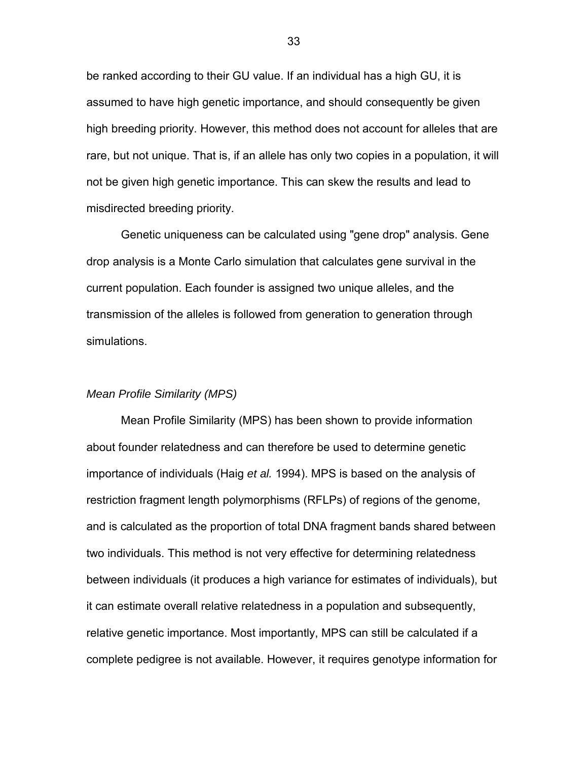be ranked according to their GU value. If an individual has a high GU, it is assumed to have high genetic importance, and should consequently be given high breeding priority. However, this method does not account for alleles that are rare, but not unique. That is, if an allele has only two copies in a population, it will not be given high genetic importance. This can skew the results and lead to misdirected breeding priority.

Genetic uniqueness can be calculated using "gene drop" analysis. Gene drop analysis is a Monte Carlo simulation that calculates gene survival in the current population. Each founder is assigned two unique alleles, and the transmission of the alleles is followed from generation to generation through simulations.

### *Mean Profile Similarity (MPS)*

Mean Profile Similarity (MPS) has been shown to provide information about founder relatedness and can therefore be used to determine genetic importance of individuals (Haig *et al.* 1994). MPS is based on the analysis of restriction fragment length polymorphisms (RFLPs) of regions of the genome, and is calculated as the proportion of total DNA fragment bands shared between two individuals. This method is not very effective for determining relatedness between individuals (it produces a high variance for estimates of individuals), but it can estimate overall relative relatedness in a population and subsequently, relative genetic importance. Most importantly, MPS can still be calculated if a complete pedigree is not available. However, it requires genotype information for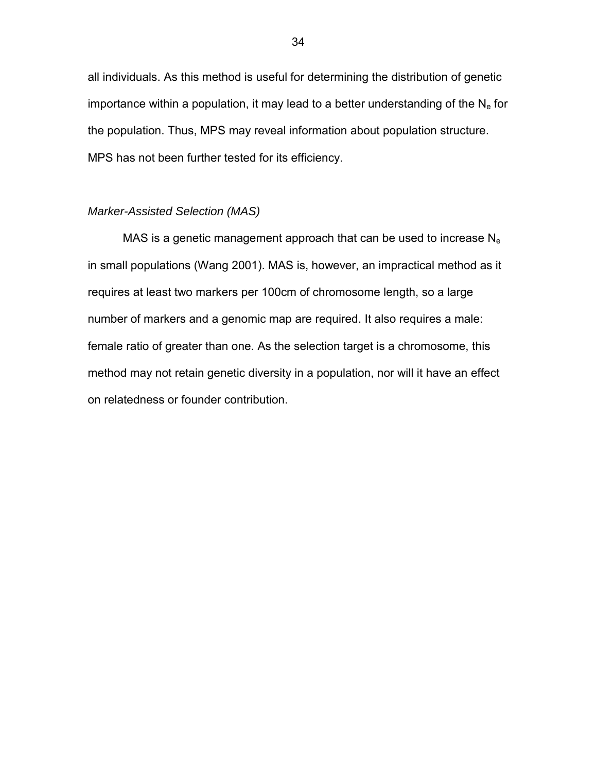all individuals. As this method is useful for determining the distribution of genetic importance within a population, it may lead to a better understanding of the $N_e$ for the population. Thus, MPS may reveal information about population structure. MPS has not been further tested for its efficiency.

### *Marker-Assisted Selection (MAS)*

MAS is a genetic management approach that can be used to increase $N_e$ in small populations (Wang 2001). MAS is, however, an impractical method as it requires at least two markers per 100cm of chromosome length, so a large number of markers and a genomic map are required. It also requires a male: female ratio of greater than one. As the selection target is a chromosome, this method may not retain genetic diversity in a population, nor will it have an effect on relatedness or founder contribution.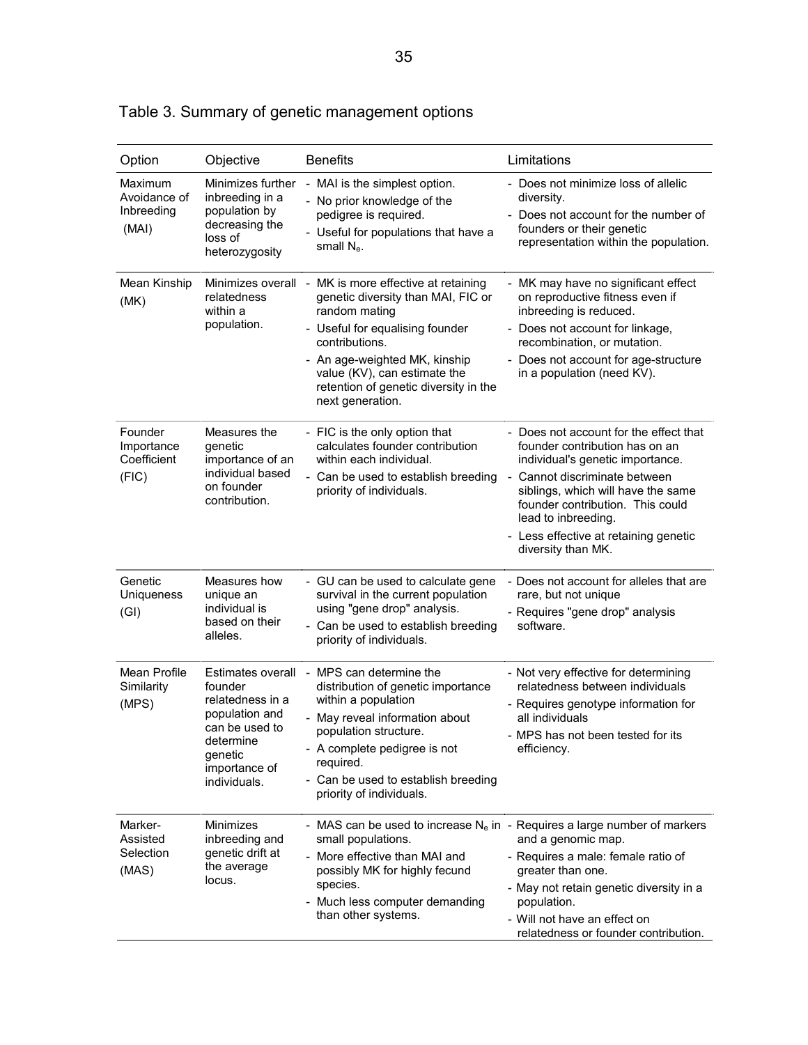Table 3. Summary of genetic management options

| Option | Objective | Benefits | Limitations |
|---|---|---|---|
| Maximum Avoidance of Inbreeding (MAI) | Minimizes further inbreeding in a population by decreasing the loss of heterozygosity | - MAI is the simplest option.<br>- No prior knowledge of the pedigree is required.<br>- Useful for populations that have a small $N_e$. | - Does not minimize loss of allelic diversity.<br>- Does not account for the number of founders or their genetic representation within the population. |
| Mean Kinship (MK) | Minimizes overall relatedness within a population. | - MK is more effective at retaining genetic diversity than MAI, FIC or random mating<br>- Useful for equalising founder contributions.<br>- An age-weighted MK, kinship value (KV), can estimate the retention of genetic diversity in the next generation. | - MK may have no significant effect on reproductive fitness even if inbreeding is reduced.<br>- Does not account for linkage, recombination, or mutation.<br>- Does not account for age-structure in a population (need KV). |
| Founder Importance Coefficient (FIC) | Measures the genetic importance of an individual based on founder contribution. | - FIC is the only option that calculates founder contribution within each individual.<br>- Can be used to establish breeding priority of individuals. | - Does not account for the effect that founder contribution has on an individual's genetic importance.<br>- Cannot discriminate between siblings, which will have the same founder contribution. This could lead to inbreeding.<br>- Less effective at retaining genetic diversity than MK. |
| Genetic Uniqueness (GI) | Measures how unique an individual is based on their alleles. | - GU can be used to calculate gene survival in the current population using "gene drop" analysis.<br>- Can be used to establish breeding priority of individuals. | - Does not account for alleles that are rare, but not unique<br>- Requires "gene drop" analysis software. |
| Mean Profile Similarity (MPS) | Estimates overall founder relatedness in a population and can be used to determine genetic importance of individuals. | - MPS can determine the distribution of genetic importance within a population<br>- May reveal information about population structure.<br>- A complete pedigree is not required.<br>- Can be used to establish breeding priority of individuals. | - Not very effective for determining relatedness between individuals<br>- Requires genotype information for all individuals<br>- MPS has not been tested for its efficiency. |
| Marker-Assisted Selection (MAS) | Minimizes inbreeding and genetic drift at the average locus. | - MAS can be used to increase $N_e$ in small populations.<br>- More effective than MAI and possibly MK for highly fecund species.<br>- Much less computer demanding than other systems. | - Requires a large number of markers and a genomic map.<br>- Requires a male: female ratio of greater than one.<br>- May not retain genetic diversity in a population.<br>- Will not have an effect on relatedness or founder contribution. |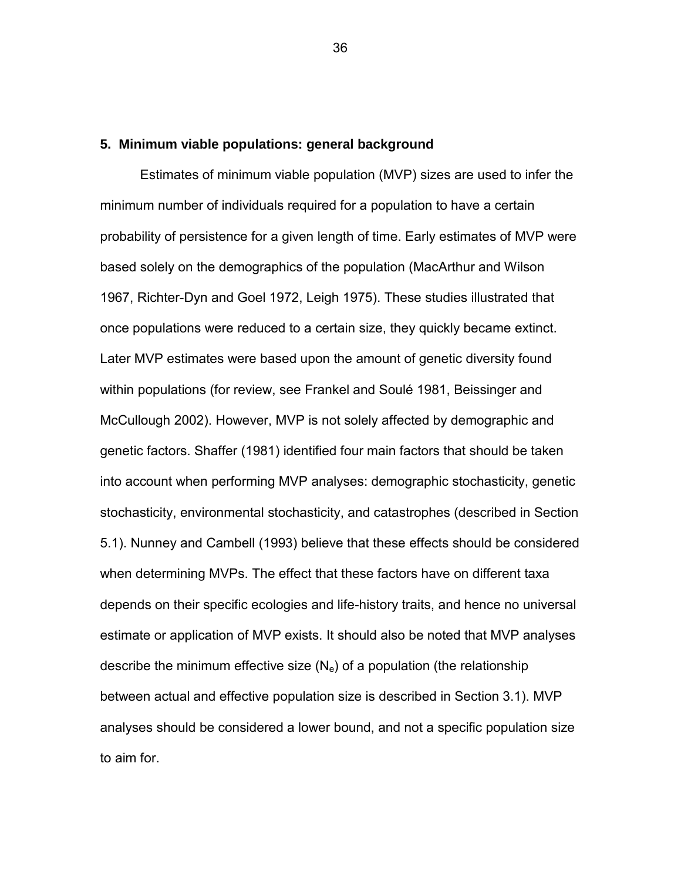## 5. Minimum viable populations: general background

Estimates of minimum viable population (MVP) sizes are used to infer the minimum number of individuals required for a population to have a certain probability of persistence for a given length of time. Early estimates of MVP were based solely on the demographics of the population (MacArthur and Wilson 1967, Richter-Dyn and Goel 1972, Leigh 1975). These studies illustrated that once populations were reduced to a certain size, they quickly became extinct. Later MVP estimates were based upon the amount of genetic diversity found within populations (for review, see Frankel and Soulé 1981, Beissinger and McCullough 2002). However, MVP is not solely affected by demographic and genetic factors. Shaffer (1981) identified four main factors that should be taken into account when performing MVP analyses: demographic stochasticity, genetic stochasticity, environmental stochasticity, and catastrophes (described in Section 5.1). Nunney and Cambell (1993) believe that these effects should be considered when determining MVPs. The effect that these factors have on different taxa depends on their specific ecologies and life-history traits, and hence no universal estimate or application of MVP exists. It should also be noted that MVP analyses describe the minimum effective size ($N_e$) of a population (the relationship between actual and effective population size is described in Section 3.1). MVP analyses should be considered a lower bound, and not a specific population size to aim for.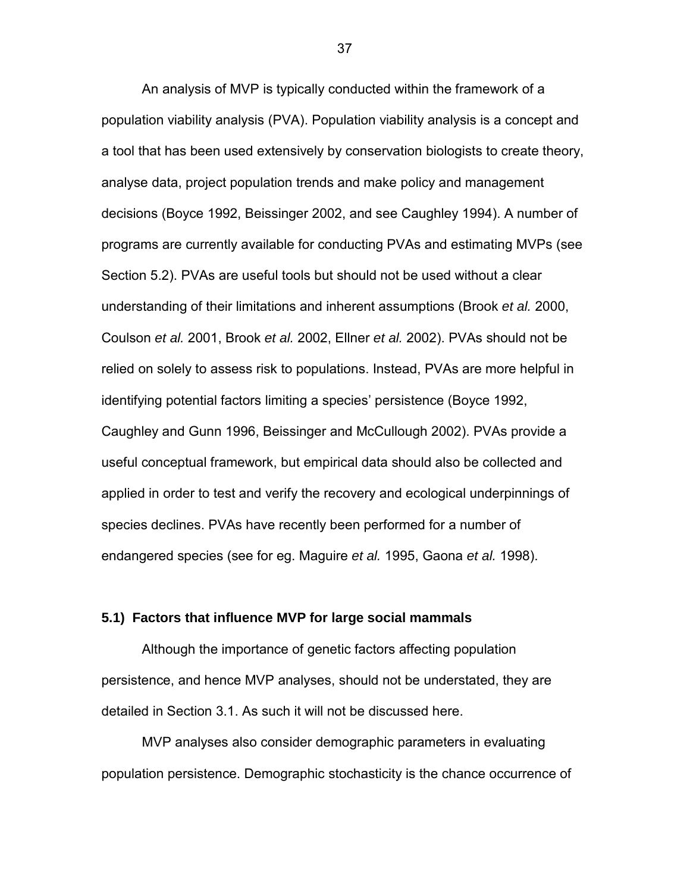An analysis of MVP is typically conducted within the framework of a population viability analysis (PVA). Population viability analysis is a concept and a tool that has been used extensively by conservation biologists to create theory, analyse data, project population trends and make policy and management decisions (Boyce 1992, Beissinger 2002, and see Caughley 1994). A number of programs are currently available for conducting PVAs and estimating MVPs (see Section 5.2). PVAs are useful tools but should not be used without a clear understanding of their limitations and inherent assumptions (Brook *et al.* 2000, Coulson *et al.* 2001, Brook *et al.* 2002, Ellner *et al.* 2002). PVAs should not be relied on solely to assess risk to populations. Instead, PVAs are more helpful in identifying potential factors limiting a species' persistence (Boyce 1992, Caughley and Gunn 1996, Beissinger and McCullough 2002). PVAs provide a useful conceptual framework, but empirical data should also be collected and applied in order to test and verify the recovery and ecological underpinnings of species declines. PVAs have recently been performed for a number of endangered species (see for eg. Maguire *et al.* 1995, Gaona *et al.* 1998).

### 5.1) Factors that influence MVP for large social mammals

Although the importance of genetic factors affecting population persistence, and hence MVP analyses, should not be understated, they are detailed in Section 3.1. As such it will not be discussed here.

MVP analyses also consider demographic parameters in evaluating population persistence. Demographic stochasticity is the chance occurrence of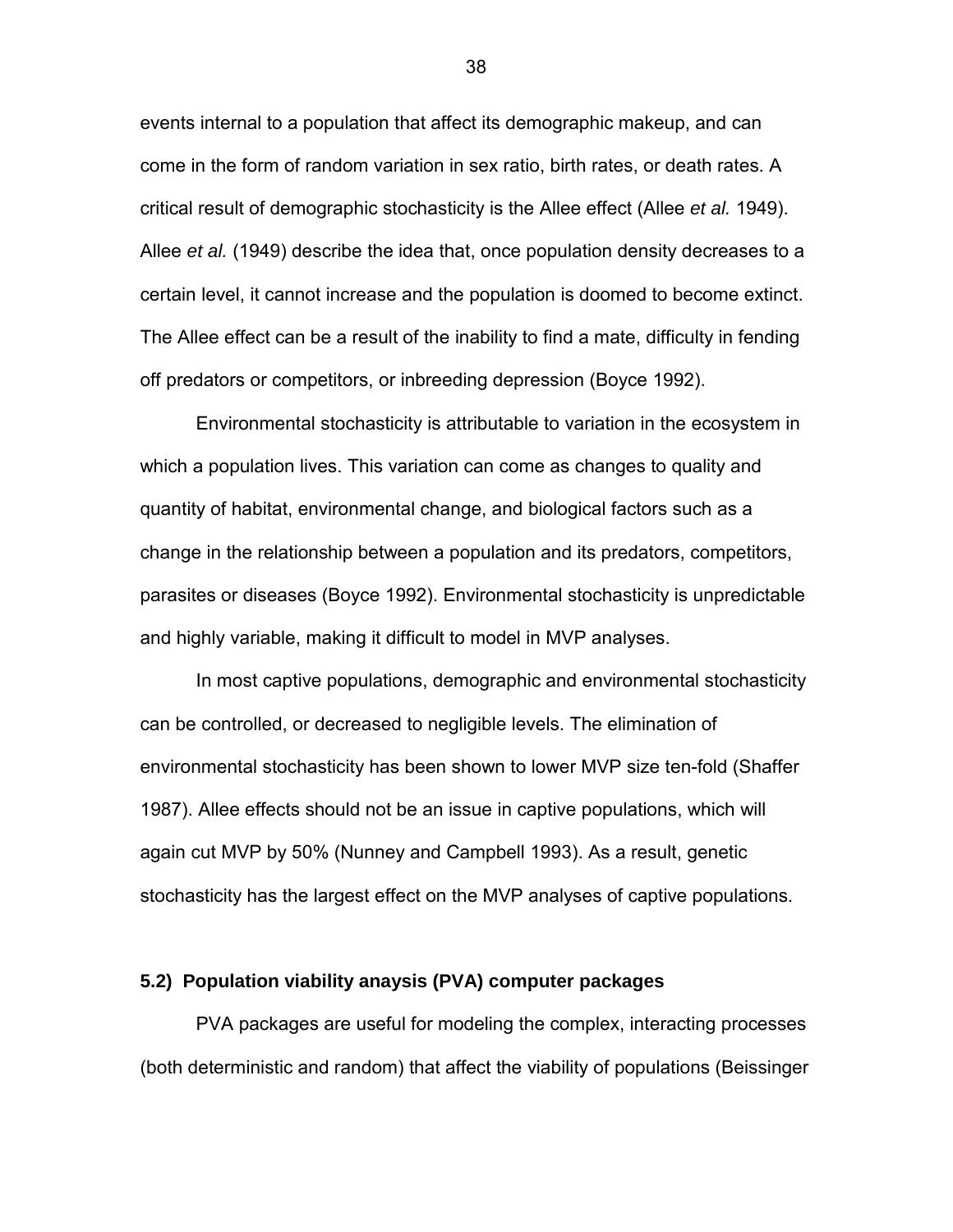events internal to a population that affect its demographic makeup, and can come in the form of random variation in sex ratio, birth rates, or death rates. A critical result of demographic stochasticity is the Allee effect (Allee *et al.* 1949). Allee *et al.* (1949) describe the idea that, once population density decreases to a certain level, it cannot increase and the population is doomed to become extinct. The Allee effect can be a result of the inability to find a mate, difficulty in fending off predators or competitors, or inbreeding depression (Boyce 1992).

Environmental stochasticity is attributable to variation in the ecosystem in which a population lives. This variation can come as changes to quality and quantity of habitat, environmental change, and biological factors such as a change in the relationship between a population and its predators, competitors, parasites or diseases (Boyce 1992). Environmental stochasticity is unpredictable and highly variable, making it difficult to model in MVP analyses.

In most captive populations, demographic and environmental stochasticity can be controlled, or decreased to negligible levels. The elimination of environmental stochasticity has been shown to lower MVP size ten-fold (Shaffer 1987). Allee effects should not be an issue in captive populations, which will again cut MVP by 50% (Nunney and Campbell 1993). As a result, genetic stochasticity has the largest effect on the MVP analyses of captive populations.

### 5.2) Population viability anaysis (PVA) computer packages

PVA packages are useful for modeling the complex, interacting processes (both deterministic and random) that affect the viability of populations (Beissinger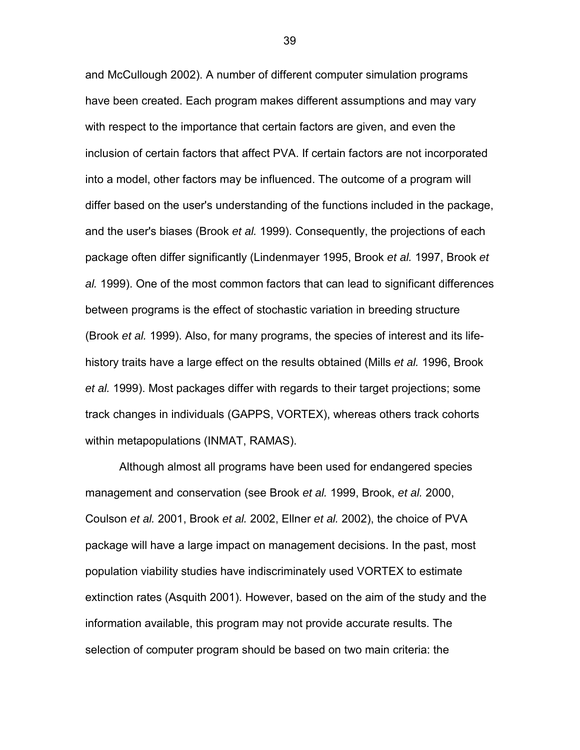and McCullough 2002). A number of different computer simulation programs have been created. Each program makes different assumptions and may vary with respect to the importance that certain factors are given, and even the inclusion of certain factors that affect PVA. If certain factors are not incorporated into a model, other factors may be influenced. The outcome of a program will differ based on the user's understanding of the functions included in the package, and the user's biases (Brook *et al.* 1999). Consequently, the projections of each package often differ significantly (Lindenmayer 1995, Brook *et al.* 1997, Brook *et al.* 1999). One of the most common factors that can lead to significant differences between programs is the effect of stochastic variation in breeding structure (Brook *et al.* 1999). Also, for many programs, the species of interest and its life-history traits have a large effect on the results obtained (Mills *et al.* 1996, Brook *et al.* 1999). Most packages differ with regards to their target projections; some track changes in individuals (GAPPS, VORTEX), whereas others track cohorts within metapopulations (INMAT, RAMAS).

Although almost all programs have been used for endangered species management and conservation (see Brook *et al.* 1999, Brook, *et al.* 2000, Coulson *et al.* 2001, Brook *et al.* 2002, Ellner *et al.* 2002), the choice of PVA package will have a large impact on management decisions. In the past, most population viability studies have indiscriminately used VORTEX to estimate extinction rates (Asquith 2001). However, based on the aim of the study and the information available, this program may not provide accurate results. The selection of computer program should be based on two main criteria: the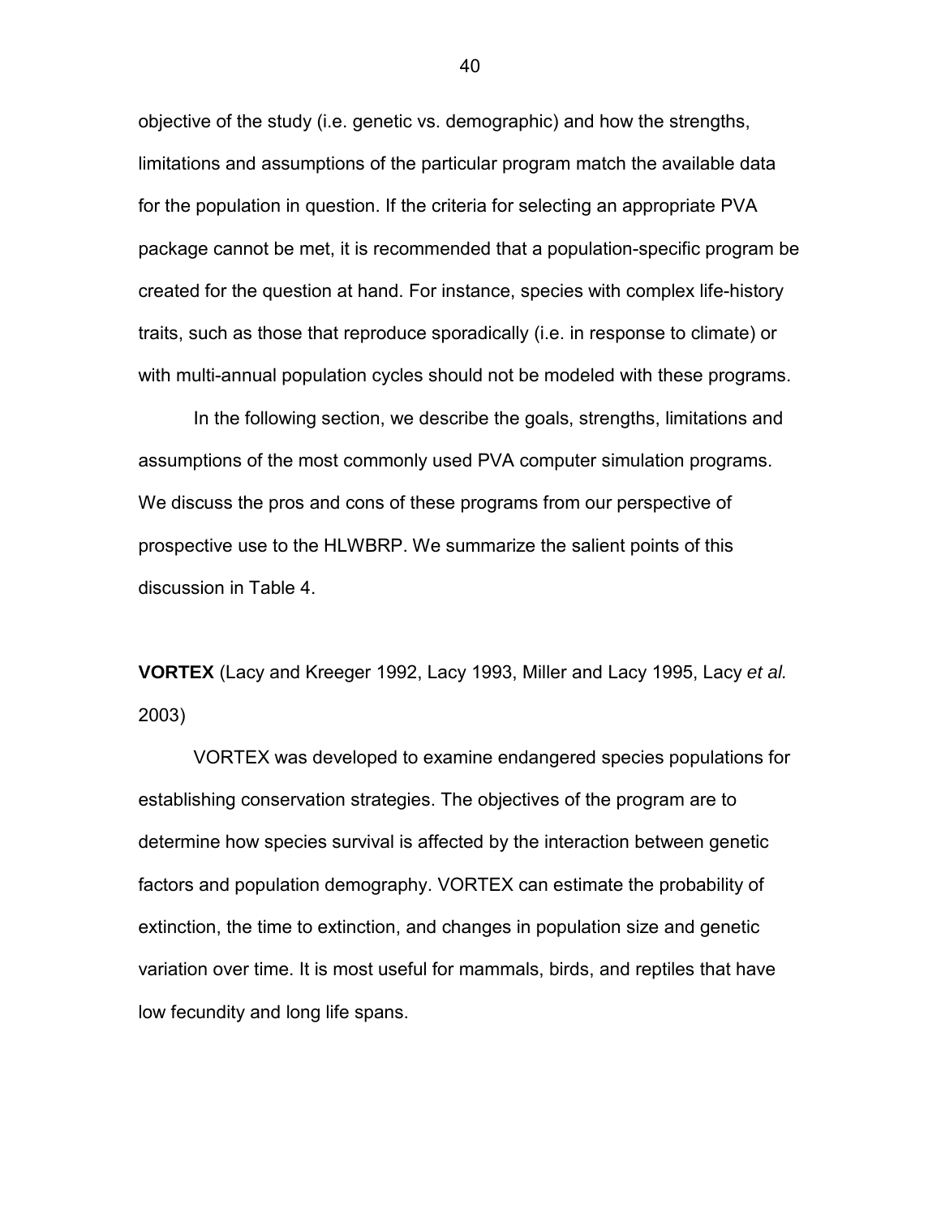objective of the study (i.e. genetic vs. demographic) and how the strengths, limitations and assumptions of the particular program match the available data for the population in question. If the criteria for selecting an appropriate PVA package cannot be met, it is recommended that a population-specific program be created for the question at hand. For instance, species with complex life-history traits, such as those that reproduce sporadically (i.e. in response to climate) or with multi-annual population cycles should not be modeled with these programs.

In the following section, we describe the goals, strengths, limitations and assumptions of the most commonly used PVA computer simulation programs. We discuss the pros and cons of these programs from our perspective of prospective use to the HLWBRP. We summarize the salient points of this discussion in Table 4.

**VORTEX** (Lacy and Kreeger 1992, Lacy 1993, Miller and Lacy 1995, Lacy *et al.* 2003)

VORTEX was developed to examine endangered species populations for establishing conservation strategies. The objectives of the program are to determine how species survival is affected by the interaction between genetic factors and population demography. VORTEX can estimate the probability of extinction, the time to extinction, and changes in population size and genetic variation over time. It is most useful for mammals, birds, and reptiles that have low fecundity and long life spans.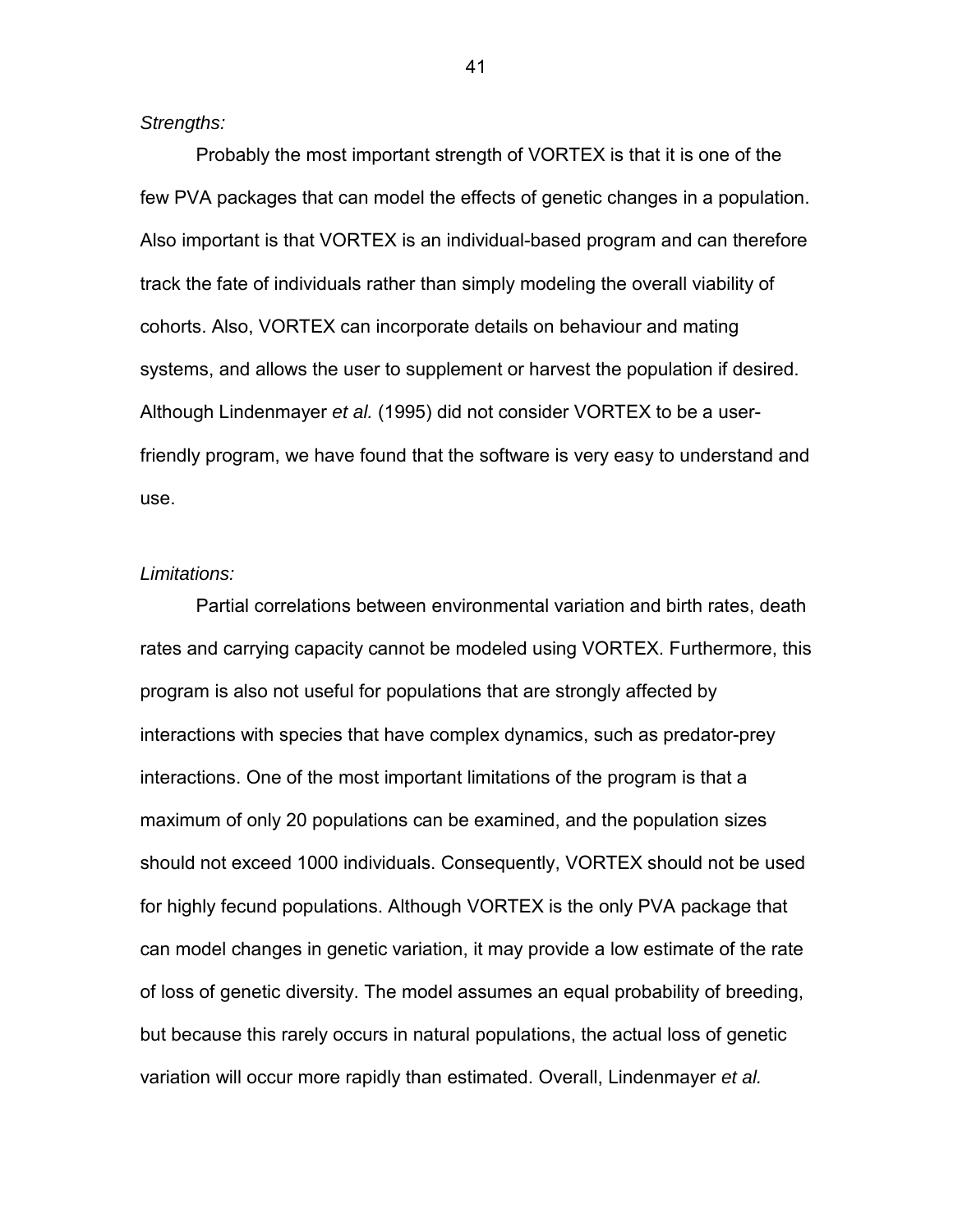*Strengths:*

Probably the most important strength of VORTEX is that it is one of the few PVA packages that can model the effects of genetic changes in a population. Also important is that VORTEX is an individual-based program and can therefore track the fate of individuals rather than simply modeling the overall viability of cohorts. Also, VORTEX can incorporate details on behaviour and mating systems, and allows the user to supplement or harvest the population if desired. Although Lindenmayer *et al.* (1995) did not consider VORTEX to be a user-friendly program, we have found that the software is very easy to understand and use.

*Limitations:*

Partial correlations between environmental variation and birth rates, death rates and carrying capacity cannot be modeled using VORTEX. Furthermore, this program is also not useful for populations that are strongly affected by interactions with species that have complex dynamics, such as predator-prey interactions. One of the most important limitations of the program is that a maximum of only 20 populations can be examined, and the population sizes should not exceed 1000 individuals. Consequently, VORTEX should not be used for highly fecund populations. Although VORTEX is the only PVA package that can model changes in genetic variation, it may provide a low estimate of the rate of loss of genetic diversity. The model assumes an equal probability of breeding, but because this rarely occurs in natural populations, the actual loss of genetic variation will occur more rapidly than estimated. Overall, Lindenmayer *et al.*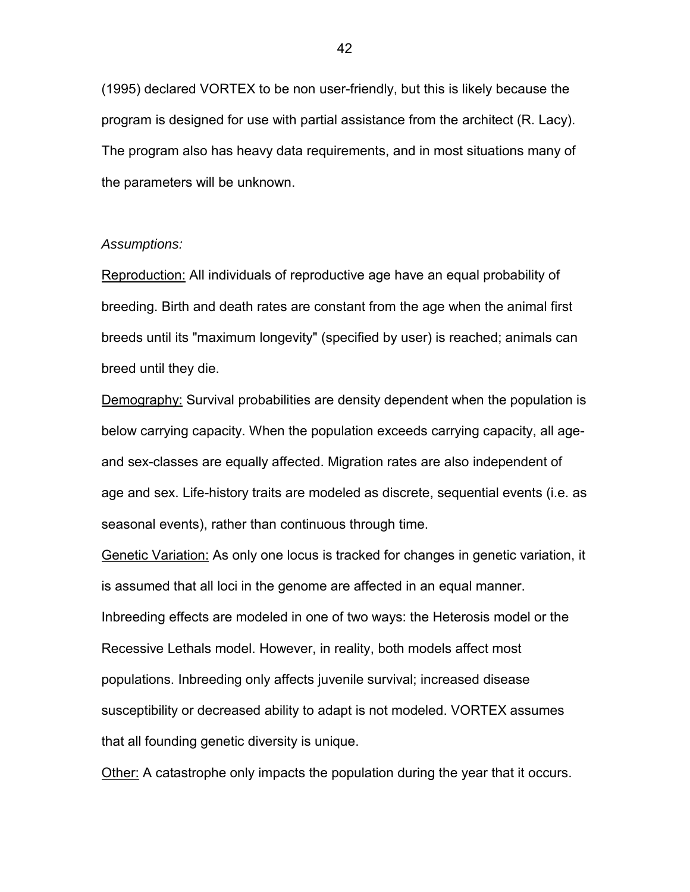(1995) declared VORTEX to be non user-friendly, but this is likely because the program is designed for use with partial assistance from the architect (R. Lacy). The program also has heavy data requirements, and in most situations many of the parameters will be unknown.

*Assumptions:*

Reproduction: All individuals of reproductive age have an equal probability of breeding. Birth and death rates are constant from the age when the animal first breeds until its "maximum longevity" (specified by user) is reached; animals can breed until they die.

Demography: Survival probabilities are density dependent when the population is below carrying capacity. When the population exceeds carrying capacity, all age- and sex-classes are equally affected. Migration rates are also independent of age and sex. Life-history traits are modeled as discrete, sequential events (i.e. as seasonal events), rather than continuous through time.

Genetic Variation: As only one locus is tracked for changes in genetic variation, it is assumed that all loci in the genome are affected in an equal manner. Inbreeding effects are modeled in one of two ways: the Heterosis model or the Recessive Lethals model. However, in reality, both models affect most populations. Inbreeding only affects juvenile survival; increased disease susceptibility or decreased ability to adapt is not modeled. VORTEX assumes that all founding genetic diversity is unique.

Other: A catastrophe only impacts the population during the year that it occurs.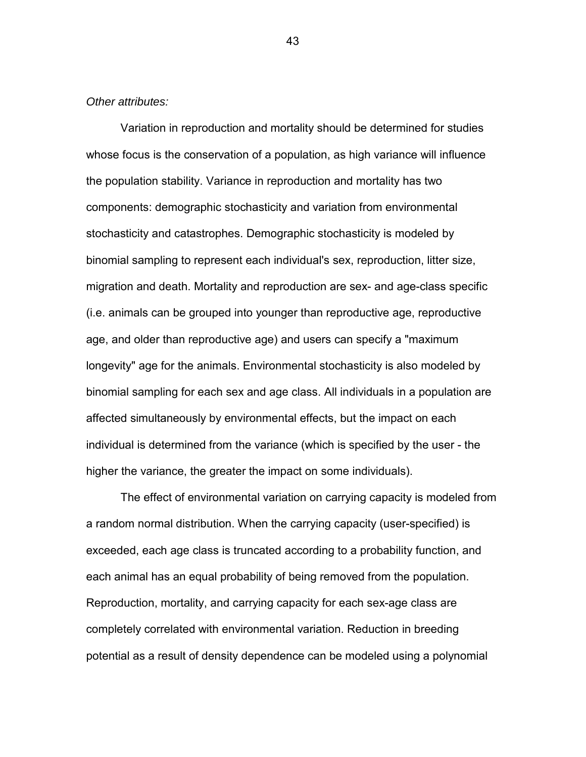*Other attributes:*

Variation in reproduction and mortality should be determined for studies whose focus is the conservation of a population, as high variance will influence the population stability. Variance in reproduction and mortality has two components: demographic stochasticity and variation from environmental stochasticity and catastrophes. Demographic stochasticity is modeled by binomial sampling to represent each individual's sex, reproduction, litter size, migration and death. Mortality and reproduction are sex- and age-class specific (i.e. animals can be grouped into younger than reproductive age, reproductive age, and older than reproductive age) and users can specify a "maximum longevity" age for the animals. Environmental stochasticity is also modeled by binomial sampling for each sex and age class. All individuals in a population are affected simultaneously by environmental effects, but the impact on each individual is determined from the variance (which is specified by the user - the higher the variance, the greater the impact on some individuals).

The effect of environmental variation on carrying capacity is modeled from a random normal distribution. When the carrying capacity (user-specified) is exceeded, each age class is truncated according to a probability function, and each animal has an equal probability of being removed from the population. Reproduction, mortality, and carrying capacity for each sex-age class are completely correlated with environmental variation. Reduction in breeding potential as a result of density dependence can be modeled using a polynomial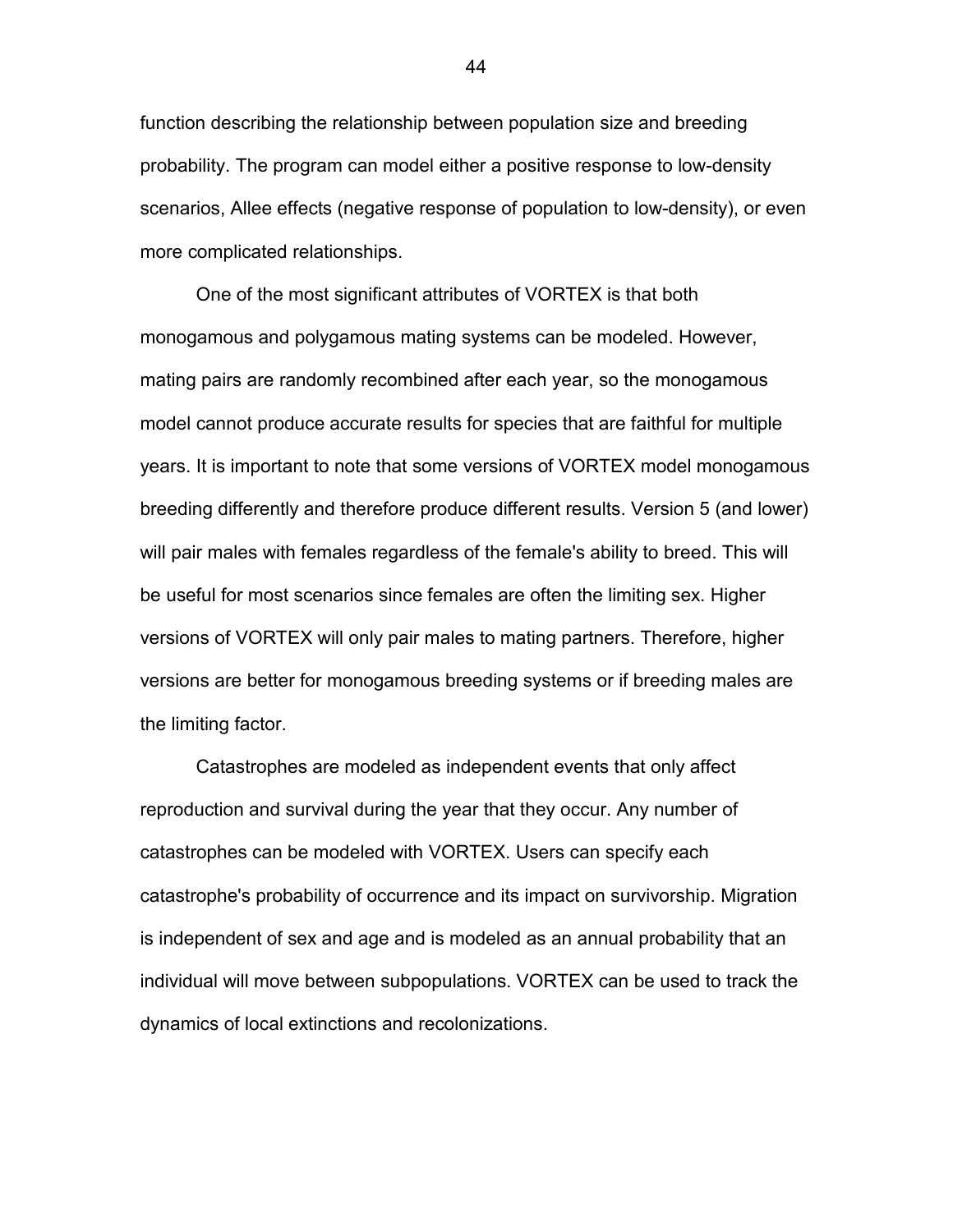function describing the relationship between population size and breeding probability. The program can model either a positive response to low-density scenarios, Allee effects (negative response of population to low-density), or even more complicated relationships.

One of the most significant attributes of VORTEX is that both monogamous and polygamous mating systems can be modeled. However, mating pairs are randomly recombined after each year, so the monogamous model cannot produce accurate results for species that are faithful for multiple years. It is important to note that some versions of VORTEX model monogamous breeding differently and therefore produce different results. Version 5 (and lower) will pair males with females regardless of the female's ability to breed. This will be useful for most scenarios since females are often the limiting sex. Higher versions of VORTEX will only pair males to mating partners. Therefore, higher versions are better for monogamous breeding systems or if breeding males are the limiting factor.

Catastrophes are modeled as independent events that only affect reproduction and survival during the year that they occur. Any number of catastrophes can be modeled with VORTEX. Users can specify each catastrophe's probability of occurrence and its impact on survivorship. Migration is independent of sex and age and is modeled as an annual probability that an individual will move between subpopulations. VORTEX can be used to track the dynamics of local extinctions and recolonizations.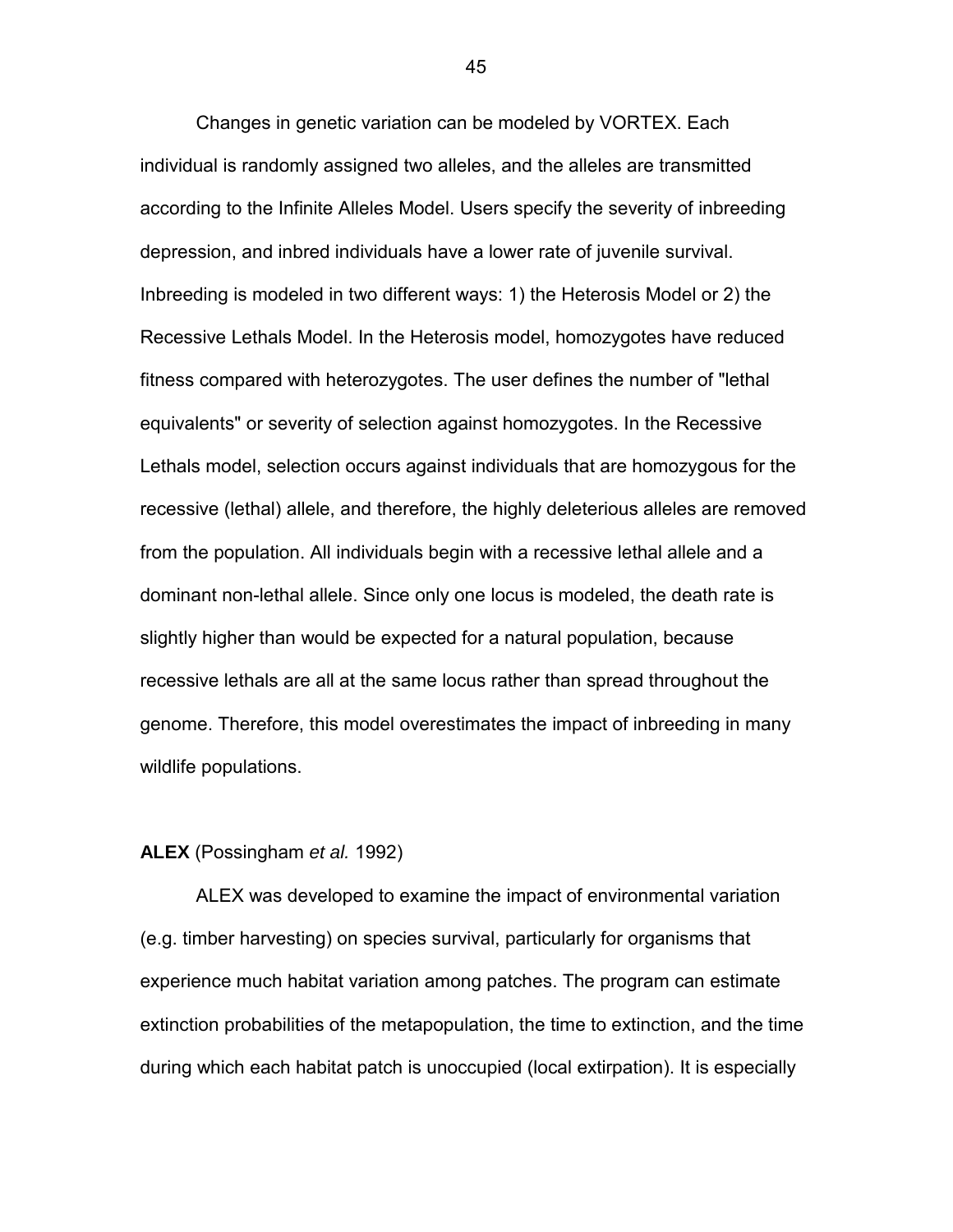Changes in genetic variation can be modeled by VORTEX. Each individual is randomly assigned two alleles, and the alleles are transmitted according to the Infinite Alleles Model. Users specify the severity of inbreeding depression, and inbred individuals have a lower rate of juvenile survival. Inbreeding is modeled in two different ways: 1) the Heterosis Model or 2) the Recessive Lethals Model. In the Heterosis model, homozygotes have reduced fitness compared with heterozygotes. The user defines the number of "lethal equivalents" or severity of selection against homozygotes. In the Recessive Lethals model, selection occurs against individuals that are homozygous for the recessive (lethal) allele, and therefore, the highly deleterious alleles are removed from the population. All individuals begin with a recessive lethal allele and a dominant non-lethal allele. Since only one locus is modeled, the death rate is slightly higher than would be expected for a natural population, because recessive lethals are all at the same locus rather than spread throughout the genome. Therefore, this model overestimates the impact of inbreeding in many wildlife populations.

**ALEX** (Possingham *et al.* 1992)

ALEX was developed to examine the impact of environmental variation (e.g. timber harvesting) on species survival, particularly for organisms that experience much habitat variation among patches. The program can estimate extinction probabilities of the metapopulation, the time to extinction, and the time during which each habitat patch is unoccupied (local extirpation). It is especially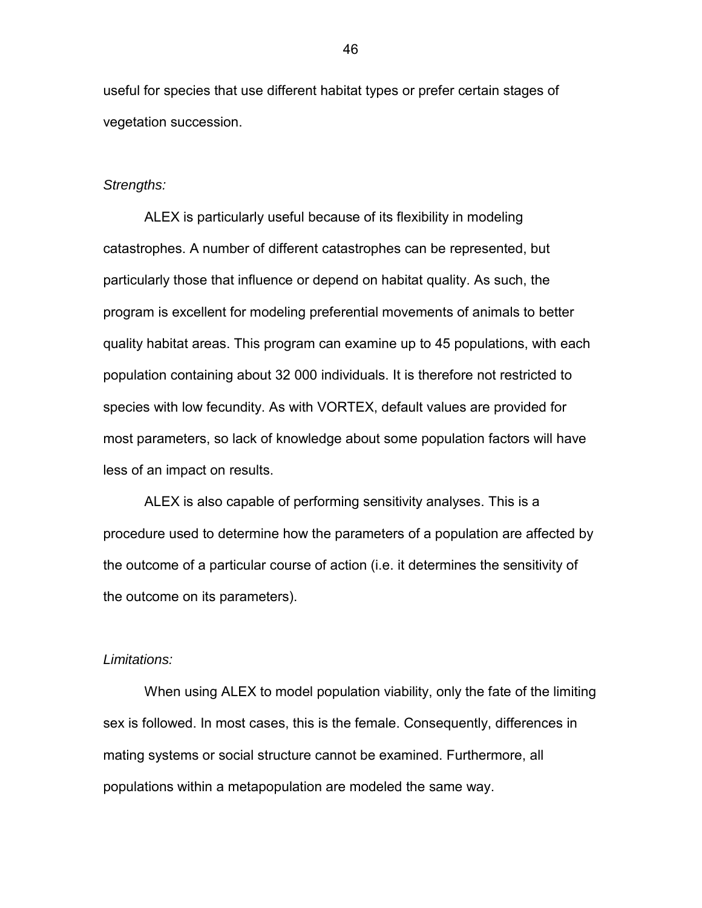useful for species that use different habitat types or prefer certain stages of vegetation succession.

*Strengths:*

ALEX is particularly useful because of its flexibility in modeling catastrophes. A number of different catastrophes can be represented, but particularly those that influence or depend on habitat quality. As such, the program is excellent for modeling preferential movements of animals to better quality habitat areas. This program can examine up to 45 populations, with each population containing about 32 000 individuals. It is therefore not restricted to species with low fecundity. As with VORTEX, default values are provided for most parameters, so lack of knowledge about some population factors will have less of an impact on results.

ALEX is also capable of performing sensitivity analyses. This is a procedure used to determine how the parameters of a population are affected by the outcome of a particular course of action (i.e. it determines the sensitivity of the outcome on its parameters).

*Limitations:*

When using ALEX to model population viability, only the fate of the limiting sex is followed. In most cases, this is the female. Consequently, differences in mating systems or social structure cannot be examined. Furthermore, all populations within a metapopulation are modeled the same way.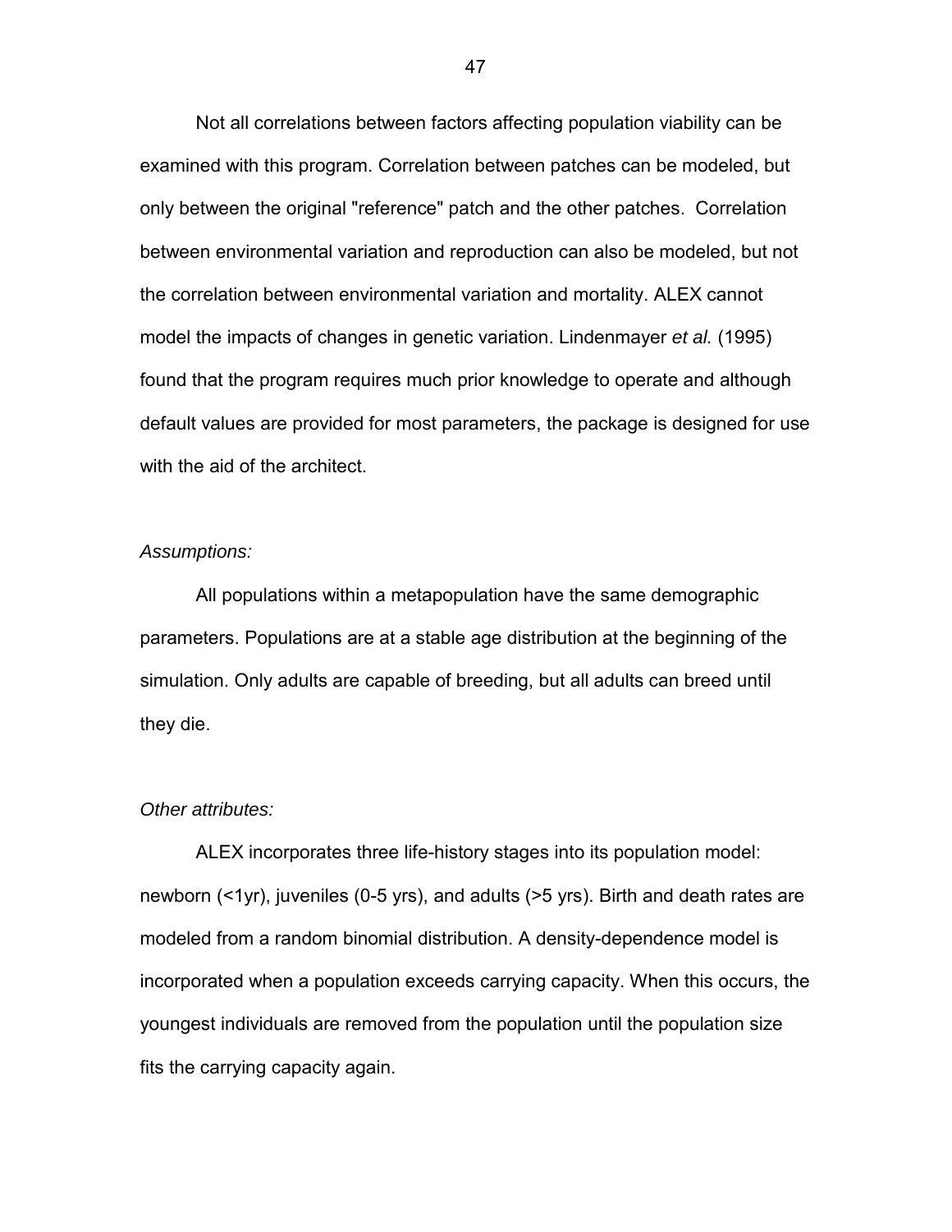Not all correlations between factors affecting population viability can be examined with this program. Correlation between patches can be modeled, but only between the original "reference" patch and the other patches. Correlation between environmental variation and reproduction can also be modeled, but not the correlation between environmental variation and mortality. ALEX cannot model the impacts of changes in genetic variation. Lindenmayer *et al.* (1995) found that the program requires much prior knowledge to operate and although default values are provided for most parameters, the package is designed for use with the aid of the architect.

*Assumptions:*

All populations within a metapopulation have the same demographic parameters. Populations are at a stable age distribution at the beginning of the simulation. Only adults are capable of breeding, but all adults can breed until they die.

*Other attributes:*

ALEX incorporates three life-history stages into its population model: newborn (<1yr), juveniles (0-5 yrs), and adults (>5 yrs). Birth and death rates are modeled from a random binomial distribution. A density-dependence model is incorporated when a population exceeds carrying capacity. When this occurs, the youngest individuals are removed from the population until the population size fits the carrying capacity again.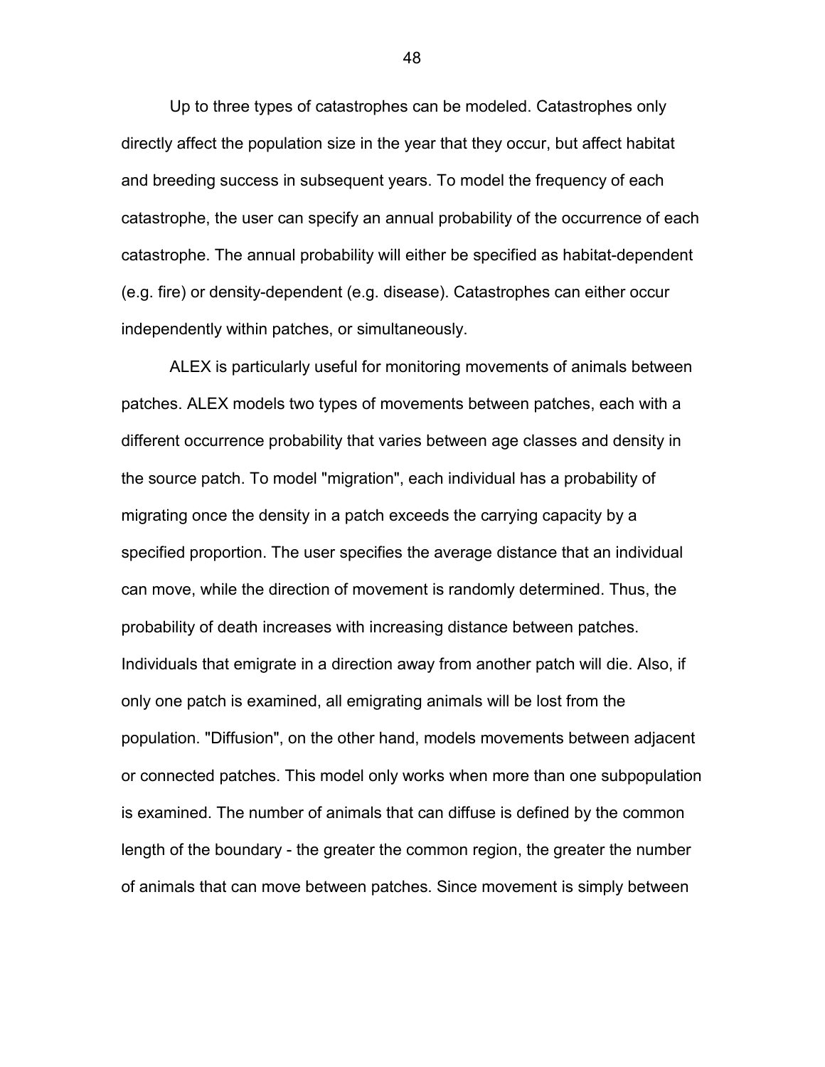Up to three types of catastrophes can be modeled. Catastrophes only directly affect the population size in the year that they occur, but affect habitat and breeding success in subsequent years. To model the frequency of each catastrophe, the user can specify an annual probability of the occurrence of each catastrophe. The annual probability will either be specified as habitat-dependent (e.g. fire) or density-dependent (e.g. disease). Catastrophes can either occur independently within patches, or simultaneously.

ALEX is particularly useful for monitoring movements of animals between patches. ALEX models two types of movements between patches, each with a different occurrence probability that varies between age classes and density in the source patch. To model "migration", each individual has a probability of migrating once the density in a patch exceeds the carrying capacity by a specified proportion. The user specifies the average distance that an individual can move, while the direction of movement is randomly determined. Thus, the probability of death increases with increasing distance between patches. Individuals that emigrate in a direction away from another patch will die. Also, if only one patch is examined, all emigrating animals will be lost from the population. "Diffusion", on the other hand, models movements between adjacent or connected patches. This model only works when more than one subpopulation is examined. The number of animals that can diffuse is defined by the common length of the boundary - the greater the common region, the greater the number of animals that can move between patches. Since movement is simply between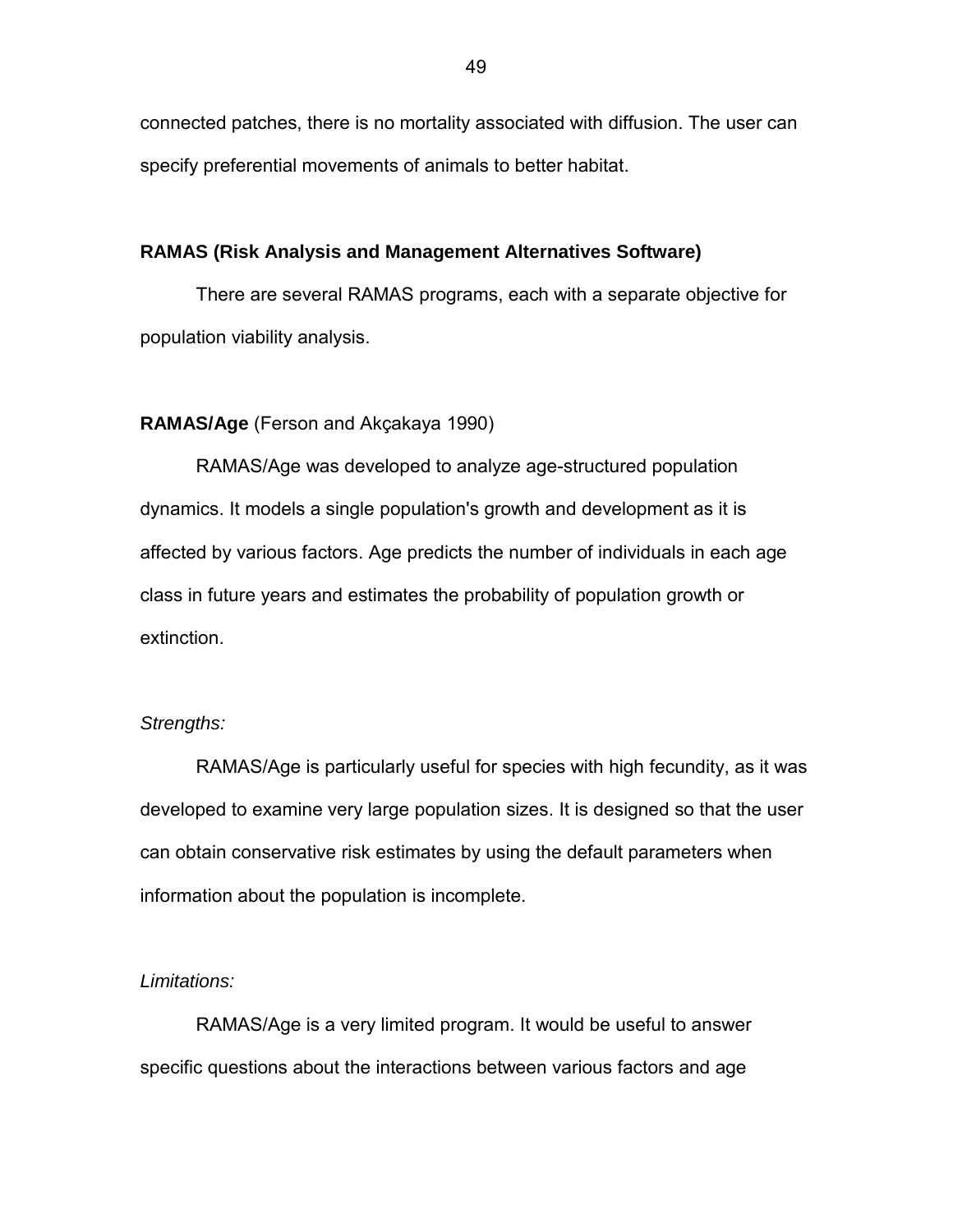connected patches, there is no mortality associated with diffusion. The user can specify preferential movements of animals to better habitat.

### RAMAS (Risk Analysis and Management Alternatives Software)

There are several RAMAS programs, each with a separate objective for population viability analysis.

#### **RAMAS/Age** (Ferson and Akçakaya 1990)

RAMAS/Age was developed to analyze age-structured population dynamics. It models a single population's growth and development as it is affected by various factors. Age predicts the number of individuals in each age class in future years and estimates the probability of population growth or extinction.

*Strengths:*

RAMAS/Age is particularly useful for species with high fecundity, as it was developed to examine very large population sizes. It is designed so that the user can obtain conservative risk estimates by using the default parameters when information about the population is incomplete.

*Limitations:*

RAMAS/Age is a very limited program. It would be useful to answer specific questions about the interactions between various factors and age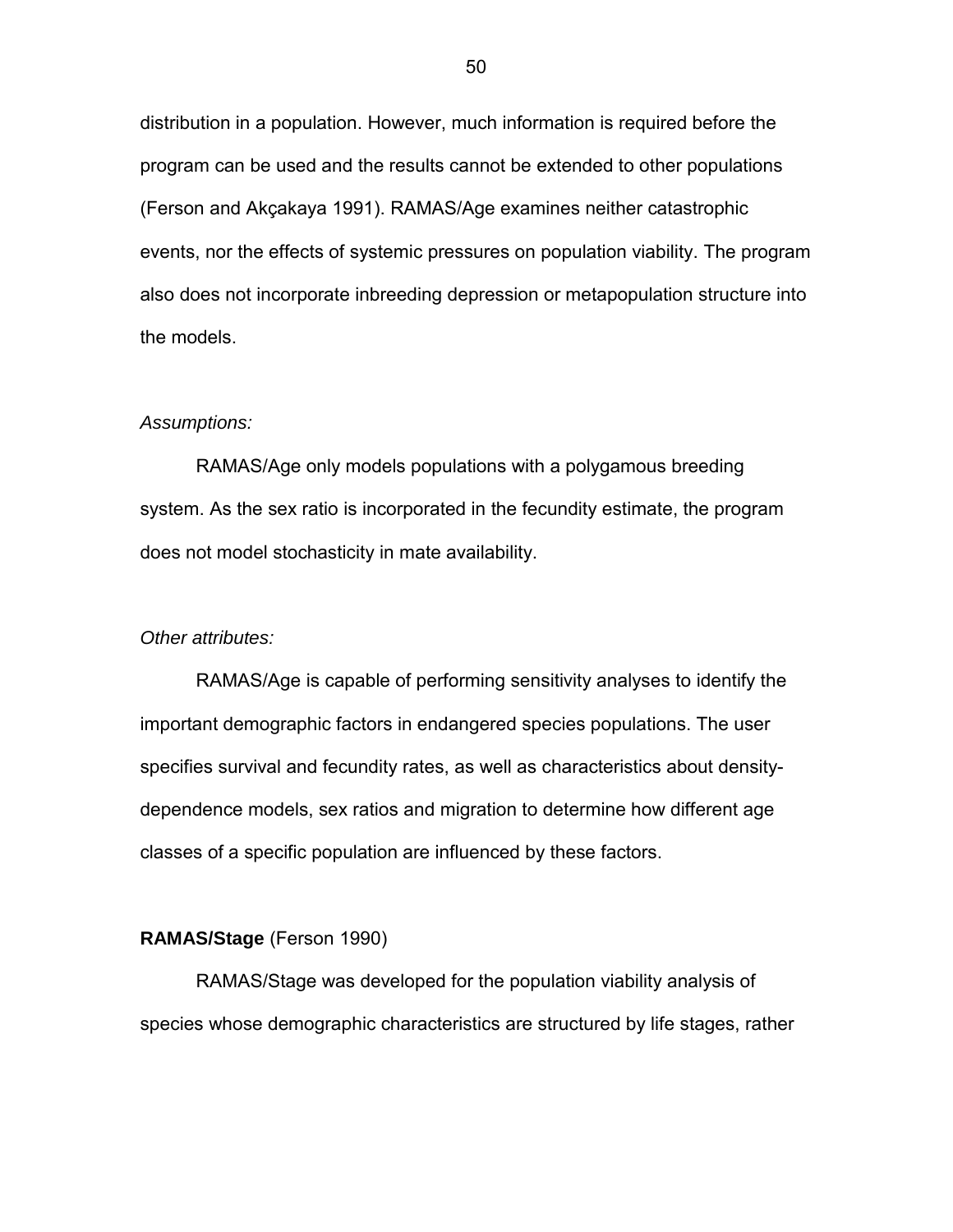distribution in a population. However, much information is required before the program can be used and the results cannot be extended to other populations (Ferson and Akçakaya 1991). RAMAS/Age examines neither catastrophic events, nor the effects of systemic pressures on population viability. The program also does not incorporate inbreeding depression or metapopulation structure into the models.

*Assumptions:*

RAMAS/Age only models populations with a polygamous breeding system. As the sex ratio is incorporated in the fecundity estimate, the program does not model stochasticity in mate availability.

*Other attributes:*

RAMAS/Age is capable of performing sensitivity analyses to identify the important demographic factors in endangered species populations. The user specifies survival and fecundity rates, as well as characteristics about density-dependence models, sex ratios and migration to determine how different age classes of a specific population are influenced by these factors.

**RAMAS/Stage** (Ferson 1990)

RAMAS/Stage was developed for the population viability analysis of species whose demographic characteristics are structured by life stages, rather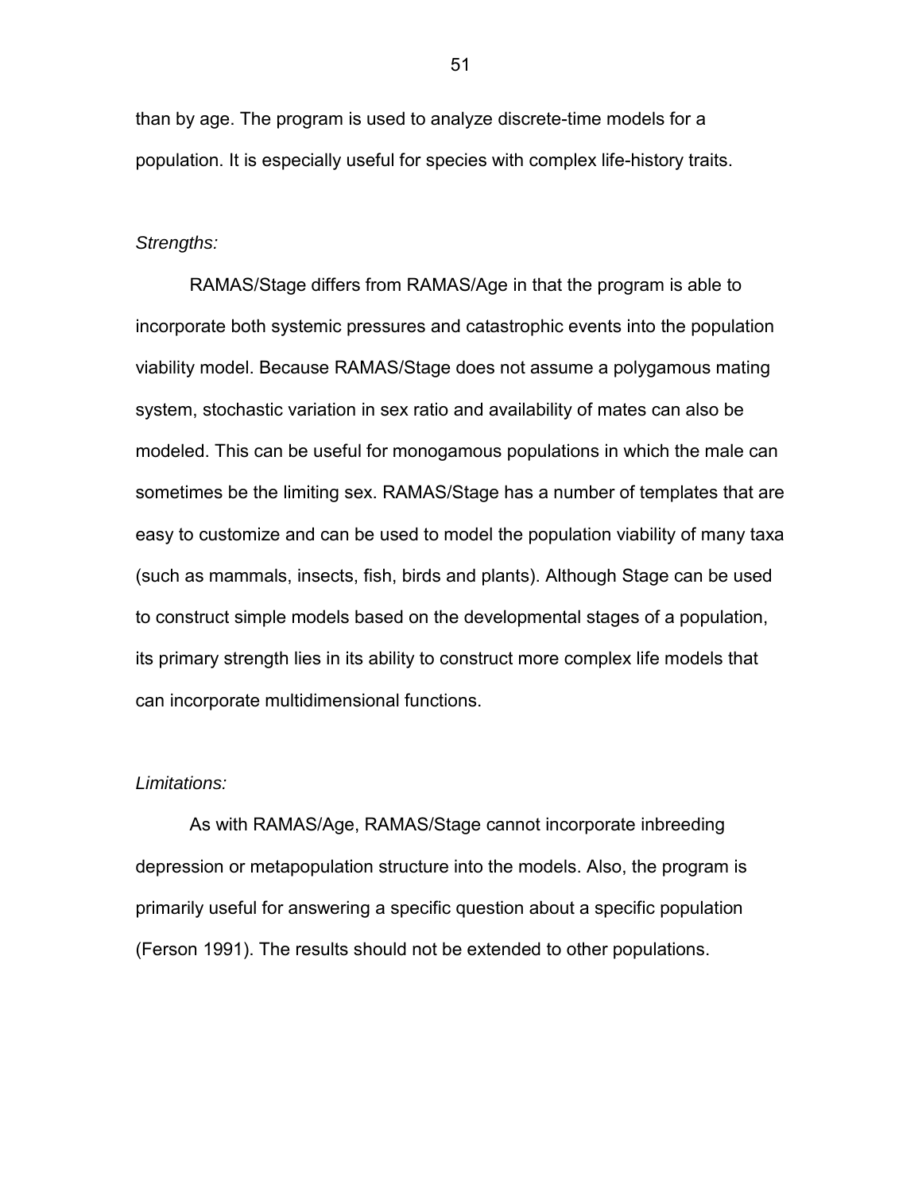than by age. The program is used to analyze discrete-time models for a population. It is especially useful for species with complex life-history traits.

*Strengths:*

RAMAS/Stage differs from RAMAS/Age in that the program is able to incorporate both systemic pressures and catastrophic events into the population viability model. Because RAMAS/Stage does not assume a polygamous mating system, stochastic variation in sex ratio and availability of mates can also be modeled. This can be useful for monogamous populations in which the male can sometimes be the limiting sex. RAMAS/Stage has a number of templates that are easy to customize and can be used to model the population viability of many taxa (such as mammals, insects, fish, birds and plants). Although Stage can be used to construct simple models based on the developmental stages of a population, its primary strength lies in its ability to construct more complex life models that can incorporate multidimensional functions.

*Limitations:*

As with RAMAS/Age, RAMAS/Stage cannot incorporate inbreeding depression or metapopulation structure into the models. Also, the program is primarily useful for answering a specific question about a specific population (Ferson 1991). The results should not be extended to other populations.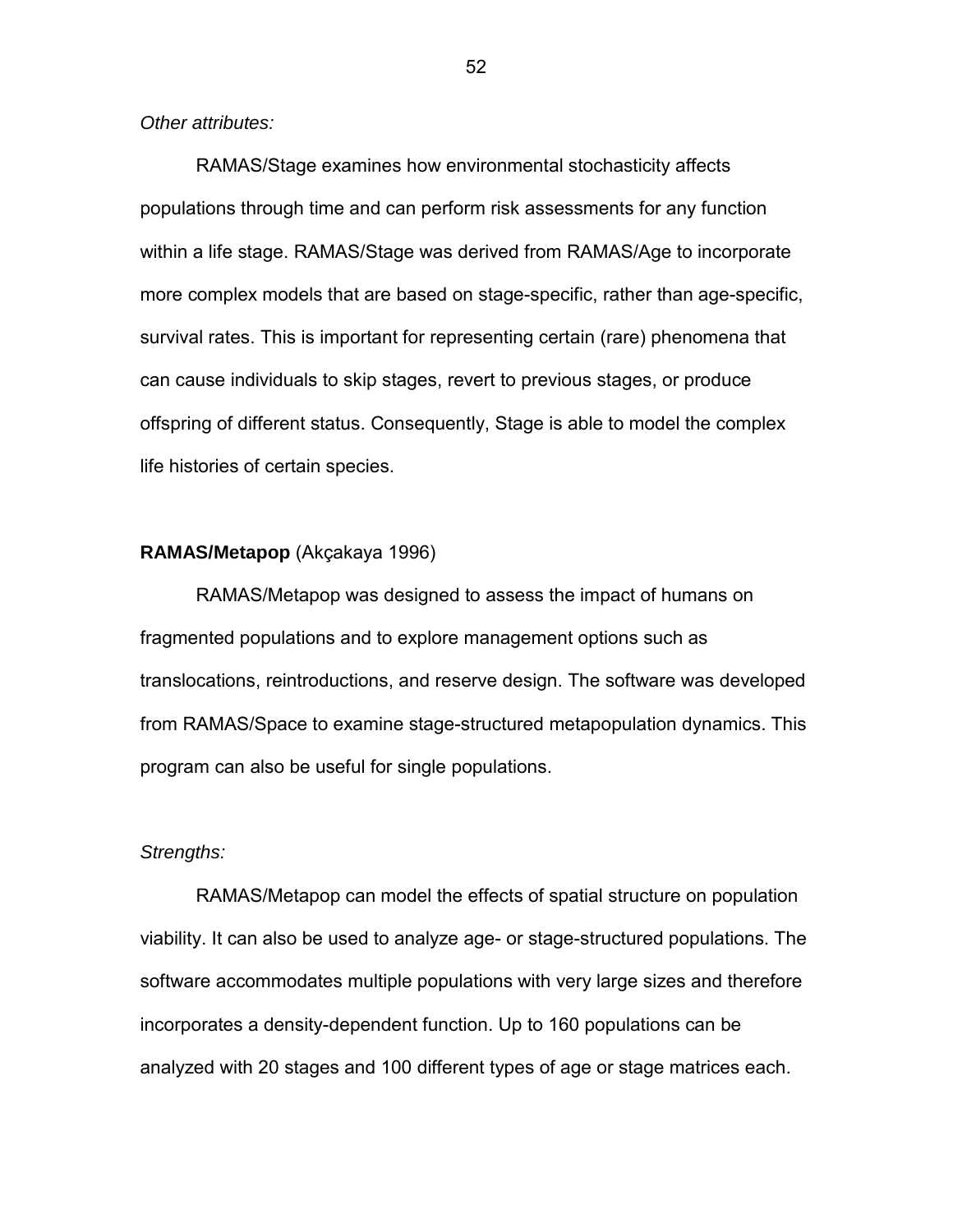*Other attributes:*

RAMAS/Stage examines how environmental stochasticity affects populations through time and can perform risk assessments for any function within a life stage. RAMAS/Stage was derived from RAMAS/Age to incorporate more complex models that are based on stage-specific, rather than age-specific, survival rates. This is important for representing certain (rare) phenomena that can cause individuals to skip stages, revert to previous stages, or produce offspring of different status. Consequently, Stage is able to model the complex life histories of certain species.

**RAMAS/Metapop** (Akçakaya 1996)

RAMAS/Metapop was designed to assess the impact of humans on fragmented populations and to explore management options such as translocations, reintroductions, and reserve design. The software was developed from RAMAS/Space to examine stage-structured metapopulation dynamics. This program can also be useful for single populations.

*Strengths:*

RAMAS/Metapop can model the effects of spatial structure on population viability. It can also be used to analyze age- or stage-structured populations. The software accommodates multiple populations with very large sizes and therefore incorporates a density-dependent function. Up to 160 populations can be analyzed with 20 stages and 100 different types of age or stage matrices each.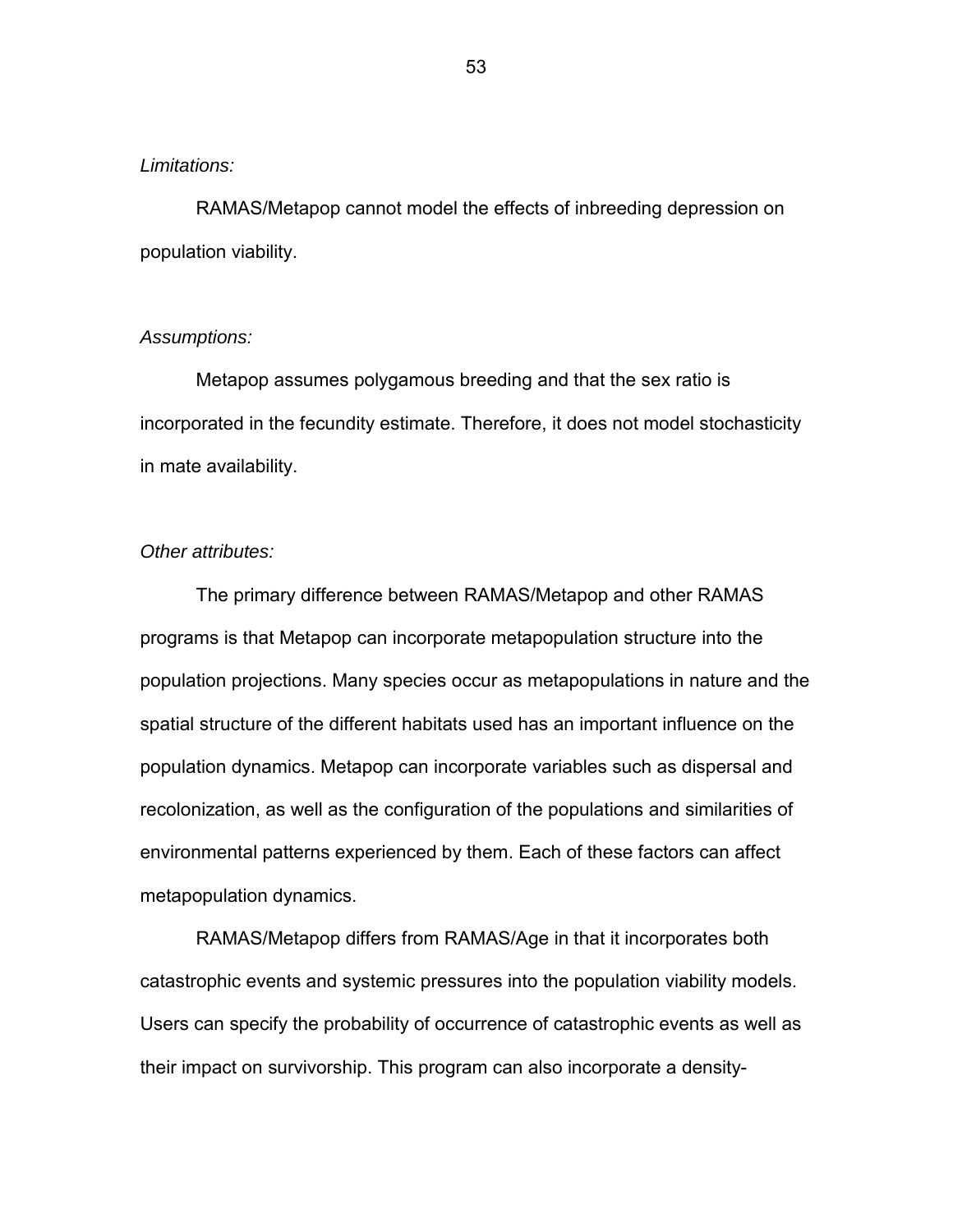*Limitations:*

RAMAS/Metapop cannot model the effects of inbreeding depression on population viability.

*Assumptions:*

Metapop assumes polygamous breeding and that the sex ratio is incorporated in the fecundity estimate. Therefore, it does not model stochasticity in mate availability.

*Other attributes:*

The primary difference between RAMAS/Metapop and other RAMAS programs is that Metapop can incorporate metapopulation structure into the population projections. Many species occur as metapopulations in nature and the spatial structure of the different habitats used has an important influence on the population dynamics. Metapop can incorporate variables such as dispersal and recolonization, as well as the configuration of the populations and similarities of environmental patterns experienced by them. Each of these factors can affect metapopulation dynamics.

RAMAS/Metapop differs from RAMAS/Age in that it incorporates both catastrophic events and systemic pressures into the population viability models. Users can specify the probability of occurrence of catastrophic events as well as their impact on survivorship. This program can also incorporate a density-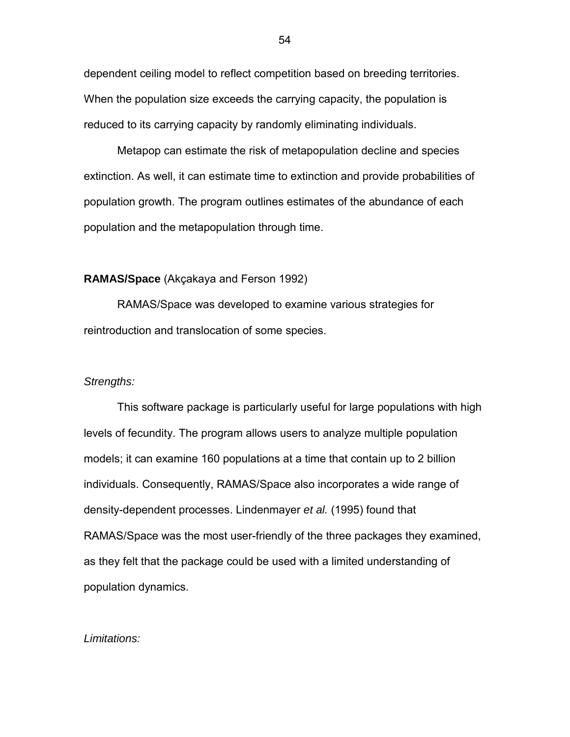dependent ceiling model to reflect competition based on breeding territories. When the population size exceeds the carrying capacity, the population is reduced to its carrying capacity by randomly eliminating individuals.

Metapop can estimate the risk of metapopulation decline and species extinction. As well, it can estimate time to extinction and provide probabilities of population growth. The program outlines estimates of the abundance of each population and the metapopulation through time.

**RAMAS/Space** (Akçakaya and Ferson 1992)

RAMAS/Space was developed to examine various strategies for reintroduction and translocation of some species.

*Strengths:*

This software package is particularly useful for large populations with high levels of fecundity. The program allows users to analyze multiple population models; it can examine 160 populations at a time that contain up to 2 billion individuals. Consequently, RAMAS/Space also incorporates a wide range of density-dependent processes. Lindenmayer *et al.* (1995) found that RAMAS/Space was the most user-friendly of the three packages they examined, as they felt that the package could be used with a limited understanding of population dynamics.

*Limitations:*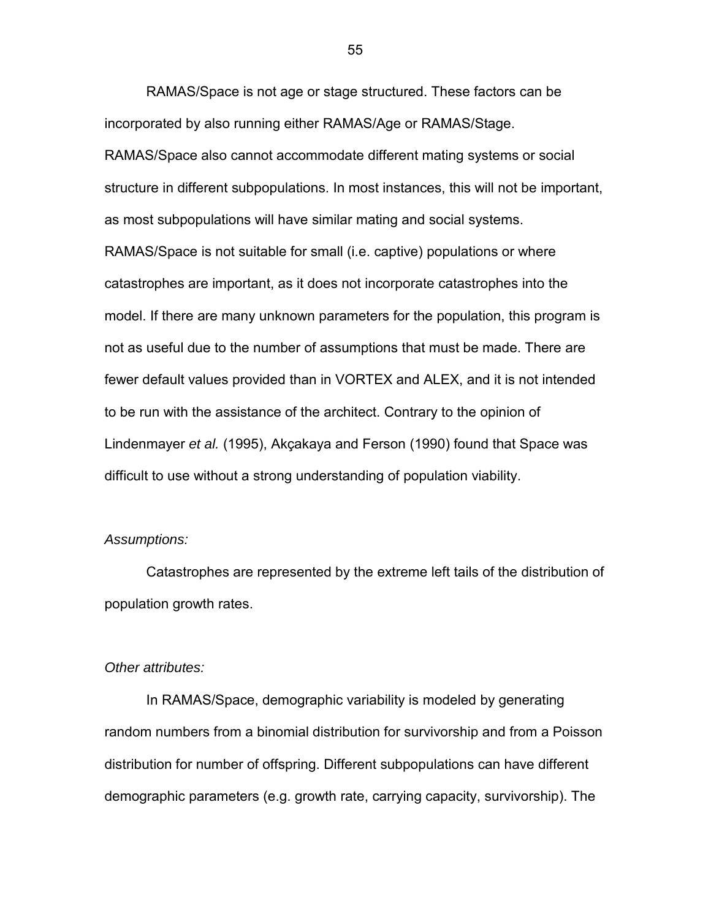RAMAS/Space is not age or stage structured. These factors can be incorporated by also running either RAMAS/Age or RAMAS/Stage. RAMAS/Space also cannot accommodate different mating systems or social structure in different subpopulations. In most instances, this will not be important, as most subpopulations will have similar mating and social systems. RAMAS/Space is not suitable for small (i.e. captive) populations or where catastrophes are important, as it does not incorporate catastrophes into the model. If there are many unknown parameters for the population, this program is not as useful due to the number of assumptions that must be made. There are fewer default values provided than in VORTEX and ALEX, and it is not intended to be run with the assistance of the architect. Contrary to the opinion of Lindenmayer *et al.* (1995), Akçakaya and Ferson (1990) found that Space was difficult to use without a strong understanding of population viability.

*Assumptions:*

Catastrophes are represented by the extreme left tails of the distribution of population growth rates.

*Other attributes:*

In RAMAS/Space, demographic variability is modeled by generating random numbers from a binomial distribution for survivorship and from a Poisson distribution for number of offspring. Different subpopulations can have different demographic parameters (e.g. growth rate, carrying capacity, survivorship). The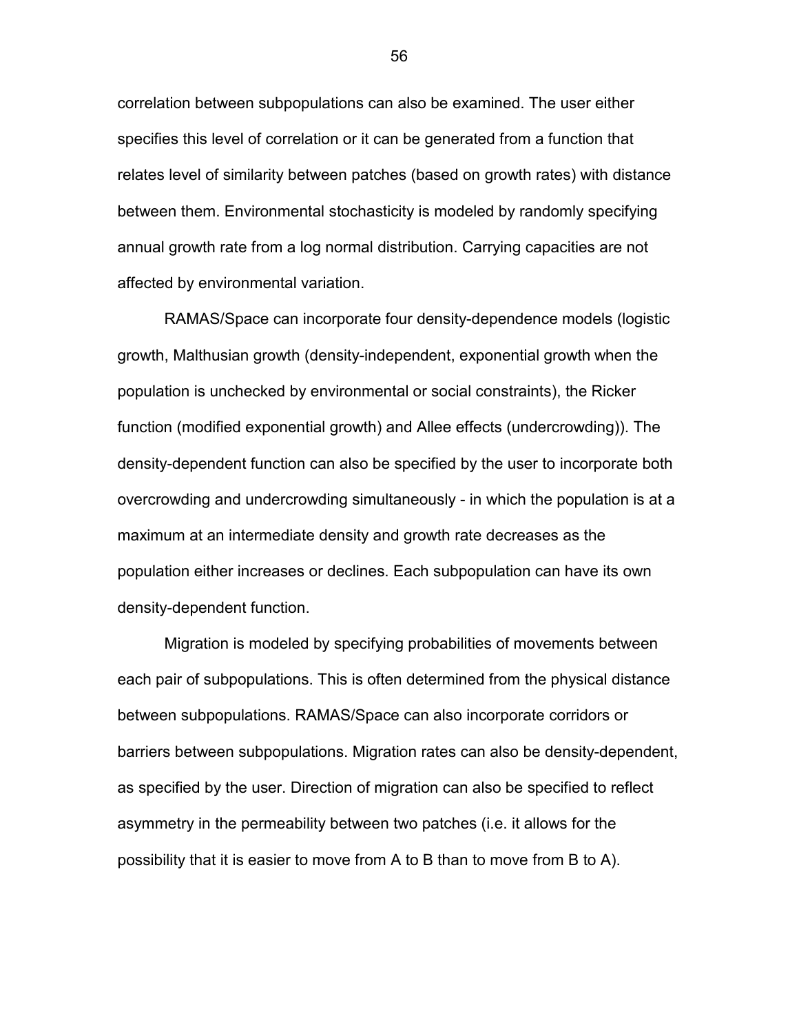correlation between subpopulations can also be examined. The user either specifies this level of correlation or it can be generated from a function that relates level of similarity between patches (based on growth rates) with distance between them. Environmental stochasticity is modeled by randomly specifying annual growth rate from a log normal distribution. Carrying capacities are not affected by environmental variation.

RAMAS/Space can incorporate four density-dependence models (logistic growth, Malthusian growth (density-independent, exponential growth when the population is unchecked by environmental or social constraints), the Ricker function (modified exponential growth) and Allee effects (undercrowding)). The density-dependent function can also be specified by the user to incorporate both overcrowding and undercrowding simultaneously - in which the population is at a maximum at an intermediate density and growth rate decreases as the population either increases or declines. Each subpopulation can have its own density-dependent function.

Migration is modeled by specifying probabilities of movements between each pair of subpopulations. This is often determined from the physical distance between subpopulations. RAMAS/Space can also incorporate corridors or barriers between subpopulations. Migration rates can also be density-dependent, as specified by the user. Direction of migration can also be specified to reflect asymmetry in the permeability between two patches (i.e. it allows for the possibility that it is easier to move from A to B than to move from B to A).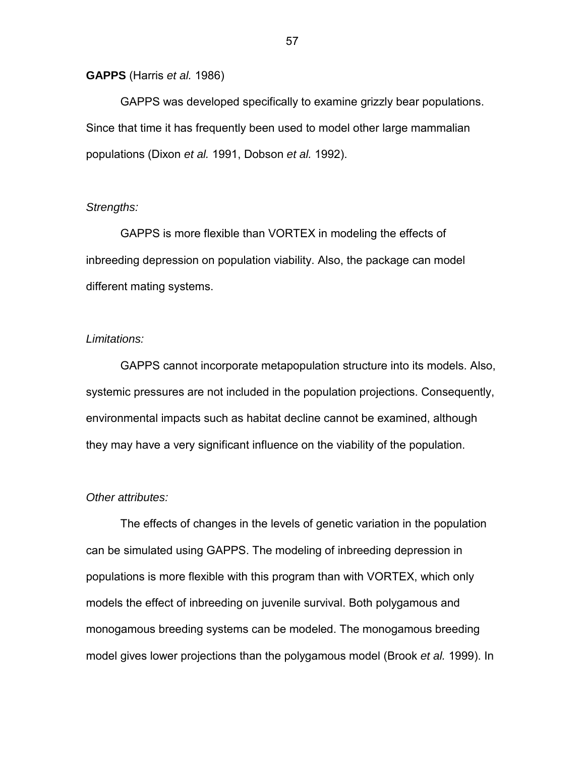**GAPPS** (Harris *et al.* 1986)

GAPPS was developed specifically to examine grizzly bear populations. Since that time it has frequently been used to model other large mammalian populations (Dixon *et al.* 1991, Dobson *et al.* 1992).

*Strengths:*

GAPPS is more flexible than VORTEX in modeling the effects of inbreeding depression on population viability. Also, the package can model different mating systems.

*Limitations:*

GAPPS cannot incorporate metapopulation structure into its models. Also, systemic pressures are not included in the population projections. Consequently, environmental impacts such as habitat decline cannot be examined, although they may have a very significant influence on the viability of the population.

*Other attributes:*

The effects of changes in the levels of genetic variation in the population can be simulated using GAPPS. The modeling of inbreeding depression in populations is more flexible with this program than with VORTEX, which only models the effect of inbreeding on juvenile survival. Both polygamous and monogamous breeding systems can be modeled. The monogamous breeding model gives lower projections than the polygamous model (Brook *et al.* 1999). In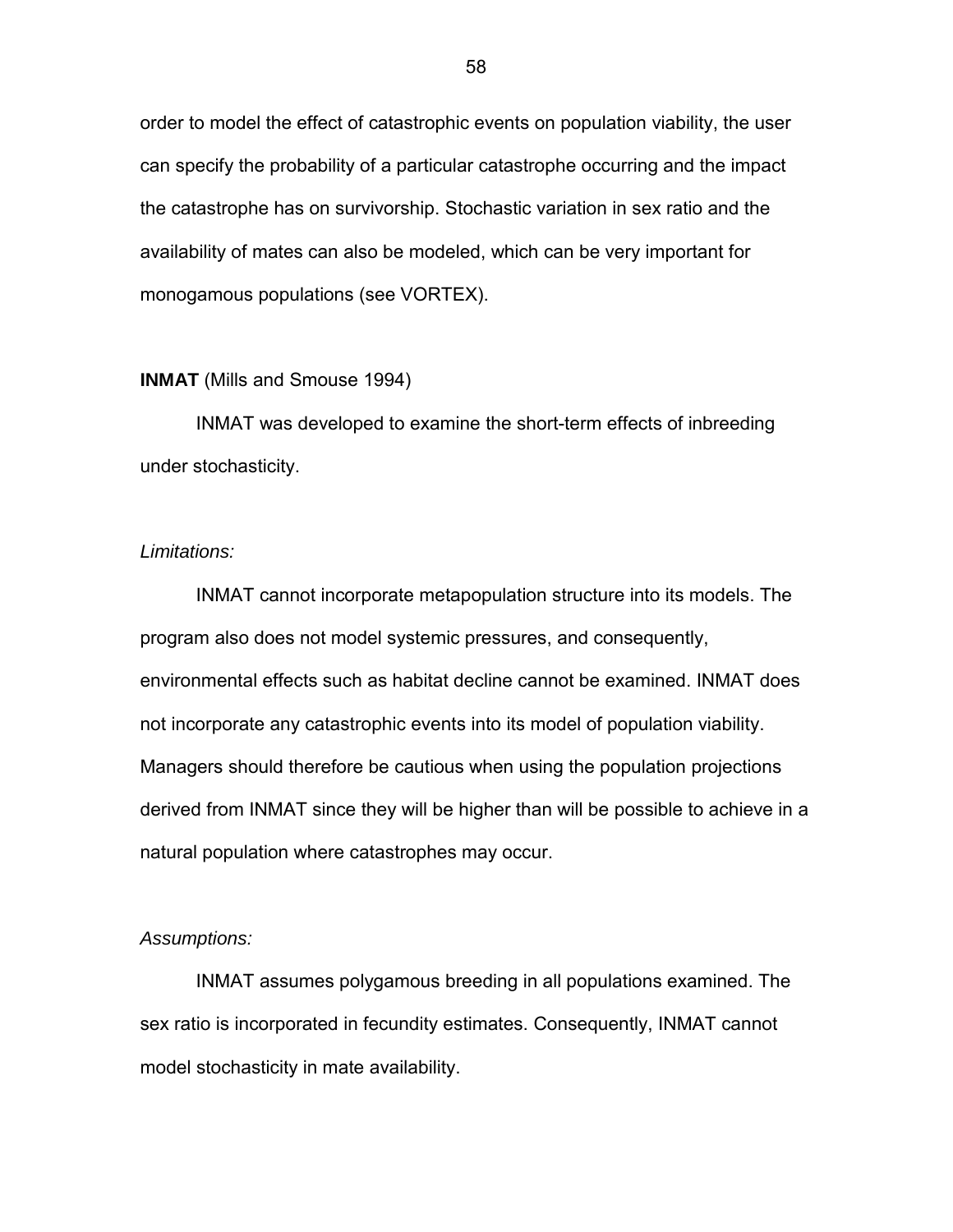order to model the effect of catastrophic events on population viability, the user can specify the probability of a particular catastrophe occurring and the impact the catastrophe has on survivorship. Stochastic variation in sex ratio and the availability of mates can also be modeled, which can be very important for monogamous populations (see VORTEX).

**INMAT** (Mills and Smouse 1994)

INMAT was developed to examine the short-term effects of inbreeding under stochasticity.

*Limitations:*

INMAT cannot incorporate metapopulation structure into its models. The program also does not model systemic pressures, and consequently, environmental effects such as habitat decline cannot be examined. INMAT does not incorporate any catastrophic events into its model of population viability. Managers should therefore be cautious when using the population projections derived from INMAT since they will be higher than will be possible to achieve in a natural population where catastrophes may occur.

*Assumptions:*

INMAT assumes polygamous breeding in all populations examined. The sex ratio is incorporated in fecundity estimates. Consequently, INMAT cannot model stochasticity in mate availability.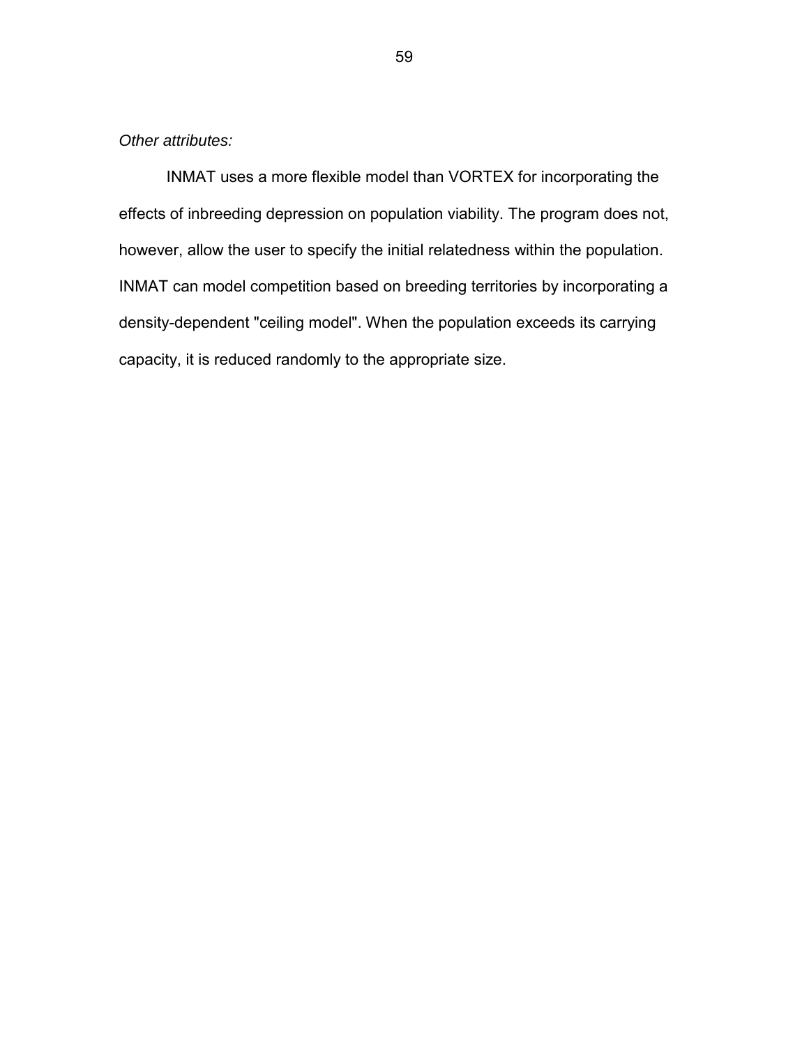*Other attributes:*

INMAT uses a more flexible model than VORTEX for incorporating the effects of inbreeding depression on population viability. The program does not, however, allow the user to specify the initial relatedness within the population. INMAT can model competition based on breeding territories by incorporating a density-dependent "ceiling model". When the population exceeds its carrying capacity, it is reduced randomly to the appropriate size.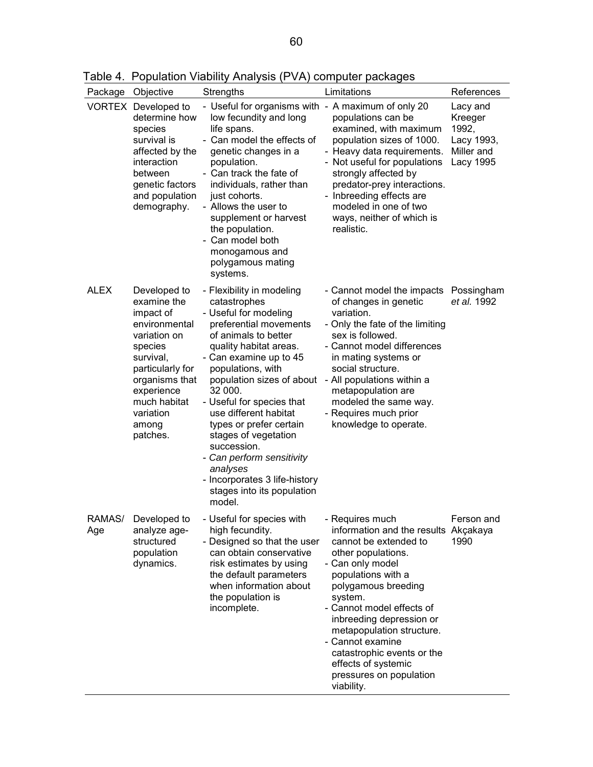Table 4. Population Viability Analysis (PVA) computer packages

| Package | Objective | Strengths | Limitations | References |
|---|---|---|---|---|
| VORTEX | Developed to determine how species survival is affected by the interaction between genetic factors and population demography. | - Useful for organisms with low fecundity and long life spans.<br>- Can model the effects of genetic changes in a population.<br>- Can track the fate of individuals, rather than just cohorts.<br>- Allows the user to supplement or harvest the population.<br>- Can model both monogamous and polygamous mating systems. | - A maximum of only 20 populations can be examined, with maximum population sizes of 1000.<br>- Heavy data requirements.<br>- Not useful for populations strongly affected by predator-prey interactions.<br>- Inbreeding effects are modeled in one of two ways, neither of which is realistic. | Lacy and Kreeger 1992, Lacy 1993, Miller and Lacy 1995 |
| ALEX | Developed to examine the impact of environmental variation on species survival, particularly for organisms that experience much habitat variation among patches. | - Flexibility in modeling catastrophes<br>- Useful for modeling preferential movements of animals to better quality habitat areas.<br>- Can examine up to 45 populations, with population sizes of about 32 000.<br>- Useful for species that use different habitat types or prefer certain stages of vegetation succession.<br>- *Can perform sensitivity analyses*<br>- Incorporates 3 life-history stages into its population model. | - Cannot model the impacts of changes in genetic variation.<br>- Only the fate of the limiting sex is followed.<br>- Cannot model differences in mating systems or social structure.<br>- All populations within a metapopulation are modeled the same way.<br>- Requires much prior knowledge to operate. | Possingham *et al.* 1992 |
| RAMAS/ Age | Developed to analyze age-structured population dynamics. | - Useful for species with high fecundity.<br>- Designed so that the user can obtain conservative risk estimates by using the default parameters when information about the population is incomplete. | - Requires much information and the results cannot be extended to other populations.<br>- Can only model populations with a polygamous breeding system.<br>- Cannot model effects of inbreeding depression or metapopulation structure.<br>- Cannot examine catastrophic events or the effects of systemic pressures on population viability. | Ferson and Akçakaya 1990 |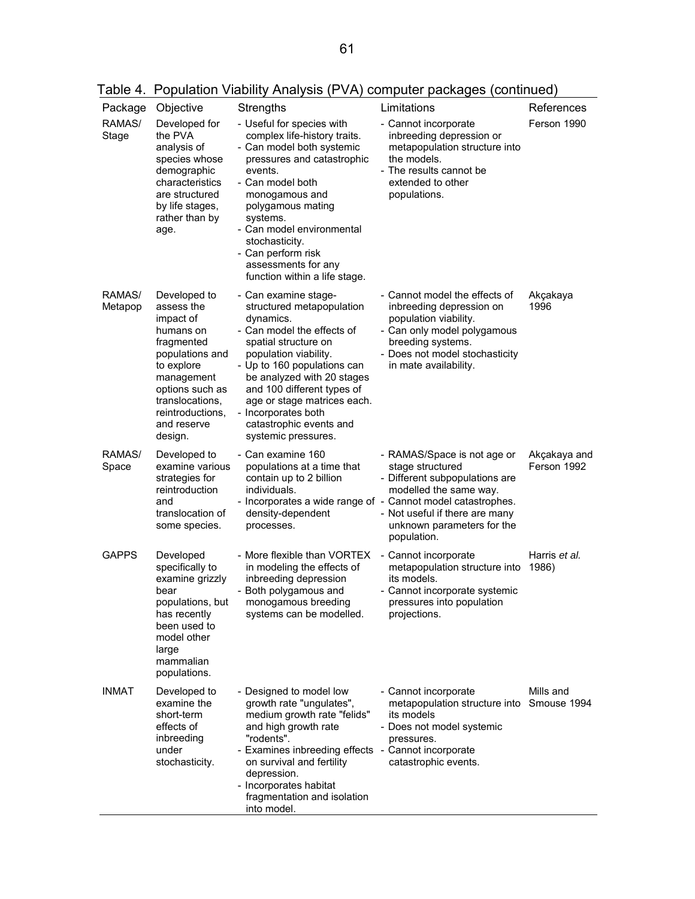Table 4. Population Viability Analysis (PVA) computer packages (continued)

| Package | Objective | Strengths | Limitations | References |
|---|---|---|---|---|
| RAMAS/ Stage | Developed for the PVA analysis of species whose demographic characteristics are structured by life stages, rather than by age. | - Useful for species with complex life-history traits.<br>- Can model both systemic pressures and catastrophic events.<br>- Can model both monogamous and polygamous mating systems.<br>- Can model environmental stochasticity.<br>- Can perform risk assessments for any function within a life stage. | - Cannot incorporate inbreeding depression or metapopulation structure into the models.<br>- The results cannot be extended to other populations. | Ferson 1990 |
| RAMAS/ Metapop | Developed to assess the impact of humans on fragmented populations and to explore management options such as translocations, reintroductions, and reserve design. | - Can examine stage-structured metapopulation dynamics.<br>- Can model the effects of spatial structure on population viability.<br>- Up to 160 populations can be analyzed with 20 stages and 100 different types of age or stage matrices each.<br>- Incorporates both catastrophic events and systemic pressures. | - Cannot model the effects of inbreeding depression on population viability.<br>- Can only model polygamous breeding systems.<br>- Does not model stochasticity in mate availability. | Akçakaya 1996 |
| RAMAS/ Space | Developed to examine various strategies for reintroduction and translocation of some species. | - Can examine 160 populations at a time that contain up to 2 billion individuals.<br>- Incorporates a wide range of density-dependent processes. | - RAMAS/Space is not age or stage structured<br>- Different subpopulations are modelled the same way.<br>- Cannot model catastrophes.<br>- Not useful if there are many unknown parameters for the population. | Akçakaya and Ferson 1992 |
| GAPPS | Developed specifically to examine grizzly bear populations, but has recently been used to model other large mammalian populations. | - More flexible than VORTEX in modeling the effects of inbreeding depression<br>- Both polygamous and monogamous breeding systems can be modelled. | - Cannot incorporate metapopulation structure into its models.<br>- Cannot incorporate systemic pressures into population projections. | Harris *et al.* 1986) |
| INMAT | Developed to examine the short-term effects of inbreeding under stochasticity. | - Designed to model low growth rate "ungulates", medium growth rate "felids" and high growth rate "rodents".<br>- Examines inbreeding effects on survival and fertility depression.<br>- Incorporates habitat fragmentation and isolation into model. | - Cannot incorporate metapopulation structure into its models<br>- Does not model systemic pressures.<br>- Cannot incorporate catastrophic events. | Mills and Smouse 1994 |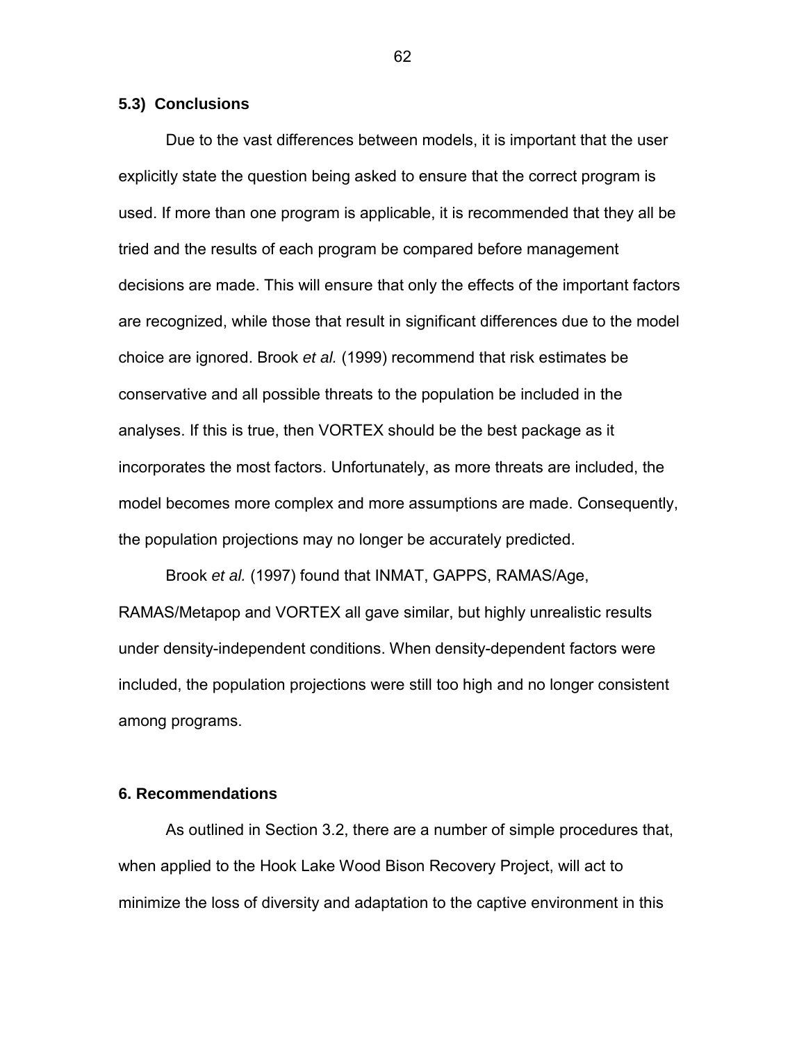### 5.3) Conclusions

Due to the vast differences between models, it is important that the user explicitly state the question being asked to ensure that the correct program is used. If more than one program is applicable, it is recommended that they all be tried and the results of each program be compared before management decisions are made. This will ensure that only the effects of the important factors are recognized, while those that result in significant differences due to the model choice are ignored. Brook *et al.* (1999) recommend that risk estimates be conservative and all possible threats to the population be included in the analyses. If this is true, then VORTEX should be the best package as it incorporates the most factors. Unfortunately, as more threats are included, the model becomes more complex and more assumptions are made. Consequently, the population projections may no longer be accurately predicted.

Brook *et al.* (1997) found that INMAT, GAPPS, RAMAS/Age, RAMAS/Metapop and VORTEX all gave similar, but highly unrealistic results under density-independent conditions. When density-dependent factors were included, the population projections were still too high and no longer consistent among programs.

## 6. Recommendations

As outlined in Section 3.2, there are a number of simple procedures that, when applied to the Hook Lake Wood Bison Recovery Project, will act to minimize the loss of diversity and adaptation to the captive environment in this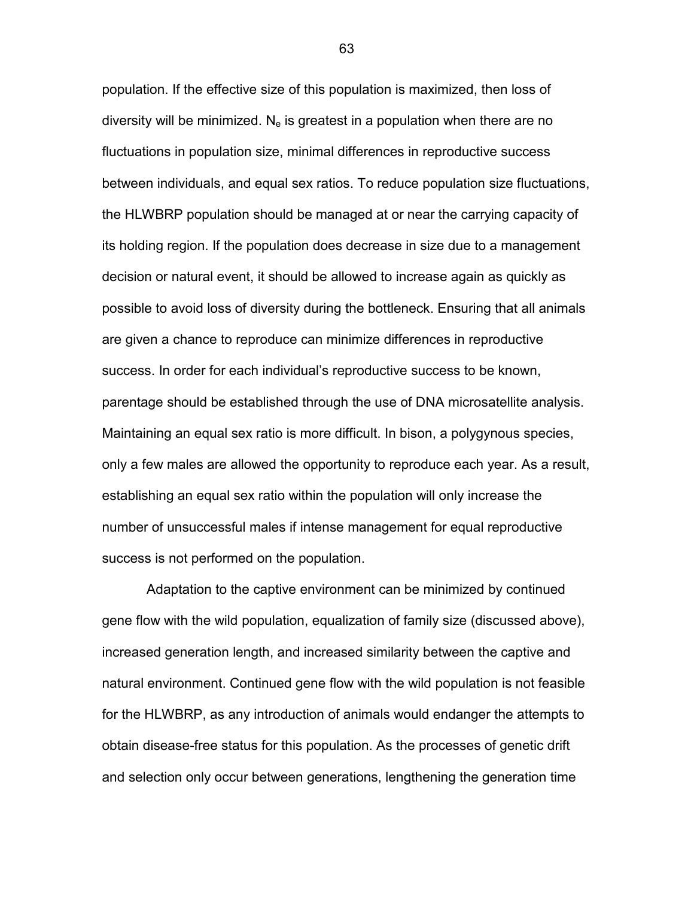population. If the effective size of this population is maximized, then loss of diversity will be minimized. $N_e$ is greatest in a population when there are no fluctuations in population size, minimal differences in reproductive success between individuals, and equal sex ratios. To reduce population size fluctuations, the HLWBRP population should be managed at or near the carrying capacity of its holding region. If the population does decrease in size due to a management decision or natural event, it should be allowed to increase again as quickly as possible to avoid loss of diversity during the bottleneck. Ensuring that all animals are given a chance to reproduce can minimize differences in reproductive success. In order for each individual's reproductive success to be known, parentage should be established through the use of DNA microsatellite analysis. Maintaining an equal sex ratio is more difficult. In bison, a polygynous species, only a few males are allowed the opportunity to reproduce each year. As a result, establishing an equal sex ratio within the population will only increase the number of unsuccessful males if intense management for equal reproductive success is not performed on the population.

Adaptation to the captive environment can be minimized by continued gene flow with the wild population, equalization of family size (discussed above), increased generation length, and increased similarity between the captive and natural environment. Continued gene flow with the wild population is not feasible for the HLWBRP, as any introduction of animals would endanger the attempts to obtain disease-free status for this population. As the processes of genetic drift and selection only occur between generations, lengthening the generation time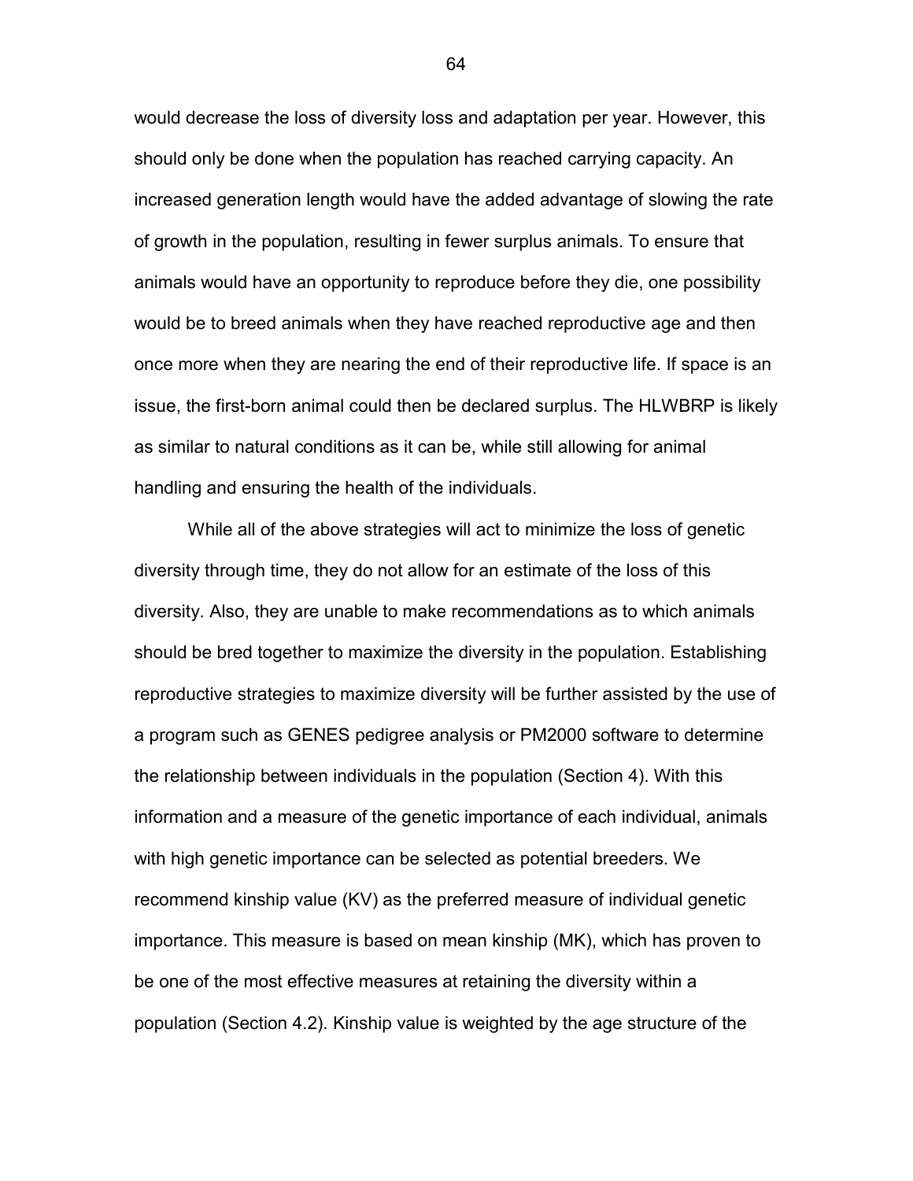would decrease the loss of diversity loss and adaptation per year. However, this should only be done when the population has reached carrying capacity. An increased generation length would have the added advantage of slowing the rate of growth in the population, resulting in fewer surplus animals. To ensure that animals would have an opportunity to reproduce before they die, one possibility would be to breed animals when they have reached reproductive age and then once more when they are nearing the end of their reproductive life. If space is an issue, the first-born animal could then be declared surplus. The HLWBRP is likely as similar to natural conditions as it can be, while still allowing for animal handling and ensuring the health of the individuals.

While all of the above strategies will act to minimize the loss of genetic diversity through time, they do not allow for an estimate of the loss of this diversity. Also, they are unable to make recommendations as to which animals should be bred together to maximize the diversity in the population. Establishing reproductive strategies to maximize diversity will be further assisted by the use of a program such as GENES pedigree analysis or PM2000 software to determine the relationship between individuals in the population (Section 4). With this information and a measure of the genetic importance of each individual, animals with high genetic importance can be selected as potential breeders. We recommend kinship value (KV) as the preferred measure of individual genetic importance. This measure is based on mean kinship (MK), which has proven to be one of the most effective measures at retaining the diversity within a population (Section 4.2). Kinship value is weighted by the age structure of the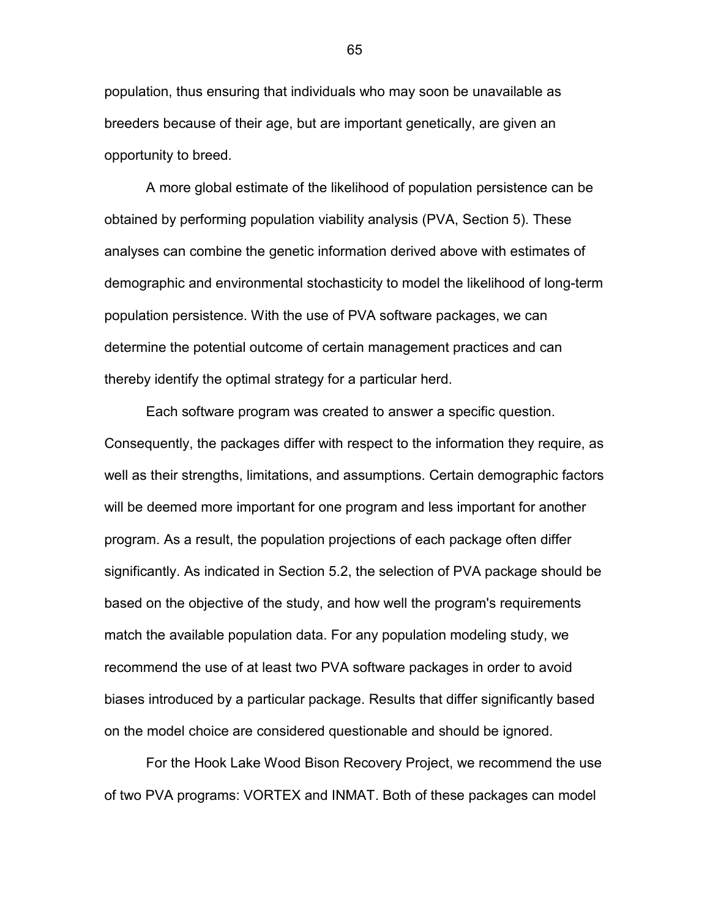population, thus ensuring that individuals who may soon be unavailable as breeders because of their age, but are important genetically, are given an opportunity to breed.

A more global estimate of the likelihood of population persistence can be obtained by performing population viability analysis (PVA, Section 5). These analyses can combine the genetic information derived above with estimates of demographic and environmental stochasticity to model the likelihood of long-term population persistence. With the use of PVA software packages, we can determine the potential outcome of certain management practices and can thereby identify the optimal strategy for a particular herd.

Each software program was created to answer a specific question. Consequently, the packages differ with respect to the information they require, as well as their strengths, limitations, and assumptions. Certain demographic factors will be deemed more important for one program and less important for another program. As a result, the population projections of each package often differ significantly. As indicated in Section 5.2, the selection of PVA package should be based on the objective of the study, and how well the program's requirements match the available population data. For any population modeling study, we recommend the use of at least two PVA software packages in order to avoid biases introduced by a particular package. Results that differ significantly based on the model choice are considered questionable and should be ignored.

For the Hook Lake Wood Bison Recovery Project, we recommend the use of two PVA programs: VORTEX and INMAT. Both of these packages can model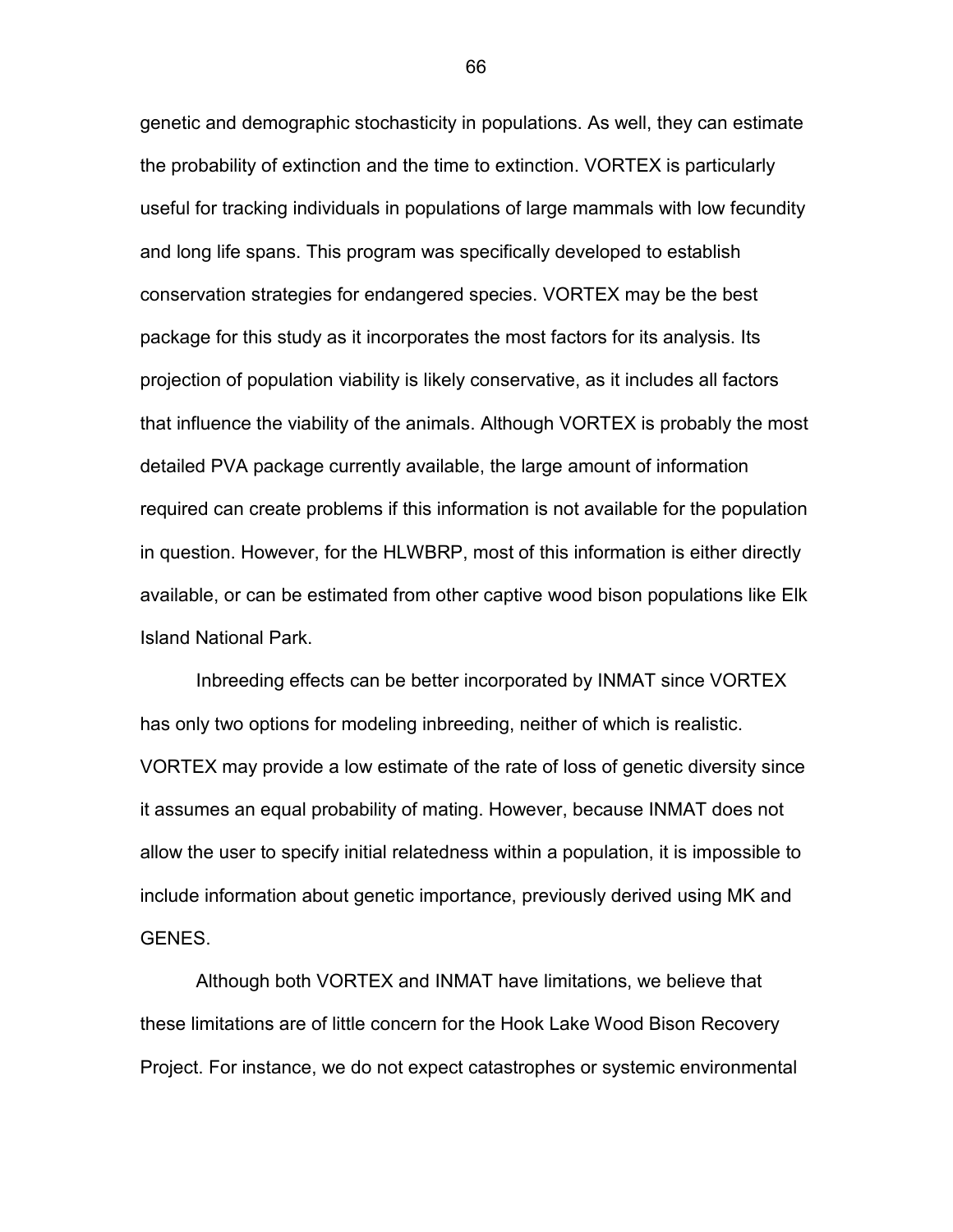genetic and demographic stochasticity in populations. As well, they can estimate the probability of extinction and the time to extinction. VORTEX is particularly useful for tracking individuals in populations of large mammals with low fecundity and long life spans. This program was specifically developed to establish conservation strategies for endangered species. VORTEX may be the best package for this study as it incorporates the most factors for its analysis. Its projection of population viability is likely conservative, as it includes all factors that influence the viability of the animals. Although VORTEX is probably the most detailed PVA package currently available, the large amount of information required can create problems if this information is not available for the population in question. However, for the HLWBRP, most of this information is either directly available, or can be estimated from other captive wood bison populations like Elk Island National Park.

Inbreeding effects can be better incorporated by INMAT since VORTEX has only two options for modeling inbreeding, neither of which is realistic. VORTEX may provide a low estimate of the rate of loss of genetic diversity since it assumes an equal probability of mating. However, because INMAT does not allow the user to specify initial relatedness within a population, it is impossible to include information about genetic importance, previously derived using MK and GENES.

Although both VORTEX and INMAT have limitations, we believe that these limitations are of little concern for the Hook Lake Wood Bison Recovery Project. For instance, we do not expect catastrophes or systemic environmental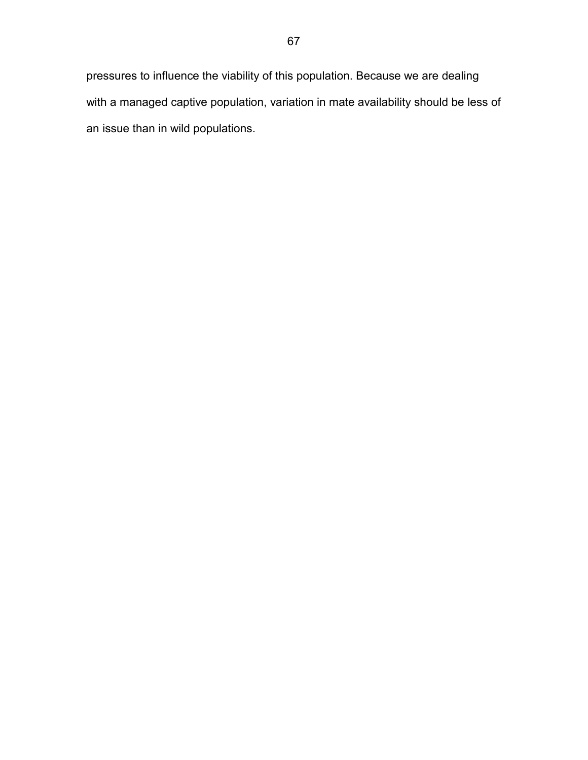pressures to influence the viability of this population. Because we are dealing with a managed captive population, variation in mate availability should be less of an issue than in wild populations.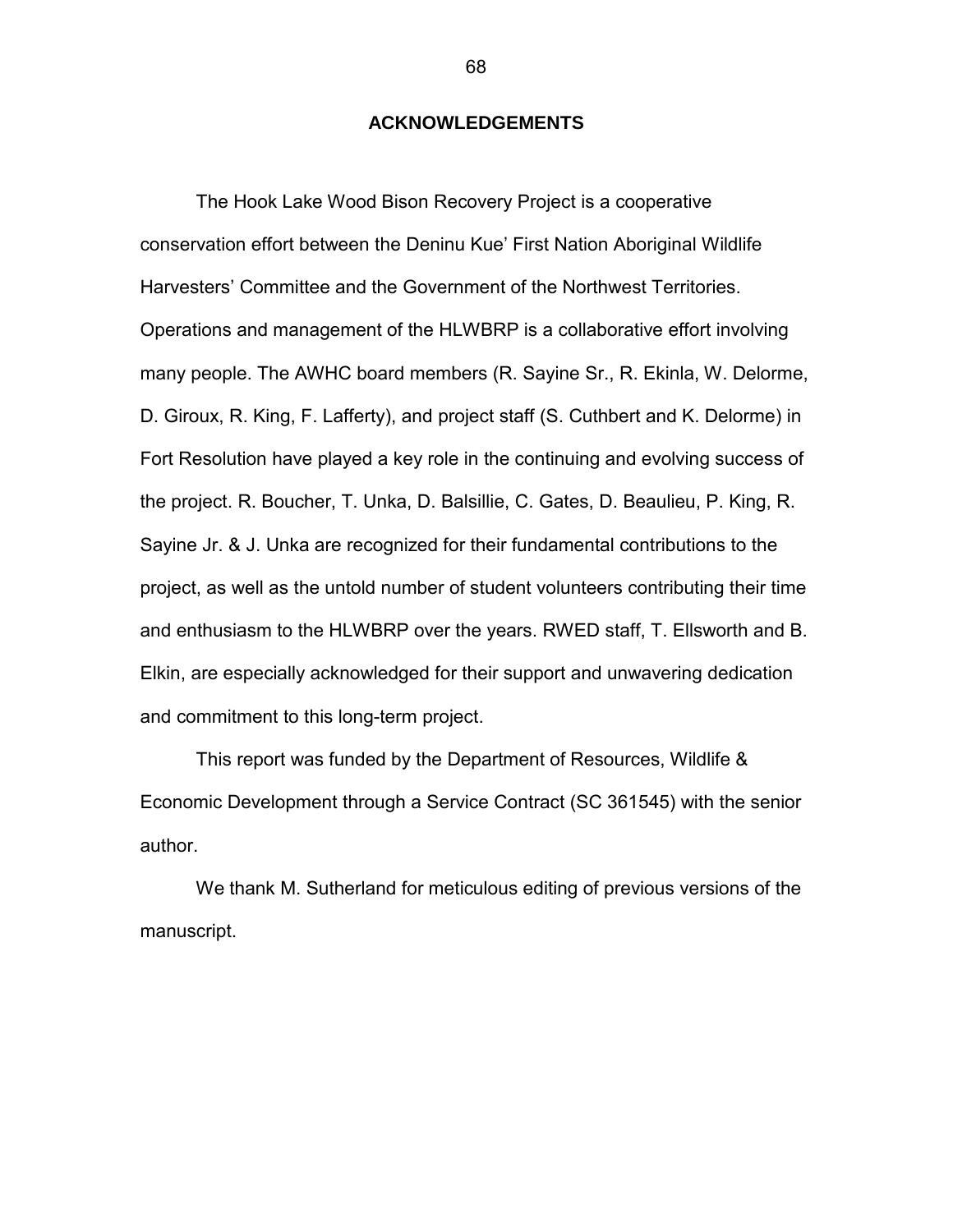## ACKNOWLEDGEMENTS

The Hook Lake Wood Bison Recovery Project is a cooperative conservation effort between the Deninu Kue' First Nation Aboriginal Wildlife Harvesters' Committee and the Government of the Northwest Territories. Operations and management of the HLWBRP is a collaborative effort involving many people. The AWHC board members (R. Sayine Sr., R. Ekinla, W. Delorme, D. Giroux, R. King, F. Lafferty), and project staff (S. Cuthbert and K. Delorme) in Fort Resolution have played a key role in the continuing and evolving success of the project. R. Boucher, T. Unka, D. Balsillie, C. Gates, D. Beaulieu, P. King, R. Sayine Jr. & J. Unka are recognized for their fundamental contributions to the project, as well as the untold number of student volunteers contributing their time and enthusiasm to the HLWBRP over the years. RWED staff, T. Ellsworth and B. Elkin, are especially acknowledged for their support and unwavering dedication and commitment to this long-term project.

This report was funded by the Department of Resources, Wildlife & Economic Development through a Service Contract (SC 361545) with the senior author.

We thank M. Sutherland for meticulous editing of previous versions of the manuscript.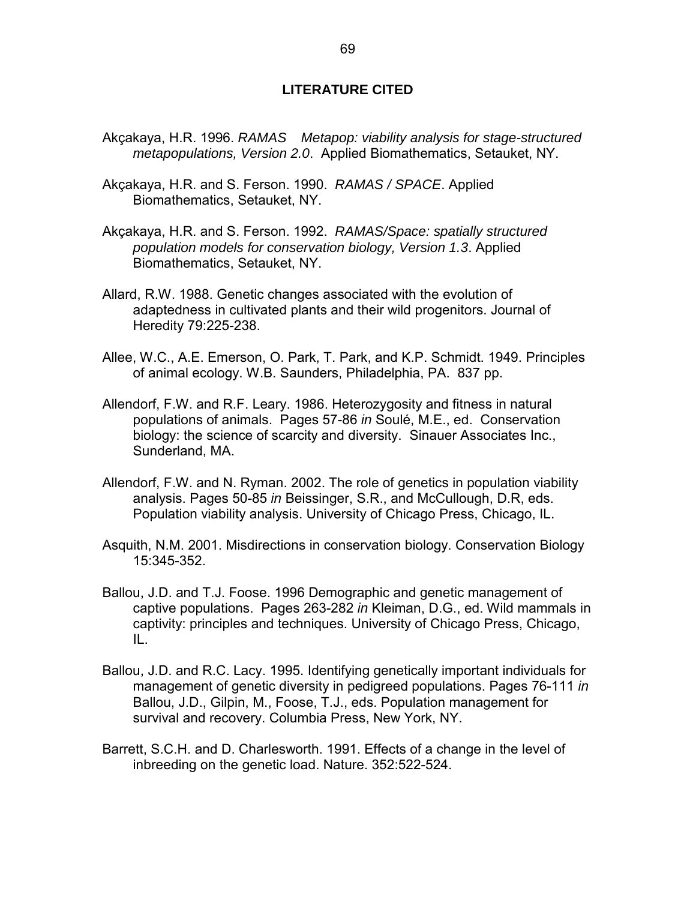## LITERATURE CITED

Akçakaya, H.R. 1996. *RAMAS Metapop: viability analysis for stage-structured metapopulations, Version 2.0*. Applied Biomathematics, Setauket, NY.

Akçakaya, H.R. and S. Ferson. 1990. *RAMAS / SPACE*. Applied Biomathematics, Setauket, NY.

Akçakaya, H.R. and S. Ferson. 1992. *RAMAS/Space: spatially structured population models for conservation biology, Version 1.3*. Applied Biomathematics, Setauket, NY.

Allard, R.W. 1988. Genetic changes associated with the evolution of adaptedness in cultivated plants and their wild progenitors. Journal of Heredity 79:225-238.

Allee, W.C., A.E. Emerson, O. Park, T. Park, and K.P. Schmidt. 1949. Principles of animal ecology. W.B. Saunders, Philadelphia, PA. 837 pp.

Allendorf, F.W. and R.F. Leary. 1986. Heterozygosity and fitness in natural populations of animals. Pages 57-86 *in* Soulé, M.E., ed. Conservation biology: the science of scarcity and diversity. Sinauer Associates Inc., Sunderland, MA.

Allendorf, F.W. and N. Ryman. 2002. The role of genetics in population viability analysis. Pages 50-85 *in* Beissinger, S.R., and McCullough, D.R, eds. Population viability analysis. University of Chicago Press, Chicago, IL.

Asquith, N.M. 2001. Misdirections in conservation biology. Conservation Biology 15:345-352.

Ballou, J.D. and T.J. Foose. 1996 Demographic and genetic management of captive populations. Pages 263-282 *in* Kleiman, D.G., ed. Wild mammals in captivity: principles and techniques. University of Chicago Press, Chicago, IL.

Ballou, J.D. and R.C. Lacy. 1995. Identifying genetically important individuals for management of genetic diversity in pedigreed populations. Pages 76-111 *in* Ballou, J.D., Gilpin, M., Foose, T.J., eds. Population management for survival and recovery. Columbia Press, New York, NY.

Barrett, S.C.H. and D. Charlesworth. 1991. Effects of a change in the level of inbreeding on the genetic load. Nature. 352:522-524.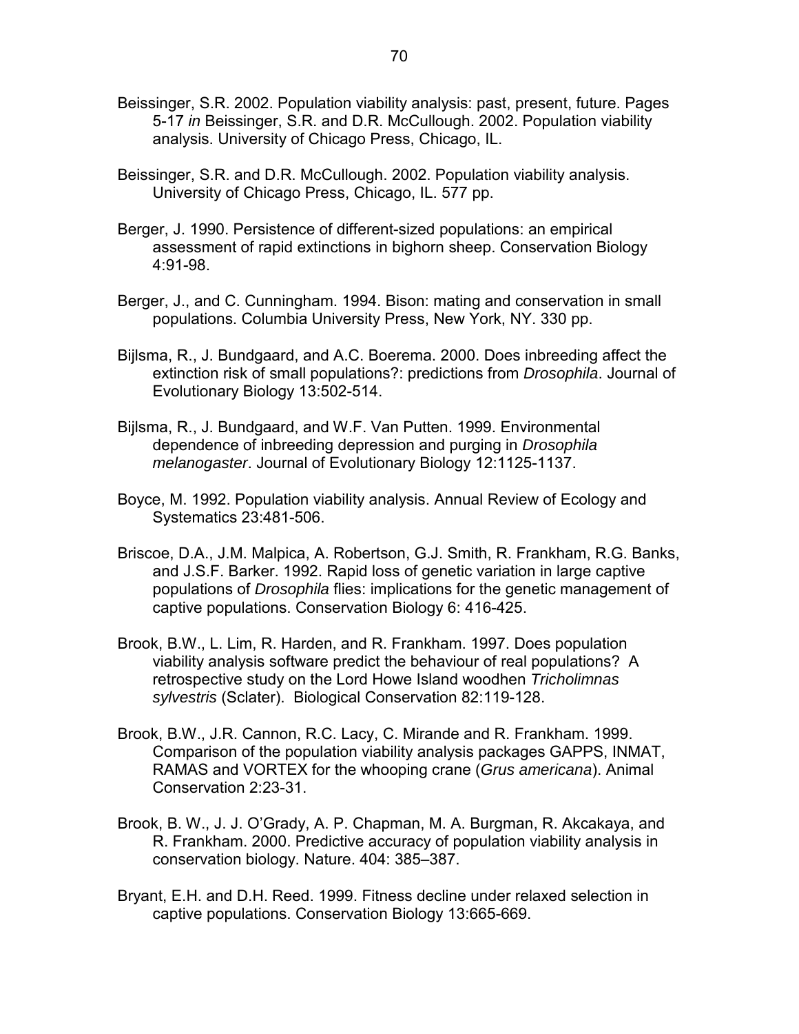Beissinger, S.R. 2002. Population viability analysis: past, present, future. Pages 5-17 *in* Beissinger, S.R. and D.R. McCullough. 2002. Population viability analysis. University of Chicago Press, Chicago, IL.

Beissinger, S.R. and D.R. McCullough. 2002. Population viability analysis. University of Chicago Press, Chicago, IL. 577 pp.

Berger, J. 1990. Persistence of different-sized populations: an empirical assessment of rapid extinctions in bighorn sheep. Conservation Biology 4:91-98.

Berger, J., and C. Cunningham. 1994. Bison: mating and conservation in small populations. Columbia University Press, New York, NY. 330 pp.

Bijlsma, R., J. Bundgaard, and A.C. Boerema. 2000. Does inbreeding affect the extinction risk of small populations?: predictions from *Drosophila*. Journal of Evolutionary Biology 13:502-514.

Bijlsma, R., J. Bundgaard, and W.F. Van Putten. 1999. Environmental dependence of inbreeding depression and purging in *Drosophila melanogaster*. Journal of Evolutionary Biology 12:1125-1137.

Boyce, M. 1992. Population viability analysis. Annual Review of Ecology and Systematics 23:481-506.

Briscoe, D.A., J.M. Malpica, A. Robertson, G.J. Smith, R. Frankham, R.G. Banks, and J.S.F. Barker. 1992. Rapid loss of genetic variation in large captive populations of *Drosophila* flies: implications for the genetic management of captive populations. Conservation Biology 6: 416-425.

Brook, B.W., L. Lim, R. Harden, and R. Frankham. 1997. Does population viability analysis software predict the behaviour of real populations? A retrospective study on the Lord Howe Island woodhen *Tricholimnas sylvestris* (Sclater). Biological Conservation 82:119-128.

Brook, B.W., J.R. Cannon, R.C. Lacy, C. Mirande and R. Frankham. 1999. Comparison of the population viability analysis packages GAPPS, INMAT, RAMAS and VORTEX for the whooping crane (*Grus americana*). Animal Conservation 2:23-31.

Brook, B. W., J. J. O'Grady, A. P. Chapman, M. A. Burgman, R. Akcakaya, and R. Frankham. 2000. Predictive accuracy of population viability analysis in conservation biology. Nature. 404: 385–387.

Bryant, E.H. and D.H. Reed. 1999. Fitness decline under relaxed selection in captive populations. Conservation Biology 13:665-669.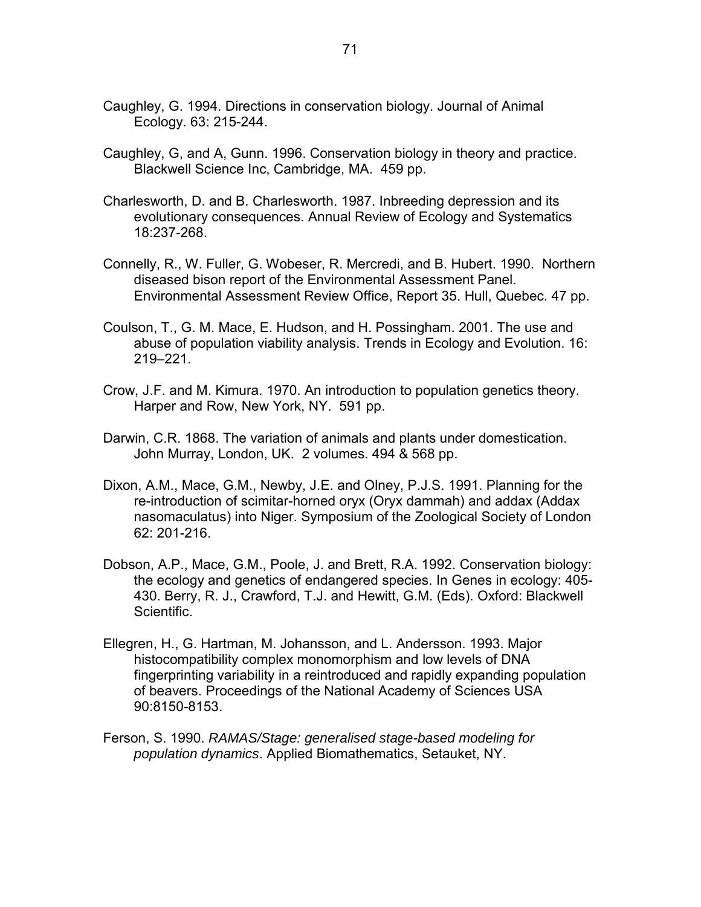Caughley, G. 1994. Directions in conservation biology. Journal of Animal Ecology. 63: 215-244.

Caughley, G, and A, Gunn. 1996. Conservation biology in theory and practice. Blackwell Science Inc, Cambridge, MA. 459 pp.

Charlesworth, D. and B. Charlesworth. 1987. Inbreeding depression and its evolutionary consequences. Annual Review of Ecology and Systematics 18:237-268.

Connelly, R., W. Fuller, G. Wobeser, R. Mercredi, and B. Hubert. 1990. Northern diseased bison report of the Environmental Assessment Panel. Environmental Assessment Review Office, Report 35. Hull, Quebec. 47 pp.

Coulson, T., G. M. Mace, E. Hudson, and H. Possingham. 2001. The use and abuse of population viability analysis. Trends in Ecology and Evolution. 16: 219–221.

Crow, J.F. and M. Kimura. 1970. An introduction to population genetics theory. Harper and Row, New York, NY. 591 pp.

Darwin, C.R. 1868. The variation of animals and plants under domestication. John Murray, London, UK. 2 volumes. 494 & 568 pp.

Dixon, A.M., Mace, G.M., Newby, J.E. and Olney, P.J.S. 1991. Planning for the re-introduction of scimitar-horned oryx (Oryx dammah) and addax (Addax nasomaculatus) into Niger. Symposium of the Zoological Society of London 62: 201-216.

Dobson, A.P., Mace, G.M., Poole, J. and Brett, R.A. 1992. Conservation biology: the ecology and genetics of endangered species. In Genes in ecology: 405-430. Berry, R. J., Crawford, T.J. and Hewitt, G.M. (Eds). Oxford: Blackwell Scientific.

Ellegren, H., G. Hartman, M. Johansson, and L. Andersson. 1993. Major histocompatibility complex monomorphism and low levels of DNA fingerprinting variability in a reintroduced and rapidly expanding population of beavers. Proceedings of the National Academy of Sciences USA 90:8150-8153.

Ferson, S. 1990. *RAMAS/Stage: generalised stage-based modeling for population dynamics*. Applied Biomathematics, Setauket, NY.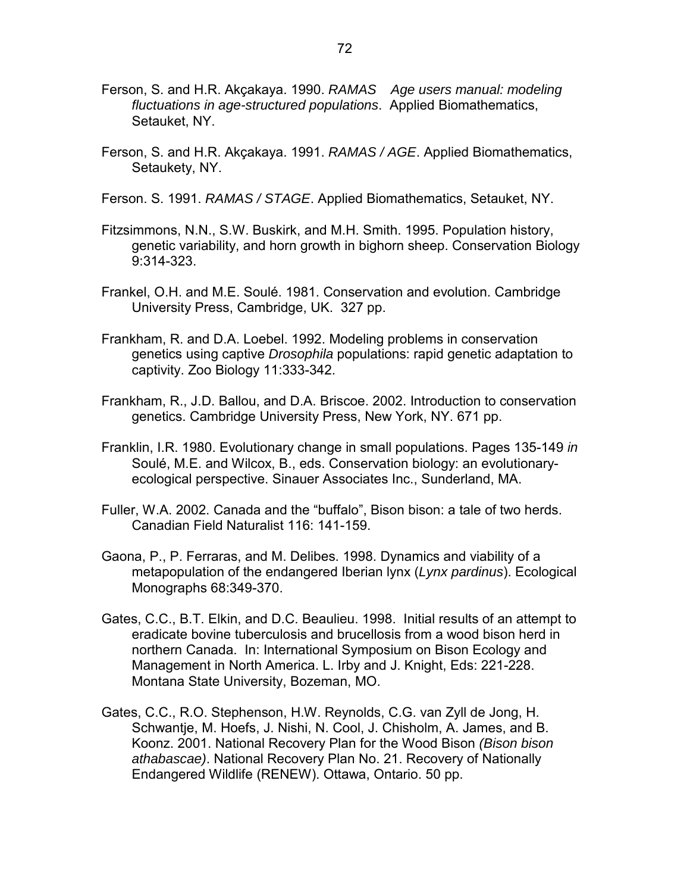Ferson, S. and H.R. Akçakaya. 1990. *RAMAS   Age users manual: modeling fluctuations in age-structured populations*. Applied Biomathematics, Setauket, NY.

Ferson, S. and H.R. Akçakaya. 1991. *RAMAS / AGE*. Applied Biomathematics, Setaukety, NY.

Ferson. S. 1991. *RAMAS / STAGE*. Applied Biomathematics, Setauket, NY.

Fitzsimmons, N.N., S.W. Buskirk, and M.H. Smith. 1995. Population history, genetic variability, and horn growth in bighorn sheep. Conservation Biology 9:314-323.

Frankel, O.H. and M.E. Soulé. 1981. Conservation and evolution. Cambridge University Press, Cambridge, UK. 327 pp.

Frankham, R. and D.A. Loebel. 1992. Modeling problems in conservation genetics using captive *Drosophila* populations: rapid genetic adaptation to captivity. Zoo Biology 11:333-342.

Frankham, R., J.D. Ballou, and D.A. Briscoe. 2002. Introduction to conservation genetics. Cambridge University Press, New York, NY. 671 pp.

Franklin, I.R. 1980. Evolutionary change in small populations. Pages 135-149 *in* Soulé, M.E. and Wilcox, B., eds. Conservation biology: an evolutionary-ecological perspective. Sinauer Associates Inc., Sunderland, MA.

Fuller, W.A. 2002. Canada and the "buffalo", Bison bison: a tale of two herds. Canadian Field Naturalist 116: 141-159.

Gaona, P., P. Ferraras, and M. Delibes. 1998. Dynamics and viability of a metapopulation of the endangered Iberian lynx (*Lynx pardinus*). Ecological Monographs 68:349-370.

Gates, C.C., B.T. Elkin, and D.C. Beaulieu. 1998. Initial results of an attempt to eradicate bovine tuberculosis and brucellosis from a wood bison herd in northern Canada. In: International Symposium on Bison Ecology and Management in North America. L. Irby and J. Knight, Eds: 221-228. Montana State University, Bozeman, MO.

Gates, C.C., R.O. Stephenson, H.W. Reynolds, C.G. van Zyll de Jong, H. Schwantje, M. Hoefs, J. Nishi, N. Cool, J. Chisholm, A. James, and B. Koonz. 2001. National Recovery Plan for the Wood Bison *(Bison bison athabascae)*. National Recovery Plan No. 21. Recovery of Nationally Endangered Wildlife (RENEW). Ottawa, Ontario. 50 pp.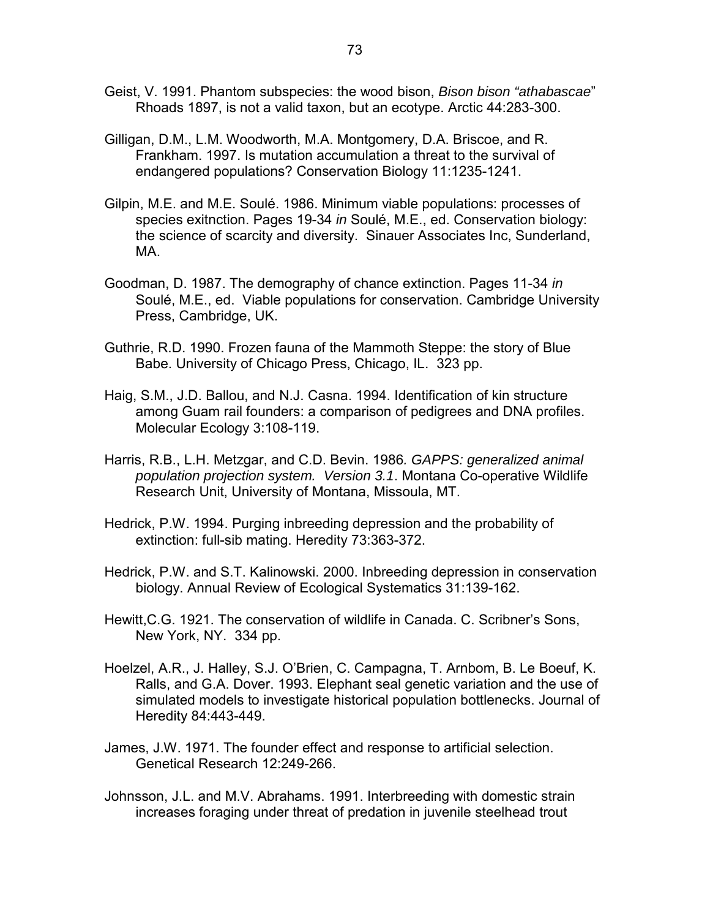Geist, V. 1991. Phantom subspecies: the wood bison, *Bison bison "athabascae"* Rhoads 1897, is not a valid taxon, but an ecotype. Arctic 44:283-300.

Gilligan, D.M., L.M. Woodworth, M.A. Montgomery, D.A. Briscoe, and R. Frankham. 1997. Is mutation accumulation a threat to the survival of endangered populations? Conservation Biology 11:1235-1241.

Gilpin, M.E. and M.E. Soulé. 1986. Minimum viable populations: processes of species exitnction. Pages 19-34 *in* Soulé, M.E., ed. Conservation biology: the science of scarcity and diversity. Sinauer Associates Inc, Sunderland, MA.

Goodman, D. 1987. The demography of chance extinction. Pages 11-34 *in* Soulé, M.E., ed. Viable populations for conservation. Cambridge University Press, Cambridge, UK.

Guthrie, R.D. 1990. Frozen fauna of the Mammoth Steppe: the story of Blue Babe. University of Chicago Press, Chicago, IL. 323 pp.

Haig, S.M., J.D. Ballou, and N.J. Casna. 1994. Identification of kin structure among Guam rail founders: a comparison of pedigrees and DNA profiles. Molecular Ecology 3:108-119.

Harris, R.B., L.H. Metzgar, and C.D. Bevin. 1986*. GAPPS: generalized animal population projection system. Version 3.1*. Montana Co-operative Wildlife Research Unit, University of Montana, Missoula, MT.

Hedrick, P.W. 1994. Purging inbreeding depression and the probability of extinction: full-sib mating. Heredity 73:363-372.

Hedrick, P.W. and S.T. Kalinowski. 2000. Inbreeding depression in conservation biology. Annual Review of Ecological Systematics 31:139-162.

Hewitt,C.G. 1921. The conservation of wildlife in Canada. C. Scribner's Sons, New York, NY. 334 pp.

Hoelzel, A.R., J. Halley, S.J. O'Brien, C. Campagna, T. Arnbom, B. Le Boeuf, K. Ralls, and G.A. Dover. 1993. Elephant seal genetic variation and the use of simulated models to investigate historical population bottlenecks. Journal of Heredity 84:443-449.

James, J.W. 1971. The founder effect and response to artificial selection. Genetical Research 12:249-266.

Johnsson, J.L. and M.V. Abrahams. 1991. Interbreeding with domestic strain increases foraging under threat of predation in juvenile steelhead trout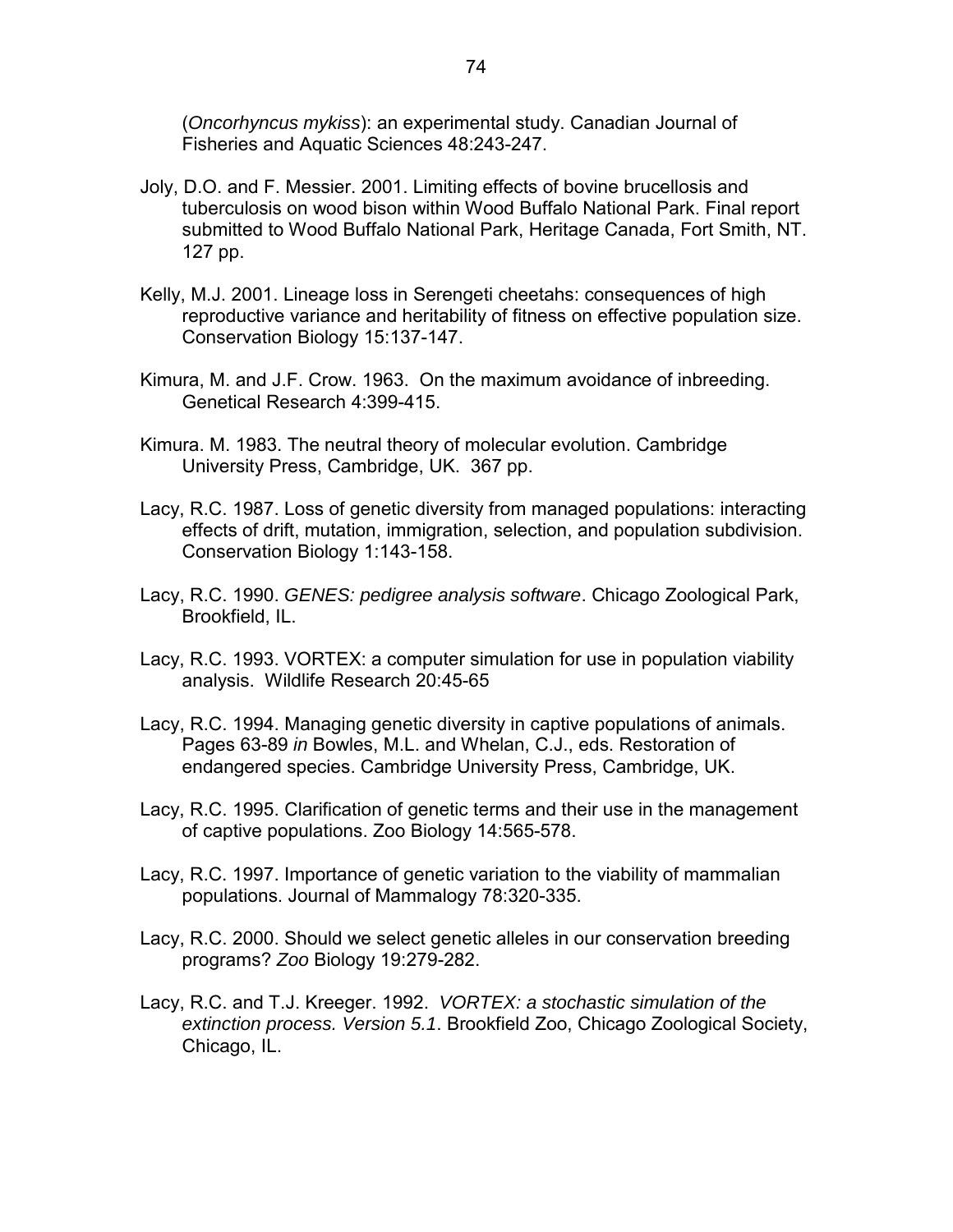(*Oncorhyncus mykiss*): an experimental study. Canadian Journal of Fisheries and Aquatic Sciences 48:243-247.

Joly, D.O. and F. Messier. 2001. Limiting effects of bovine brucellosis and tuberculosis on wood bison within Wood Buffalo National Park. Final report submitted to Wood Buffalo National Park, Heritage Canada, Fort Smith, NT. 127 pp.

Kelly, M.J. 2001. Lineage loss in Serengeti cheetahs: consequences of high reproductive variance and heritability of fitness on effective population size. Conservation Biology 15:137-147.

Kimura, M. and J.F. Crow. 1963. On the maximum avoidance of inbreeding. Genetical Research 4:399-415.

Kimura. M. 1983. The neutral theory of molecular evolution. Cambridge University Press, Cambridge, UK. 367 pp.

Lacy, R.C. 1987. Loss of genetic diversity from managed populations: interacting effects of drift, mutation, immigration, selection, and population subdivision. Conservation Biology 1:143-158.

Lacy, R.C. 1990. *GENES: pedigree analysis software*. Chicago Zoological Park, Brookfield, IL.

Lacy, R.C. 1993. VORTEX: a computer simulation for use in population viability analysis. Wildlife Research 20:45-65

Lacy, R.C. 1994. Managing genetic diversity in captive populations of animals. Pages 63-89 *in* Bowles, M.L. and Whelan, C.J., eds. Restoration of endangered species. Cambridge University Press, Cambridge, UK.

Lacy, R.C. 1995. Clarification of genetic terms and their use in the management of captive populations. Zoo Biology 14:565-578.

Lacy, R.C. 1997. Importance of genetic variation to the viability of mammalian populations. Journal of Mammalogy 78:320-335.

Lacy, R.C. 2000. Should we select genetic alleles in our conservation breeding programs? *Zoo* Biology 19:279-282.

Lacy, R.C. and T.J. Kreeger. 1992. *VORTEX: a stochastic simulation of the extinction process. Version 5.1*. Brookfield Zoo, Chicago Zoological Society, Chicago, IL.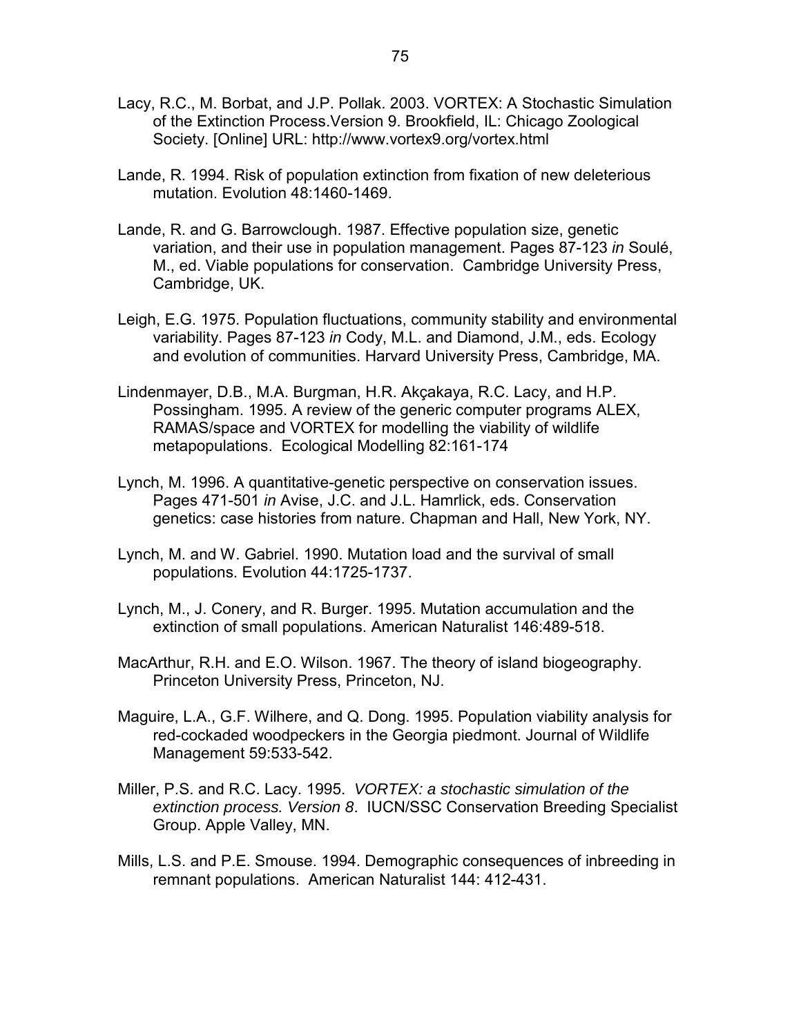Lacy, R.C., M. Borbat, and J.P. Pollak. 2003. VORTEX: A Stochastic Simulation of the Extinction Process.Version 9. Brookfield, IL: Chicago Zoological Society. [Online] URL: http://www.vortex9.org/vortex.html

Lande, R. 1994. Risk of population extinction from fixation of new deleterious mutation. Evolution 48:1460-1469.

Lande, R. and G. Barrowclough. 1987. Effective population size, genetic variation, and their use in population management. Pages 87-123 *in* Soulé, M., ed. Viable populations for conservation. Cambridge University Press, Cambridge, UK.

Leigh, E.G. 1975. Population fluctuations, community stability and environmental variability. Pages 87-123 *in* Cody, M.L. and Diamond, J.M., eds. Ecology and evolution of communities. Harvard University Press, Cambridge, MA.

Lindenmayer, D.B., M.A. Burgman, H.R. Akçakaya, R.C. Lacy, and H.P. Possingham. 1995. A review of the generic computer programs ALEX, RAMAS/space and VORTEX for modelling the viability of wildlife metapopulations. Ecological Modelling 82:161-174

Lynch, M. 1996. A quantitative-genetic perspective on conservation issues. Pages 471-501 *in* Avise, J.C. and J.L. Hamrlick, eds. Conservation genetics: case histories from nature. Chapman and Hall, New York, NY.

Lynch, M. and W. Gabriel. 1990. Mutation load and the survival of small populations. Evolution 44:1725-1737.

Lynch, M., J. Conery, and R. Burger. 1995. Mutation accumulation and the extinction of small populations. American Naturalist 146:489-518.

MacArthur, R.H. and E.O. Wilson. 1967. The theory of island biogeography. Princeton University Press, Princeton, NJ.

Maguire, L.A., G.F. Wilhere, and Q. Dong. 1995. Population viability analysis for red-cockaded woodpeckers in the Georgia piedmont. Journal of Wildlife Management 59:533-542.

Miller, P.S. and R.C. Lacy. 1995. *VORTEX: a stochastic simulation of the extinction process. Version 8*. IUCN/SSC Conservation Breeding Specialist Group. Apple Valley, MN.

Mills, L.S. and P.E. Smouse. 1994. Demographic consequences of inbreeding in remnant populations. American Naturalist 144: 412-431.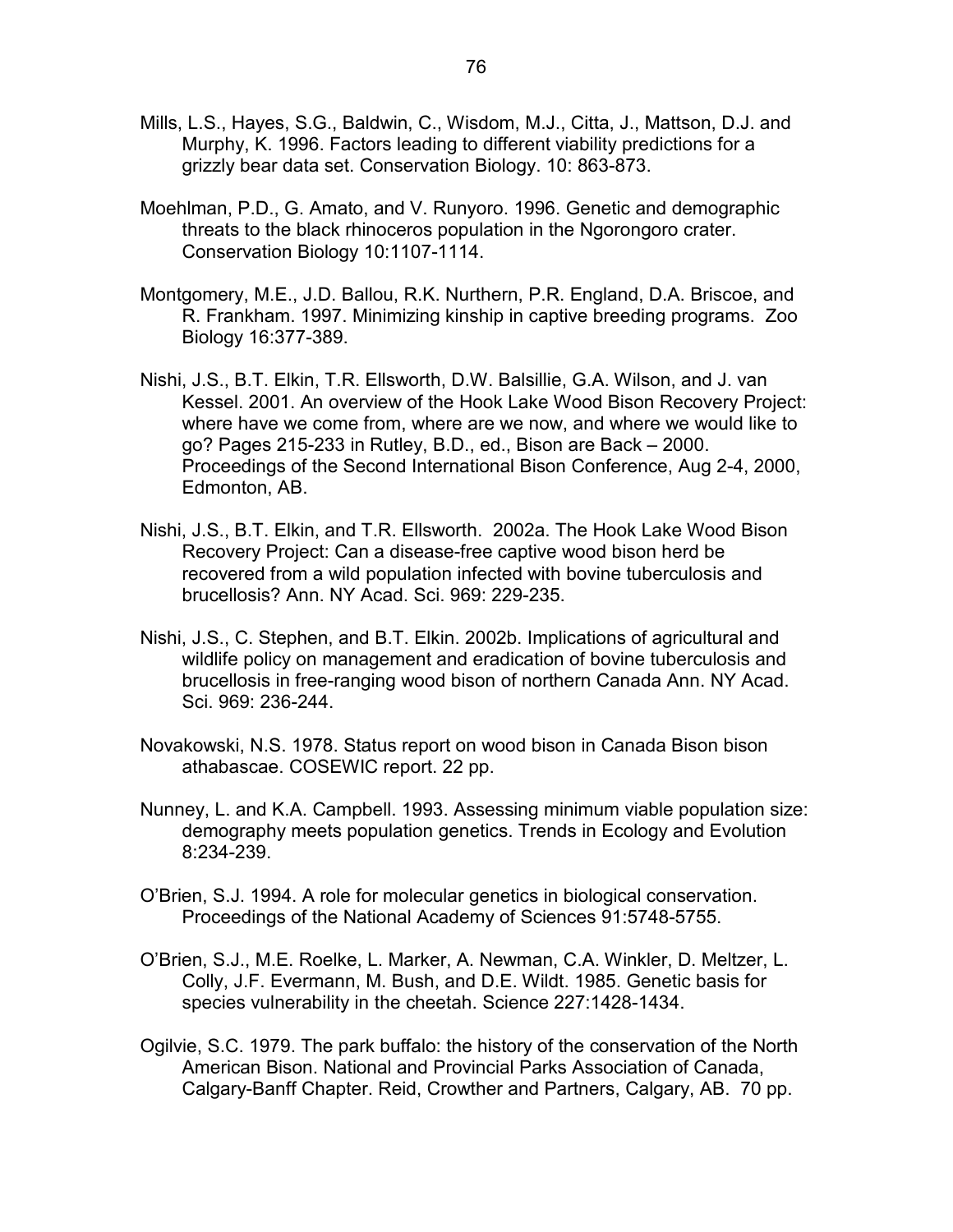Mills, L.S., Hayes, S.G., Baldwin, C., Wisdom, M.J., Citta, J., Mattson, D.J. and Murphy, K. 1996. Factors leading to different viability predictions for a grizzly bear data set. Conservation Biology. 10: 863-873.

Moehlman, P.D., G. Amato, and V. Runyoro. 1996. Genetic and demographic threats to the black rhinoceros population in the Ngorongoro crater. Conservation Biology 10:1107-1114.

Montgomery, M.E., J.D. Ballou, R.K. Nurthern, P.R. England, D.A. Briscoe, and R. Frankham. 1997. Minimizing kinship in captive breeding programs. Zoo Biology 16:377-389.

Nishi, J.S., B.T. Elkin, T.R. Ellsworth, D.W. Balsillie, G.A. Wilson, and J. van Kessel. 2001. An overview of the Hook Lake Wood Bison Recovery Project: where have we come from, where are we now, and where we would like to go? Pages 215-233 in Rutley, B.D., ed., Bison are Back – 2000. Proceedings of the Second International Bison Conference, Aug 2-4, 2000, Edmonton, AB.

Nishi, J.S., B.T. Elkin, and T.R. Ellsworth. 2002a. The Hook Lake Wood Bison Recovery Project: Can a disease-free captive wood bison herd be recovered from a wild population infected with bovine tuberculosis and brucellosis? Ann. NY Acad. Sci. 969: 229-235.

Nishi, J.S., C. Stephen, and B.T. Elkin. 2002b. Implications of agricultural and wildlife policy on management and eradication of bovine tuberculosis and brucellosis in free-ranging wood bison of northern Canada Ann. NY Acad. Sci. 969: 236-244.

Novakowski, N.S. 1978. Status report on wood bison in Canada Bison bison athabascae. COSEWIC report. 22 pp.

Nunney, L. and K.A. Campbell. 1993. Assessing minimum viable population size: demography meets population genetics. Trends in Ecology and Evolution 8:234-239.

O'Brien, S.J. 1994. A role for molecular genetics in biological conservation. Proceedings of the National Academy of Sciences 91:5748-5755.

O'Brien, S.J., M.E. Roelke, L. Marker, A. Newman, C.A. Winkler, D. Meltzer, L. Colly, J.F. Evermann, M. Bush, and D.E. Wildt. 1985. Genetic basis for species vulnerability in the cheetah. Science 227:1428-1434.

Ogilvie, S.C. 1979. The park buffalo: the history of the conservation of the North American Bison. National and Provincial Parks Association of Canada, Calgary-Banff Chapter. Reid, Crowther and Partners, Calgary, AB. 70 pp.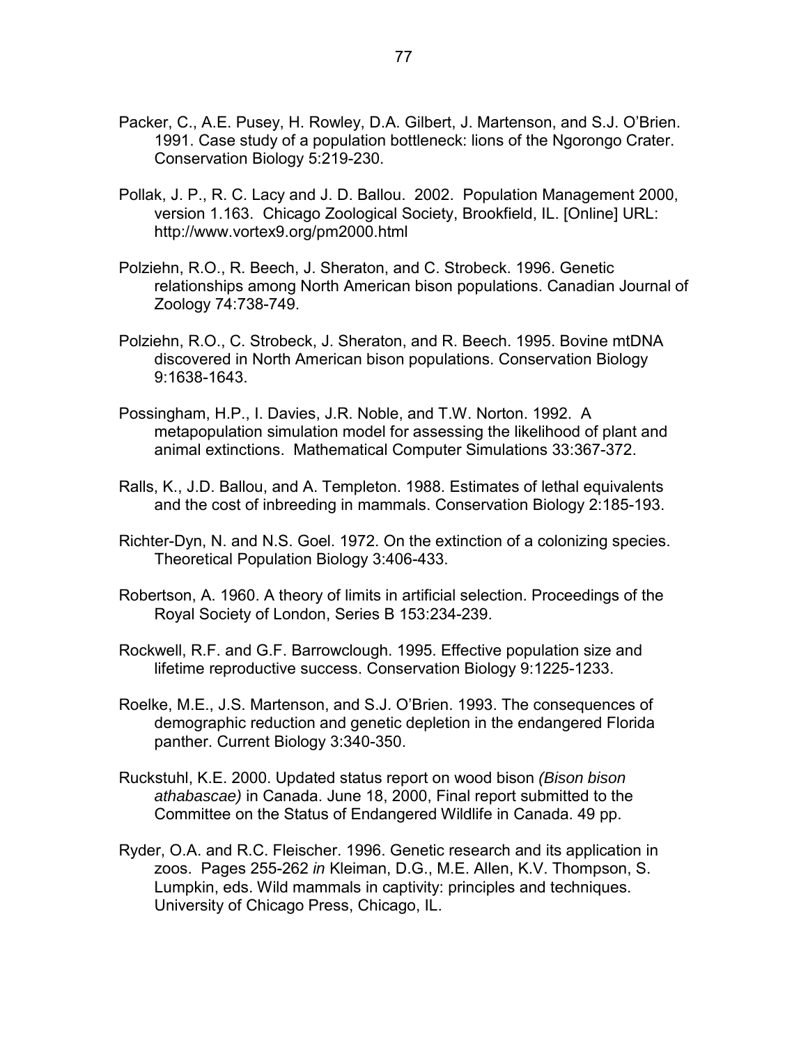Packer, C., A.E. Pusey, H. Rowley, D.A. Gilbert, J. Martenson, and S.J. O'Brien. 1991. Case study of a population bottleneck: lions of the Ngorongo Crater. Conservation Biology 5:219-230.

Pollak, J. P., R. C. Lacy and J. D. Ballou. 2002. Population Management 2000, version 1.163. Chicago Zoological Society, Brookfield, IL. [Online] URL: http://www.vortex9.org/pm2000.html

Polziehn, R.O., R. Beech, J. Sheraton, and C. Strobeck. 1996. Genetic relationships among North American bison populations. Canadian Journal of Zoology 74:738-749.

Polziehn, R.O., C. Strobeck, J. Sheraton, and R. Beech. 1995. Bovine mtDNA discovered in North American bison populations. Conservation Biology 9:1638-1643.

Possingham, H.P., I. Davies, J.R. Noble, and T.W. Norton. 1992. A metapopulation simulation model for assessing the likelihood of plant and animal extinctions. Mathematical Computer Simulations 33:367-372.

Ralls, K., J.D. Ballou, and A. Templeton. 1988. Estimates of lethal equivalents and the cost of inbreeding in mammals. Conservation Biology 2:185-193.

Richter-Dyn, N. and N.S. Goel. 1972. On the extinction of a colonizing species. Theoretical Population Biology 3:406-433.

Robertson, A. 1960. A theory of limits in artificial selection. Proceedings of the Royal Society of London, Series B 153:234-239.

Rockwell, R.F. and G.F. Barrowclough. 1995. Effective population size and lifetime reproductive success. Conservation Biology 9:1225-1233.

Roelke, M.E., J.S. Martenson, and S.J. O'Brien. 1993. The consequences of demographic reduction and genetic depletion in the endangered Florida panther. Current Biology 3:340-350.

Ruckstuhl, K.E. 2000. Updated status report on wood bison *(Bison bison athabascae)* in Canada. June 18, 2000, Final report submitted to the Committee on the Status of Endangered Wildlife in Canada. 49 pp.

Ryder, O.A. and R.C. Fleischer. 1996. Genetic research and its application in zoos. Pages 255-262 *in* Kleiman, D.G., M.E. Allen, K.V. Thompson, S. Lumpkin, eds. Wild mammals in captivity: principles and techniques. University of Chicago Press, Chicago, IL.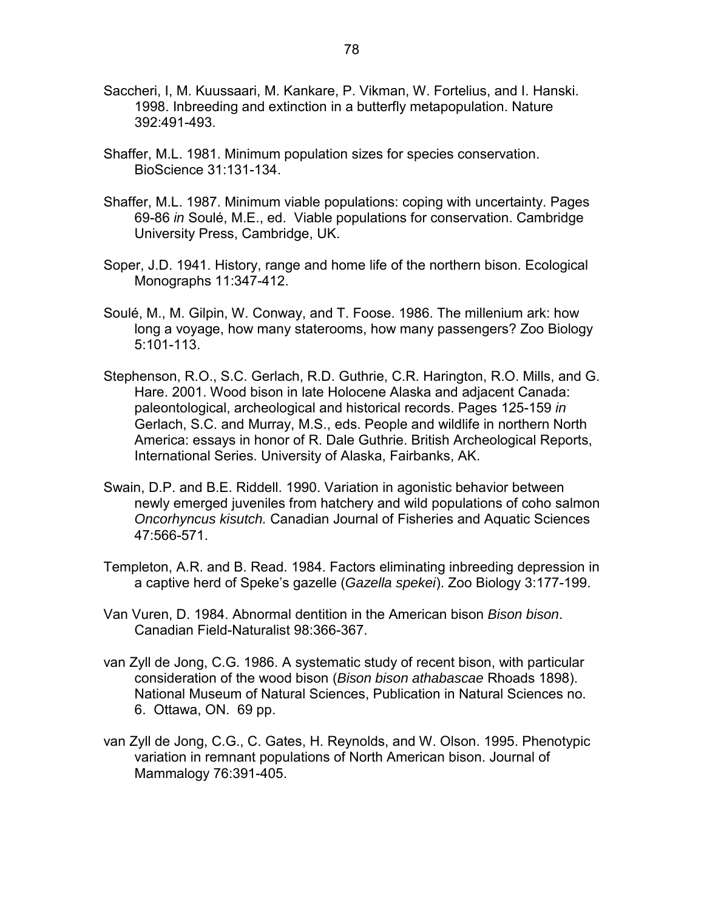Saccheri, I, M. Kuussaari, M. Kankare, P. Vikman, W. Fortelius, and I. Hanski. 1998. Inbreeding and extinction in a butterfly metapopulation. Nature 392:491-493.

Shaffer, M.L. 1981. Minimum population sizes for species conservation. BioScience 31:131-134.

Shaffer, M.L. 1987. Minimum viable populations: coping with uncertainty. Pages 69-86 *in* Soulé, M.E., ed. Viable populations for conservation. Cambridge University Press, Cambridge, UK.

Soper, J.D. 1941. History, range and home life of the northern bison. Ecological Monographs 11:347-412.

Soulé, M., M. Gilpin, W. Conway, and T. Foose. 1986. The millenium ark: how long a voyage, how many staterooms, how many passengers? Zoo Biology 5:101-113.

Stephenson, R.O., S.C. Gerlach, R.D. Guthrie, C.R. Harington, R.O. Mills, and G. Hare. 2001. Wood bison in late Holocene Alaska and adjacent Canada: paleontological, archeological and historical records. Pages 125-159 *in* Gerlach, S.C. and Murray, M.S., eds. People and wildlife in northern North America: essays in honor of R. Dale Guthrie. British Archeological Reports, International Series. University of Alaska, Fairbanks, AK.

Swain, D.P. and B.E. Riddell. 1990. Variation in agonistic behavior between newly emerged juveniles from hatchery and wild populations of coho salmon *Oncorhyncus kisutch.* Canadian Journal of Fisheries and Aquatic Sciences 47:566-571.

Templeton, A.R. and B. Read. 1984. Factors eliminating inbreeding depression in a captive herd of Speke's gazelle (*Gazella spekei*). Zoo Biology 3:177-199.

Van Vuren, D. 1984. Abnormal dentition in the American bison *Bison bison*. Canadian Field-Naturalist 98:366-367.

van Zyll de Jong, C.G. 1986. A systematic study of recent bison, with particular consideration of the wood bison (*Bison bison athabascae* Rhoads 1898). National Museum of Natural Sciences, Publication in Natural Sciences no. 6. Ottawa, ON. 69 pp.

van Zyll de Jong, C.G., C. Gates, H. Reynolds, and W. Olson. 1995. Phenotypic variation in remnant populations of North American bison. Journal of Mammalogy 76:391-405.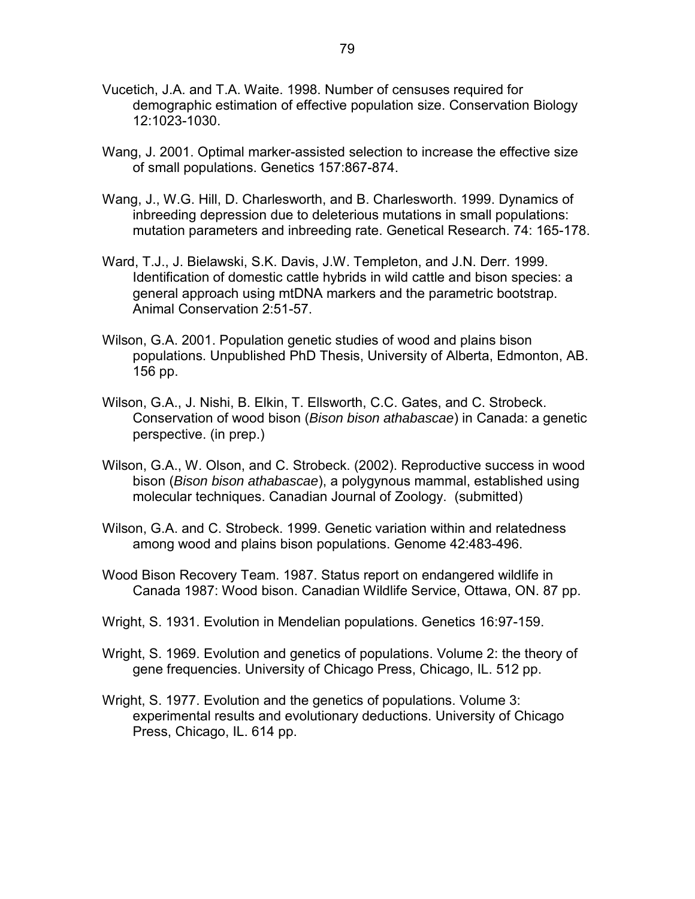Vucetich, J.A. and T.A. Waite. 1998. Number of censuses required for demographic estimation of effective population size. Conservation Biology 12:1023-1030.

Wang, J. 2001. Optimal marker-assisted selection to increase the effective size of small populations. Genetics 157:867-874.

Wang, J., W.G. Hill, D. Charlesworth, and B. Charlesworth. 1999. Dynamics of inbreeding depression due to deleterious mutations in small populations: mutation parameters and inbreeding rate. Genetical Research. 74: 165-178.

Ward, T.J., J. Bielawski, S.K. Davis, J.W. Templeton, and J.N. Derr. 1999. Identification of domestic cattle hybrids in wild cattle and bison species: a general approach using mtDNA markers and the parametric bootstrap. Animal Conservation 2:51-57.

Wilson, G.A. 2001. Population genetic studies of wood and plains bison populations. Unpublished PhD Thesis, University of Alberta, Edmonton, AB. 156 pp.

Wilson, G.A., J. Nishi, B. Elkin, T. Ellsworth, C.C. Gates, and C. Strobeck. Conservation of wood bison (*Bison bison athabascae*) in Canada: a genetic perspective. (in prep.)

Wilson, G.A., W. Olson, and C. Strobeck. (2002). Reproductive success in wood bison (*Bison bison athabascae*), a polygynous mammal, established using molecular techniques. Canadian Journal of Zoology. (submitted)

Wilson, G.A. and C. Strobeck. 1999. Genetic variation within and relatedness among wood and plains bison populations. Genome 42:483-496.

Wood Bison Recovery Team. 1987. Status report on endangered wildlife in Canada 1987: Wood bison. Canadian Wildlife Service, Ottawa, ON. 87 pp.

Wright, S. 1931. Evolution in Mendelian populations. Genetics 16:97-159.

Wright, S. 1969. Evolution and genetics of populations. Volume 2: the theory of gene frequencies. University of Chicago Press, Chicago, IL. 512 pp.

Wright, S. 1977. Evolution and the genetics of populations. Volume 3: experimental results and evolutionary deductions. University of Chicago Press, Chicago, IL. 614 pp.